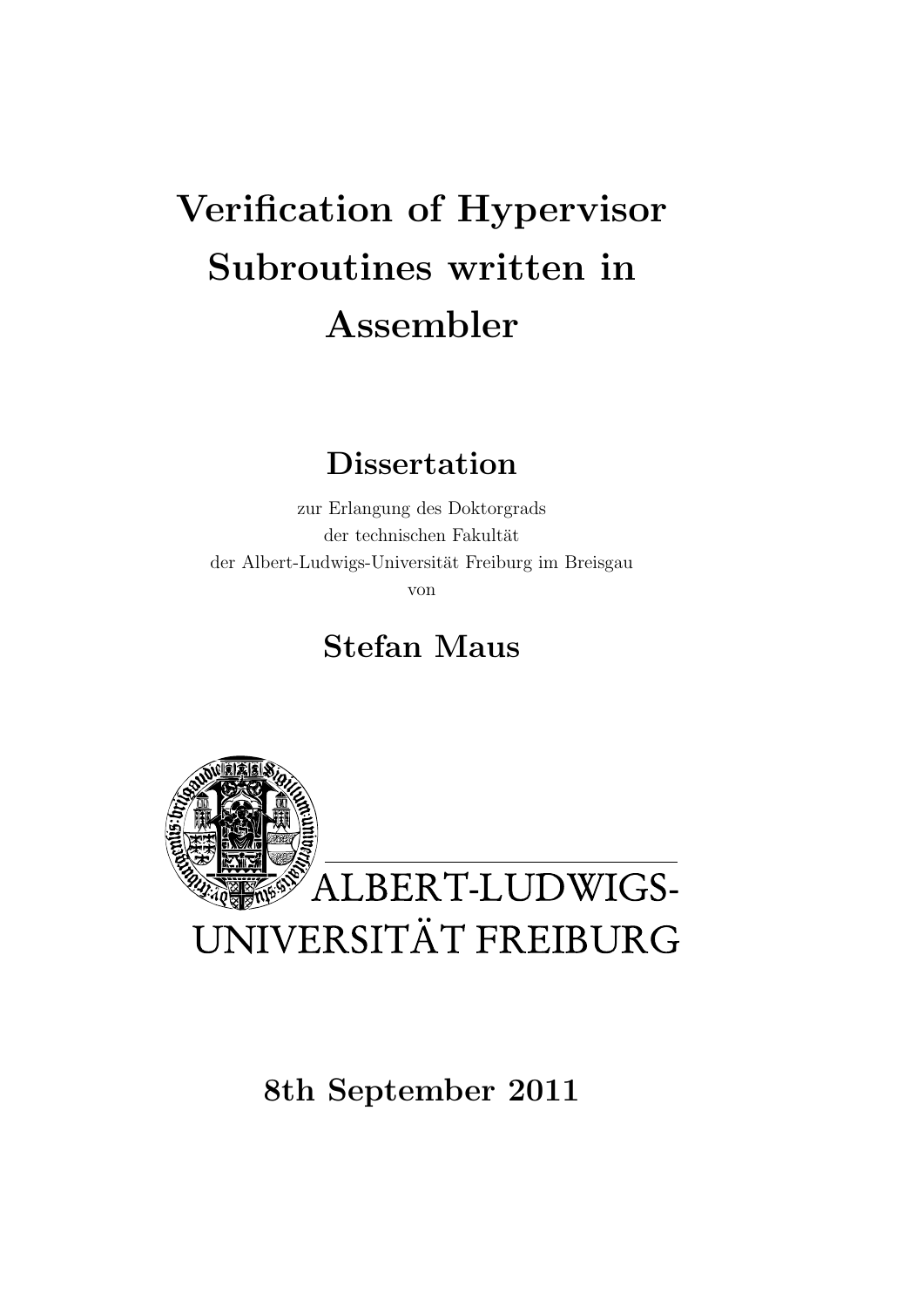# Verification of Hypervisor Subroutines written in Assembler

## Dissertation

zur Erlangung des Doktorgrads
der technischen Fakultät
der Albert-Ludwigs-Universität Freiburg im Breisgau
von

## Stefan Maus

ALBERT-LUDWIGS-
UNIVERSITÄT FREIBURG

**8th September 2011**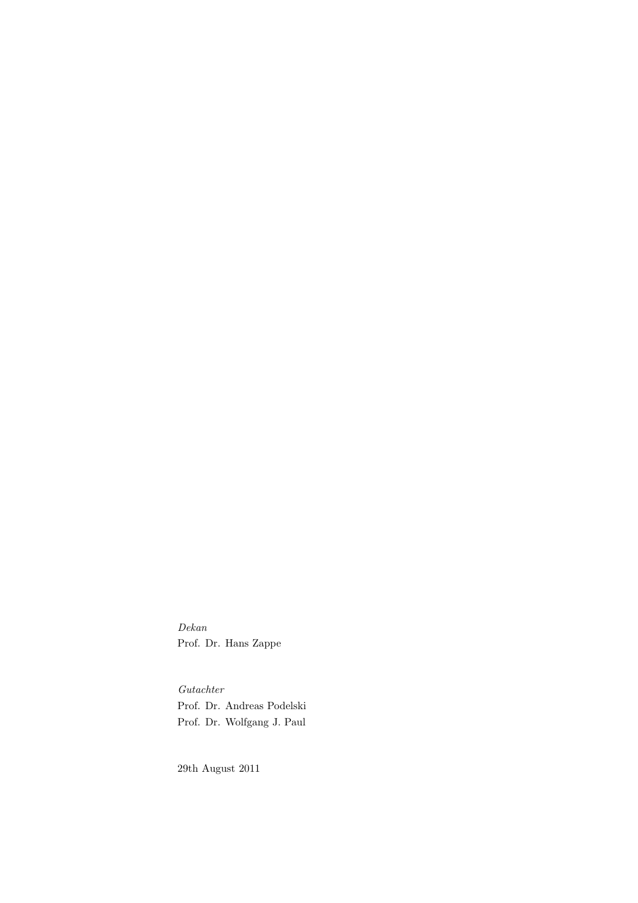*Dekan*
Prof. Dr. Hans Zappe

*Gutachter*
Prof. Dr. Andreas Podelski
Prof. Dr. Wolfgang J. Paul

29th August 2011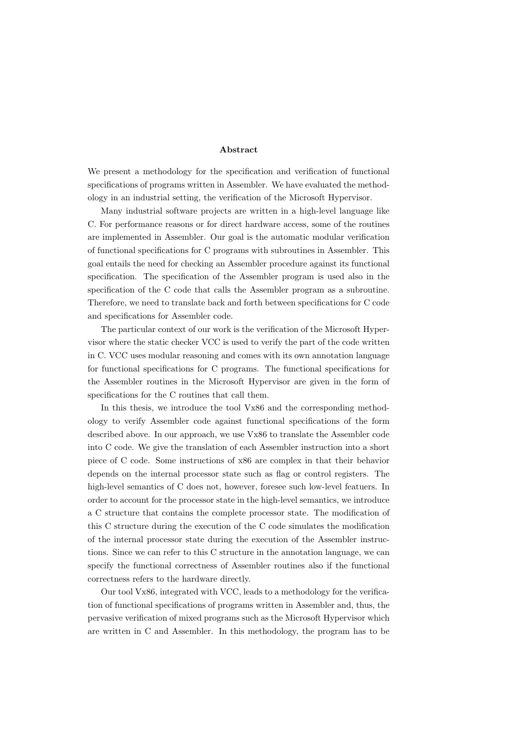## Abstract

We present a methodology for the specification and verification of functional specifications of programs written in Assembler. We have evaluated the methodology in an industrial setting, the verification of the Microsoft Hypervisor.

Many industrial software projects are written in a high-level language like C. For performance reasons or for direct hardware access, some of the routines are implemented in Assembler. Our goal is the automatic modular verification of functional specifications for C programs with subroutines in Assembler. This goal entails the need for checking an Assembler procedure against its functional specification. The specification of the Assembler program is used also in the specification of the C code that calls the Assembler program as a subroutine. Therefore, we need to translate back and forth between specifications for C code and specifications for Assembler code.

The particular context of our work is the verification of the Microsoft Hypervisor where the static checker VCC is used to verify the part of the code written in C. VCC uses modular reasoning and comes with its own annotation language for functional specifications for C programs. The functional specifications for the Assembler routines in the Microsoft Hypervisor are given in the form of specifications for the C routines that call them.

In this thesis, we introduce the tool Vx86 and the corresponding methodology to verify Assembler code against functional specifications of the form described above. In our approach, we use Vx86 to translate the Assembler code into C code. We give the translation of each Assembler instruction into a short piece of C code. Some instructions of x86 are complex in that their behavior depends on the internal processor state such as flag or control registers. The high-level semantics of C does not, however, foresee such low-level featuers. In order to account for the processor state in the high-level semantics, we introduce a C structure that contains the complete processor state. The modification of this C structure during the execution of the C code simulates the modification of the internal processor state during the execution of the Assembler instructions. Since we can refer to this C structure in the annotation language, we can specify the functional correctness of Assembler routines also if the functional correctness refers to the hardware directly.

Our tool Vx86, integrated with VCC, leads to a methodology for the verification of functional specifications of programs written in Assembler and, thus, the pervasive verification of mixed programs such as the Microsoft Hypervisor which are written in C and Assembler. In this methodology, the program has to be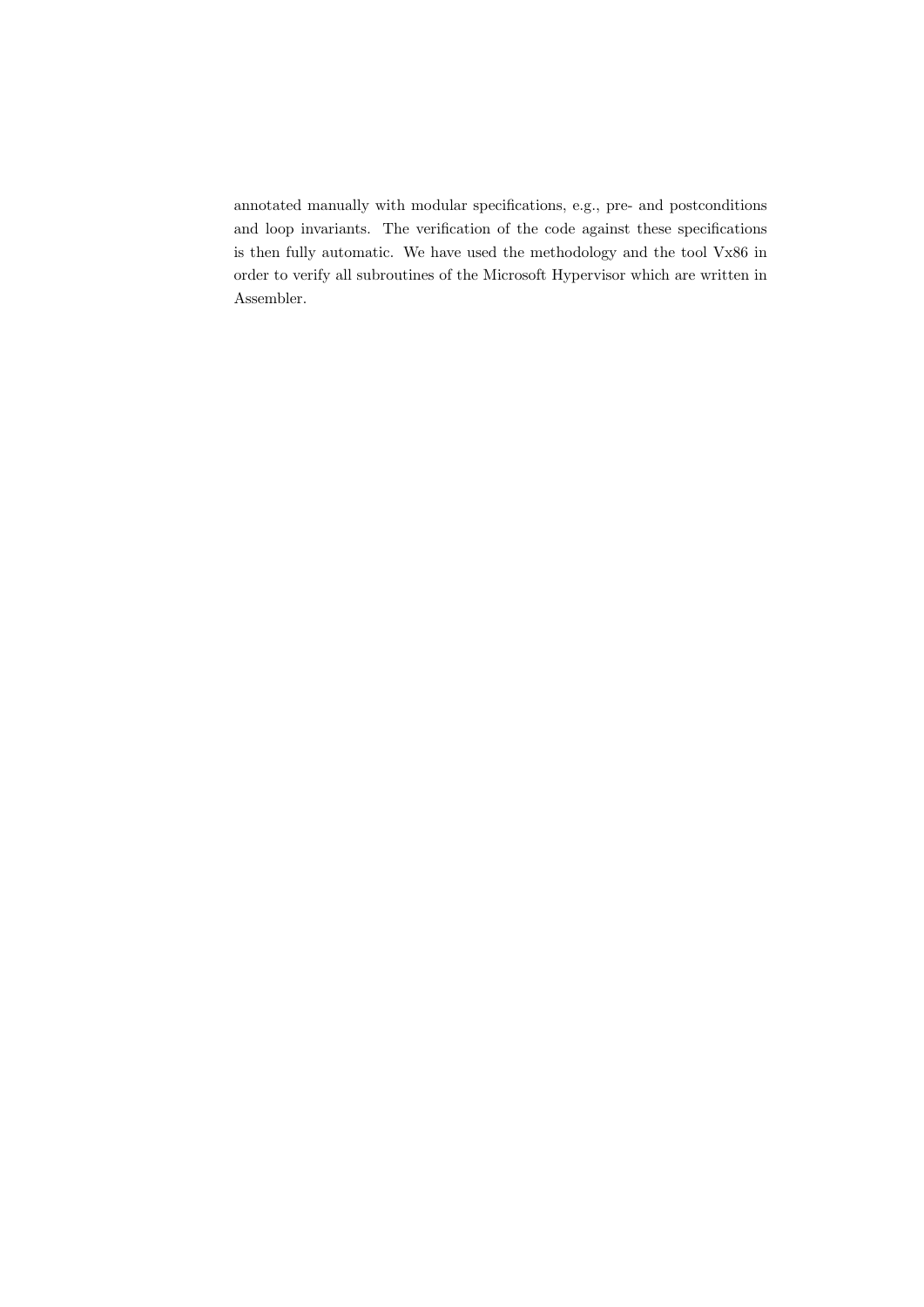annotated manually with modular specifications, e.g., pre- and postconditions and loop invariants. The verification of the code against these specifications is then fully automatic. We have used the methodology and the tool Vx86 in order to verify all subroutines of the Microsoft Hypervisor which are written in Assembler.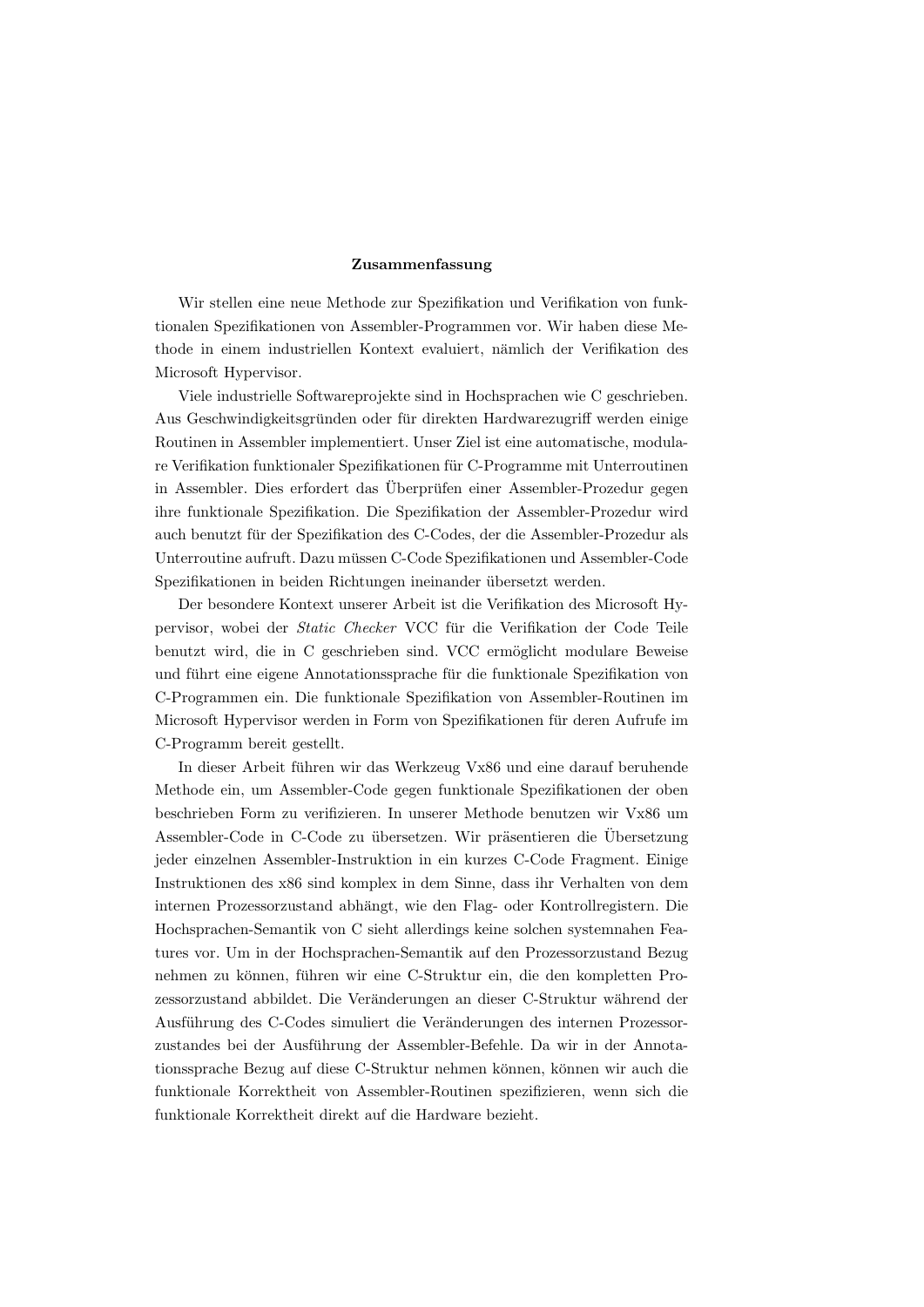## Zusammenfassung

Wir stellen eine neue Methode zur Spezifikation und Verifikation von funktionalen Spezifikationen von Assembler-Programmen vor. Wir haben diese Methode in einem industriellen Kontext evaluiert, nämlich der Verifikation des Microsoft Hypervisor.

Viele industrielle Softwareprojekte sind in Hochsprachen wie C geschrieben. Aus Geschwindigkeitsgründen oder für direkten Hardwarezugriff werden einige Routinen in Assembler implementiert. Unser Ziel ist eine automatische, modulare Verifikation funktionaler Spezifikationen für C-Programme mit Unterroutinen in Assembler. Dies erfordert das Überprüfen einer Assembler-Prozedur gegen ihre funktionale Spezifikation. Die Spezifikation der Assembler-Prozedur wird auch benutzt für der Spezifikation des C-Codes, der die Assembler-Prozedur als Unterroutine aufruft. Dazu müssen C-Code Spezifikationen und Assembler-Code Spezifikationen in beiden Richtungen ineinander übersetzt werden.

Der besondere Kontext unserer Arbeit ist die Verifikation des Microsoft Hypervisor, wobei der *Static Checker* VCC für die Verifikation der Code Teile benutzt wird, die in C geschrieben sind. VCC ermöglicht modulare Beweise und führt eine eigene Annotationssprache für die funktionale Spezifikation von C-Programmen ein. Die funktionale Spezifikation von Assembler-Routinen im Microsoft Hypervisor werden in Form von Spezifikationen für deren Aufrufe im C-Programm bereit gestellt.

In dieser Arbeit führen wir das Werkzeug Vx86 und eine darauf beruhende Methode ein, um Assembler-Code gegen funktionale Spezifikationen der oben beschrieben Form zu verifizieren. In unserer Methode benutzen wir Vx86 um Assembler-Code in C-Code zu übersetzen. Wir präsentieren die Übersetzung jeder einzelnen Assembler-Instruktion in ein kurzes C-Code Fragment. Einige Instruktionen des x86 sind komplex in dem Sinne, dass ihr Verhalten von dem internen Prozessorzustand abhängt, wie den Flag- oder Kontrollregistern. Die Hochsprachen-Semantik von C sieht allerdings keine solchen systemnahen Features vor. Um in der Hochsprachen-Semantik auf den Prozessorzustand Bezug nehmen zu können, führen wir eine C-Struktur ein, die den kompletten Prozessorzustand abbildet. Die Veränderungen an dieser C-Struktur während der Ausführung des C-Codes simuliert die Veränderungen des internen Prozessorzustandes bei der Ausführung der Assembler-Befehle. Da wir in der Annotationssprache Bezug auf diese C-Struktur nehmen können, können wir auch die funktionale Korrektheit von Assembler-Routinen spezifizieren, wenn sich die funktionale Korrektheit direkt auf die Hardware bezieht.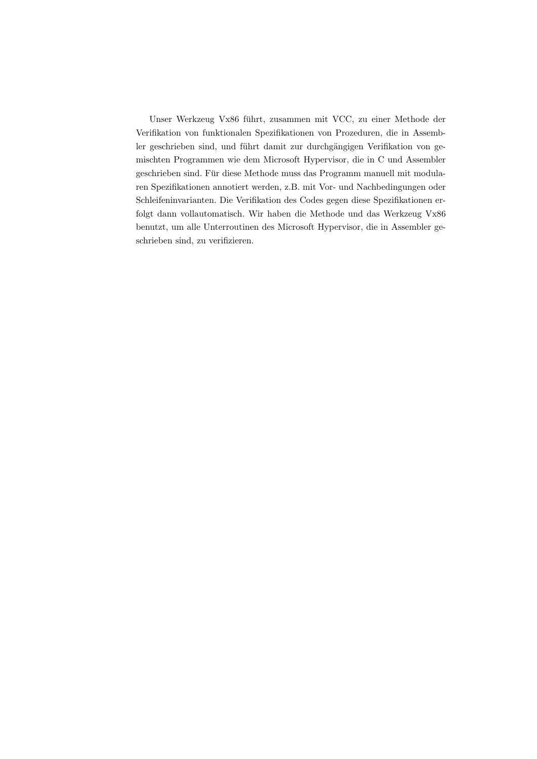Unser Werkzeug Vx86 führt, zusammen mit VCC, zu einer Methode der Verifikation von funktionalen Spezifikationen von Prozeduren, die in Assembler geschrieben sind, und führt damit zur durchgängigen Verifikation von gemischten Programmen wie dem Microsoft Hypervisor, die in C und Assembler geschrieben sind. Für diese Methode muss das Programm manuell mit modularen Spezifikationen annotiert werden, z.B. mit Vor- und Nachbedingungen oder Schleifeninvarianten. Die Verifikation des Codes gegen diese Spezifikationen erfolgt dann vollautomatisch. Wir haben die Methode und das Werkzeug Vx86 benutzt, um alle Unterroutinen des Microsoft Hypervisor, die in Assembler geschrieben sind, zu verifizieren.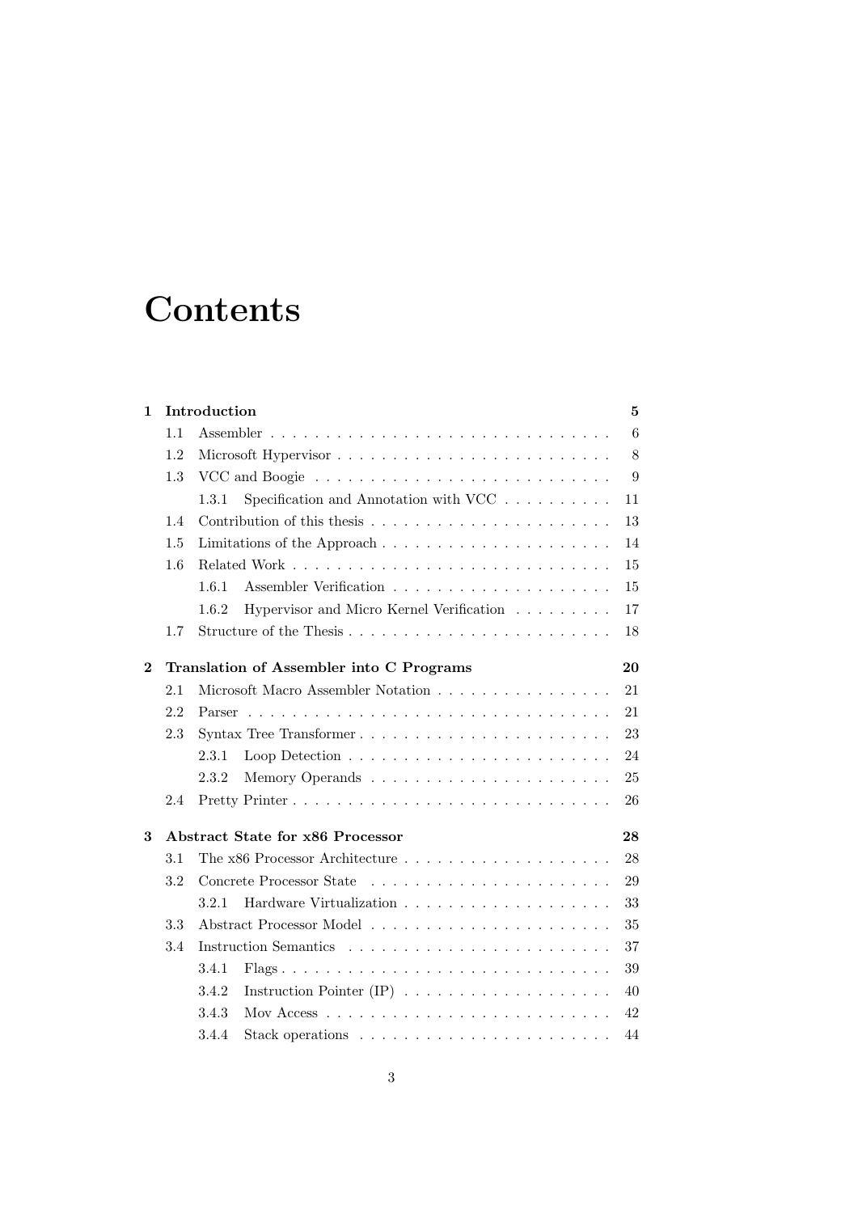# Contents

| | | |
|---|---|---|
| **1** | **Introduction** | **5** |
| 1.1 | Assembler | 6 |
| 1.2 | Microsoft Hypervisor | 8 |
| 1.3 | VCC and Boogie | 9 |
| 1.3.1 | Specification and Annotation with VCC | 11 |
| 1.4 | Contribution of this thesis | 13 |
| 1.5 | Limitations of the Approach | 14 |
| 1.6 | Related Work | 15 |
| 1.6.1 | Assembler Verification | 15 |
| 1.6.2 | Hypervisor and Micro Kernel Verification | 17 |
| 1.7 | Structure of the Thesis | 18 |
| **2** | **Translation of Assembler into C Programs** | **20** |
| 2.1 | Microsoft Macro Assembler Notation | 21 |
| 2.2 | Parser | 21 |
| 2.3 | Syntax Tree Transformer | 23 |
| 2.3.1 | Loop Detection | 24 |
| 2.3.2 | Memory Operands | 25 |
| 2.4 | Pretty Printer | 26 |
| **3** | **Abstract State for x86 Processor** | **28** |
| 3.1 | The x86 Processor Architecture | 28 |
| 3.2 | Concrete Processor State | 29 |
| 3.2.1 | Hardware Virtualization | 33 |
| 3.3 | Abstract Processor Model | 35 |
| 3.4 | Instruction Semantics | 37 |
| 3.4.1 | Flags | 39 |
| 3.4.2 | Instruction Pointer (IP) | 40 |
| 3.4.3 | Mov Access | 42 |
| 3.4.4 | Stack operations | 44 |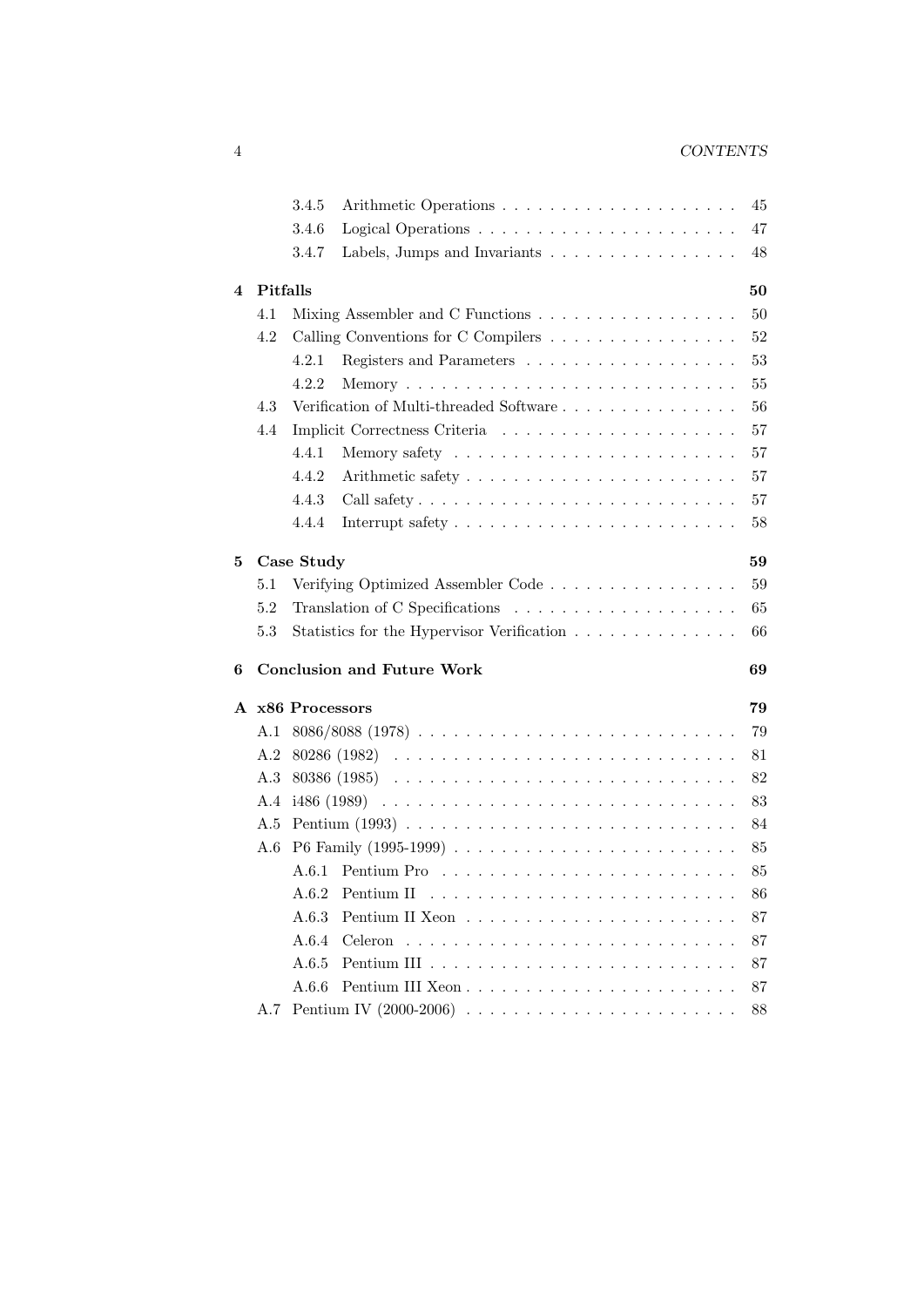- 3.4.5 Arithmetic Operations . . . . . 45
- 3.4.6 Logical Operations . . . . . 47
- 3.4.7 Labels, Jumps and Invariants . . . . . 48

**4 Pitfalls** **50**

- 4.1 Mixing Assembler and C Functions . . . . . 50
- 4.2 Calling Conventions for C Compilers . . . . . 52
  - 4.2.1 Registers and Parameters . . . . . 53
  - 4.2.2 Memory . . . . . 55
- 4.3 Verification of Multi-threaded Software . . . . . 56
- 4.4 Implicit Correctness Criteria . . . . . 57
  - 4.4.1 Memory safety . . . . . 57
  - 4.4.2 Arithmetic safety . . . . . 57
  - 4.4.3 Call safety . . . . . 57
  - 4.4.4 Interrupt safety . . . . . 58

**5 Case Study** **59**

- 5.1 Verifying Optimized Assembler Code . . . . . 59
- 5.2 Translation of C Specifications . . . . . 65
- 5.3 Statistics for the Hypervisor Verification . . . . . 66

**6 Conclusion and Future Work** **69**

**A x86 Processors** **79**

- A.1 8086/8088 (1978) . . . . . 79
- A.2 80286 (1982) . . . . . 81
- A.3 80386 (1985) . . . . . 82
- A.4 i486 (1989) . . . . . 83
- A.5 Pentium (1993) . . . . . 84
- A.6 P6 Family (1995-1999) . . . . . 85
  - A.6.1 Pentium Pro . . . . . 85
  - A.6.2 Pentium II . . . . . 86
  - A.6.3 Pentium II Xeon . . . . . 87
  - A.6.4 Celeron . . . . . 87
  - A.6.5 Pentium III . . . . . 87
  - A.6.6 Pentium III Xeon . . . . . 87
- A.7 Pentium IV (2000-2006) . . . . . 88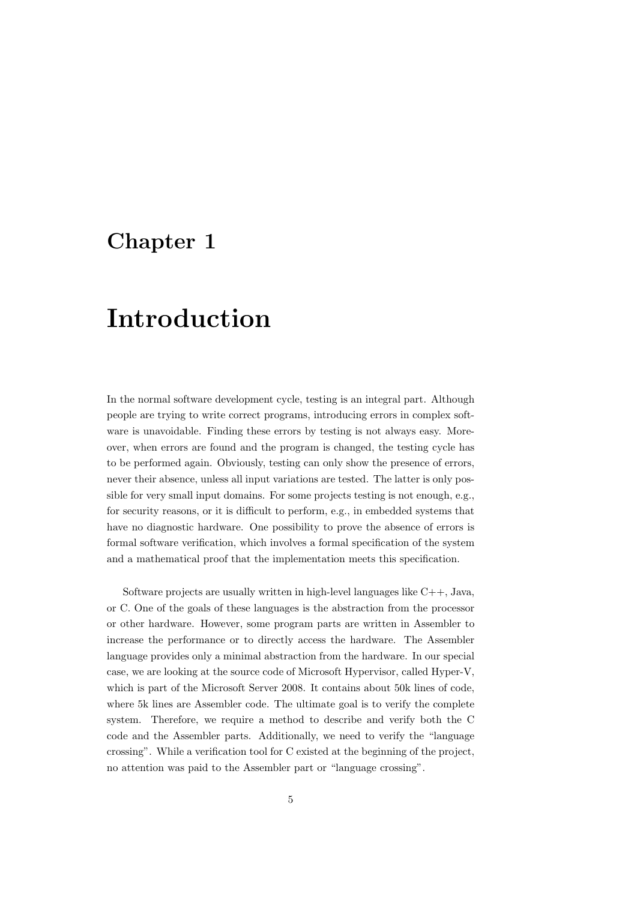# Chapter 1

# Introduction

In the normal software development cycle, testing is an integral part. Although people are trying to write correct programs, introducing errors in complex software is unavoidable. Finding these errors by testing is not always easy. Moreover, when errors are found and the program is changed, the testing cycle has to be performed again. Obviously, testing can only show the presence of errors, never their absence, unless all input variations are tested. The latter is only possible for very small input domains. For some projects testing is not enough, e.g., for security reasons, or it is difficult to perform, e.g., in embedded systems that have no diagnostic hardware. One possibility to prove the absence of errors is formal software verification, which involves a formal specification of the system and a mathematical proof that the implementation meets this specification.

Software projects are usually written in high-level languages like C++, Java, or C. One of the goals of these languages is the abstraction from the processor or other hardware. However, some program parts are written in Assembler to increase the performance or to directly access the hardware. The Assembler language provides only a minimal abstraction from the hardware. In our special case, we are looking at the source code of Microsoft Hypervisor, called Hyper-V, which is part of the Microsoft Server 2008. It contains about 50k lines of code, where 5k lines are Assembler code. The ultimate goal is to verify the complete system. Therefore, we require a method to describe and verify both the C code and the Assembler parts. Additionally, we need to verify the "language crossing". While a verification tool for C existed at the beginning of the project, no attention was paid to the Assembler part or "language crossing".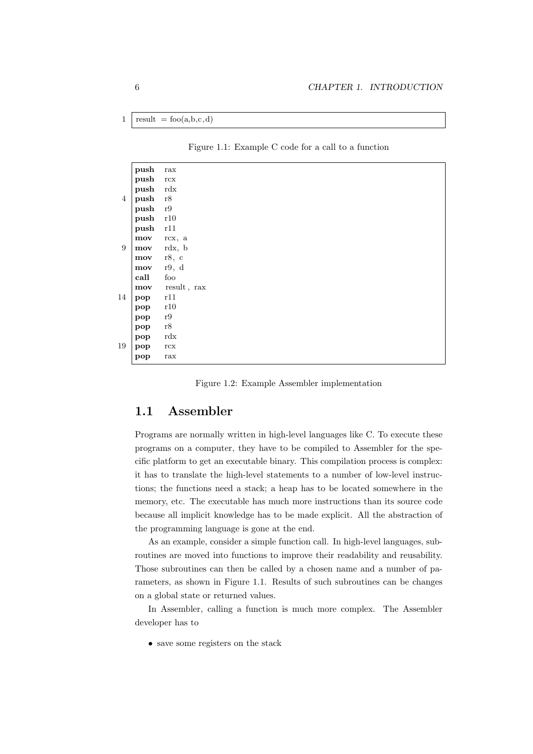```
result = foo(a,b,c,d)
```

Figure 1.1: Example C code for a call to a function

```
push   rax
push   rcx
push   rdx
push   r8
push   r9
push   r10
push   r11
mov    rcx, a
mov    rdx, b
mov    r8, c
mov    r9, d
call   foo
mov    result, rax
pop    r11
pop    r10
pop    r9
pop    r8
pop    rdx
pop    rcx
pop    rax
```

Figure 1.2: Example Assembler implementation

## 1.1 Assembler

Programs are normally written in high-level languages like C. To execute these programs on a computer, they have to be compiled to Assembler for the specific platform to get an executable binary. This compilation process is complex: it has to translate the high-level statements to a number of low-level instructions; the functions need a stack; a heap has to be located somewhere in the memory, etc. The executable has much more instructions than its source code because all implicit knowledge has to be made explicit. All the abstraction of the programming language is gone at the end.

As an example, consider a simple function call. In high-level languages, subroutines are moved into functions to improve their readability and reusability. Those subroutines can then be called by a chosen name and a number of parameters, as shown in Figure 1.1. Results of such subroutines can be changes on a global state or returned values.

In Assembler, calling a function is much more complex. The Assembler developer has to

- save some registers on the stack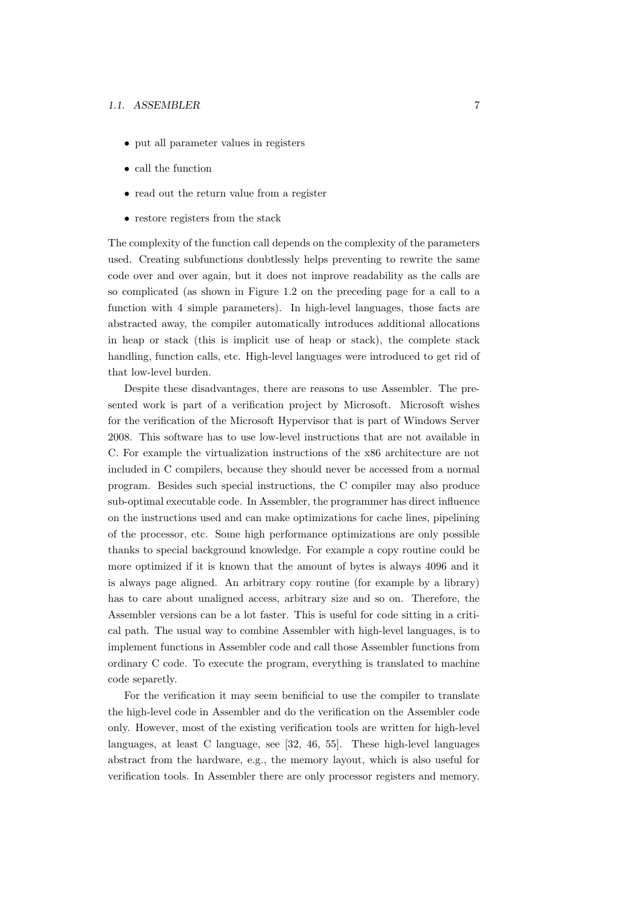- put all parameter values in registers
- call the function
- read out the return value from a register
- restore registers from the stack

The complexity of the function call depends on the complexity of the parameters used. Creating subfunctions doubtlessly helps preventing to rewrite the same code over and over again, but it does not improve readability as the calls are so complicated (as shown in Figure 1.2 on the preceding page for a call to a function with 4 simple parameters). In high-level languages, those facts are abstracted away, the compiler automatically introduces additional allocations in heap or stack (this is implicit use of heap or stack), the complete stack handling, function calls, etc. High-level languages were introduced to get rid of that low-level burden.

Despite these disadvantages, there are reasons to use Assembler. The presented work is part of a verification project by Microsoft. Microsoft wishes for the verification of the Microsoft Hypervisor that is part of Windows Server 2008. This software has to use low-level instructions that are not available in C. For example the virtualization instructions of the x86 architecture are not included in C compilers, because they should never be accessed from a normal program. Besides such special instructions, the C compiler may also produce sub-optimal executable code. In Assembler, the programmer has direct influence on the instructions used and can make optimizations for cache lines, pipelining of the processor, etc. Some high performance optimizations are only possible thanks to special background knowledge. For example a copy routine could be more optimized if it is known that the amount of bytes is always 4096 and it is always page aligned. An arbitrary copy routine (for example by a library) has to care about unaligned access, arbitrary size and so on. Therefore, the Assembler versions can be a lot faster. This is useful for code sitting in a critical path. The usual way to combine Assembler with high-level languages, is to implement functions in Assembler code and call those Assembler functions from ordinary C code. To execute the program, everything is translated to machine code separetly.

For the verification it may seem benificial to use the compiler to translate the high-level code in Assembler and do the verification on the Assembler code only. However, most of the existing verification tools are written for high-level languages, at least C language, see [32, 46, 55]. These high-level languages abstract from the hardware, e.g., the memory layout, which is also useful for verification tools. In Assembler there are only processor registers and memory.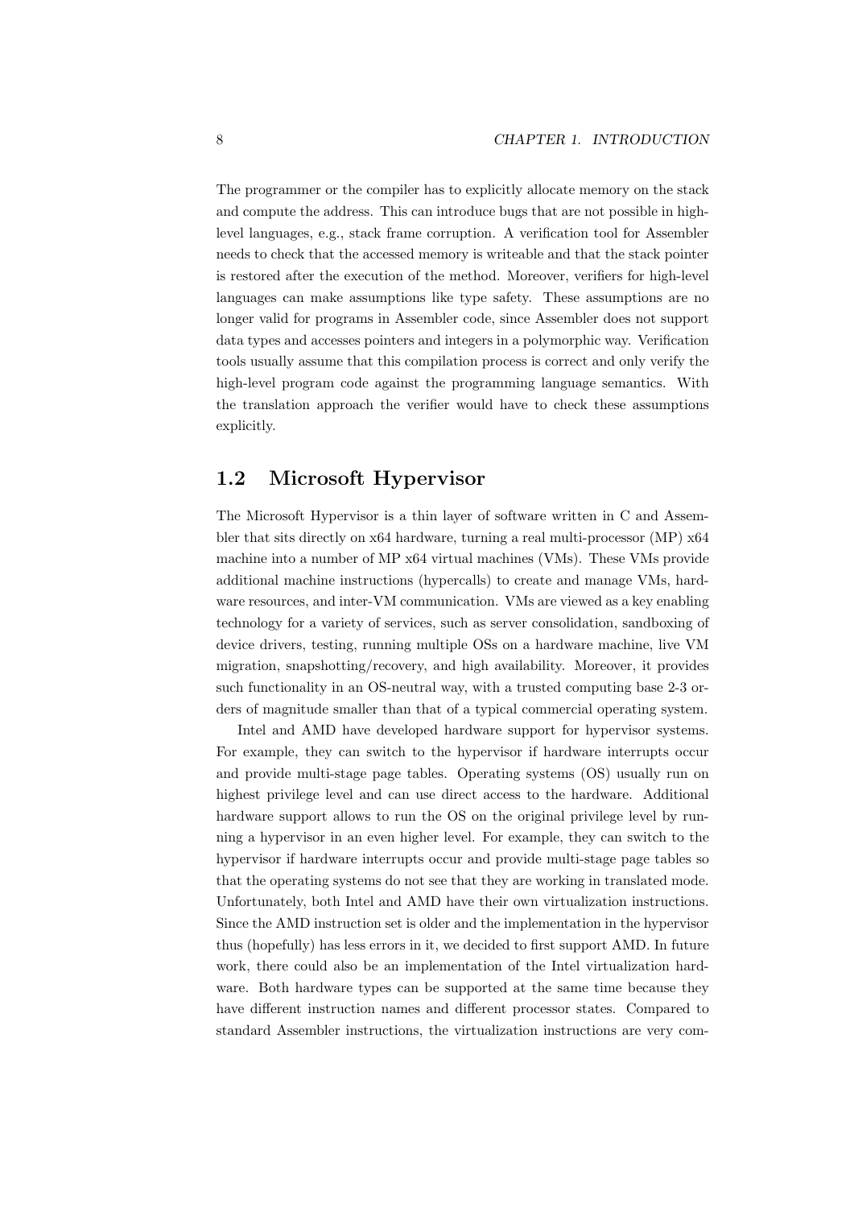The programmer or the compiler has to explicitly allocate memory on the stack and compute the address. This can introduce bugs that are not possible in high-level languages, e.g., stack frame corruption. A verification tool for Assembler needs to check that the accessed memory is writeable and that the stack pointer is restored after the execution of the method. Moreover, verifiers for high-level languages can make assumptions like type safety. These assumptions are no longer valid for programs in Assembler code, since Assembler does not support data types and accesses pointers and integers in a polymorphic way. Verification tools usually assume that this compilation process is correct and only verify the high-level program code against the programming language semantics. With the translation approach the verifier would have to check these assumptions explicitly.

## 1.2 Microsoft Hypervisor

The Microsoft Hypervisor is a thin layer of software written in C and Assembler that sits directly on x64 hardware, turning a real multi-processor (MP) x64 machine into a number of MP x64 virtual machines (VMs). These VMs provide additional machine instructions (hypercalls) to create and manage VMs, hardware resources, and inter-VM communication. VMs are viewed as a key enabling technology for a variety of services, such as server consolidation, sandboxing of device drivers, testing, running multiple OSs on a hardware machine, live VM migration, snapshotting/recovery, and high availability. Moreover, it provides such functionality in an OS-neutral way, with a trusted computing base 2-3 orders of magnitude smaller than that of a typical commercial operating system.

Intel and AMD have developed hardware support for hypervisor systems. For example, they can switch to the hypervisor if hardware interrupts occur and provide multi-stage page tables. Operating systems (OS) usually run on highest privilege level and can use direct access to the hardware. Additional hardware support allows to run the OS on the original privilege level by running a hypervisor in an even higher level. For example, they can switch to the hypervisor if hardware interrupts occur and provide multi-stage page tables so that the operating systems do not see that they are working in translated mode. Unfortunately, both Intel and AMD have their own virtualization instructions. Since the AMD instruction set is older and the implementation in the hypervisor thus (hopefully) has less errors in it, we decided to first support AMD. In future work, there could also be an implementation of the Intel virtualization hardware. Both hardware types can be supported at the same time because they have different instruction names and different processor states. Compared to standard Assembler instructions, the virtualization instructions are very com-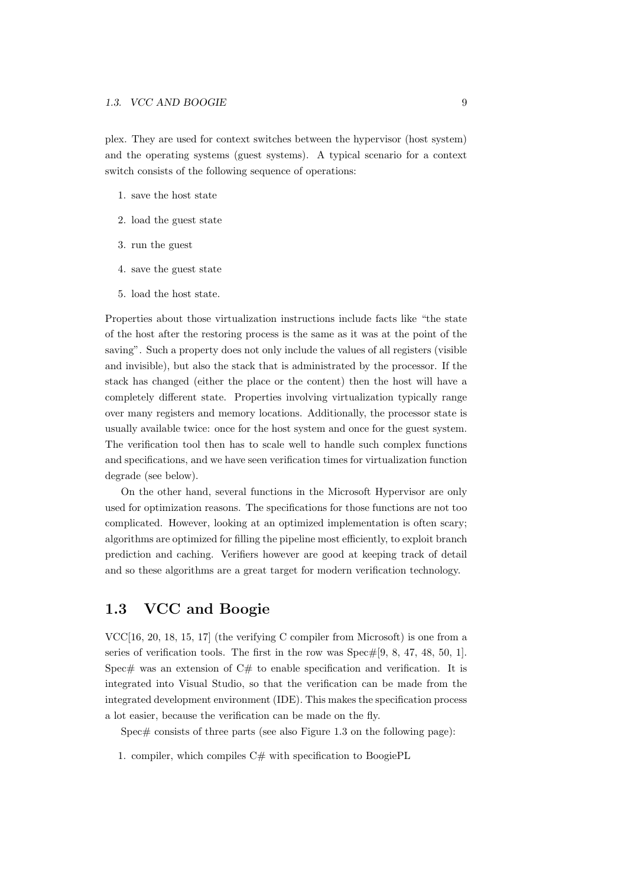plex. They are used for context switches between the hypervisor (host system) and the operating systems (guest systems). A typical scenario for a context switch consists of the following sequence of operations:

1. save the host state
2. load the guest state
3. run the guest
4. save the guest state
5. load the host state.

Properties about those virtualization instructions include facts like "the state of the host after the restoring process is the same as it was at the point of the saving". Such a property does not only include the values of all registers (visible and invisible), but also the stack that is administrated by the processor. If the stack has changed (either the place or the content) then the host will have a completely different state. Properties involving virtualization typically range over many registers and memory locations. Additionally, the processor state is usually available twice: once for the host system and once for the guest system. The verification tool then has to scale well to handle such complex functions and specifications, and we have seen verification times for virtualization function degrade (see below).

On the other hand, several functions in the Microsoft Hypervisor are only used for optimization reasons. The specifications for those functions are not too complicated. However, looking at an optimized implementation is often scary; algorithms are optimized for filling the pipeline most efficiently, to exploit branch prediction and caching. Verifiers however are good at keeping track of detail and so these algorithms are a great target for modern verification technology.

## 1.3 VCC and Boogie

VCC[16, 20, 18, 15, 17] (the verifying C compiler from Microsoft) is one from a series of verification tools. The first in the row was Spec#[9, 8, 47, 48, 50, 1]. Spec# was an extension of C# to enable specification and verification. It is integrated into Visual Studio, so that the verification can be made from the integrated development environment (IDE). This makes the specification process a lot easier, because the verification can be made on the fly.

Spec# consists of three parts (see also Figure 1.3 on the following page):

1. compiler, which compiles C# with specification to BoogiePL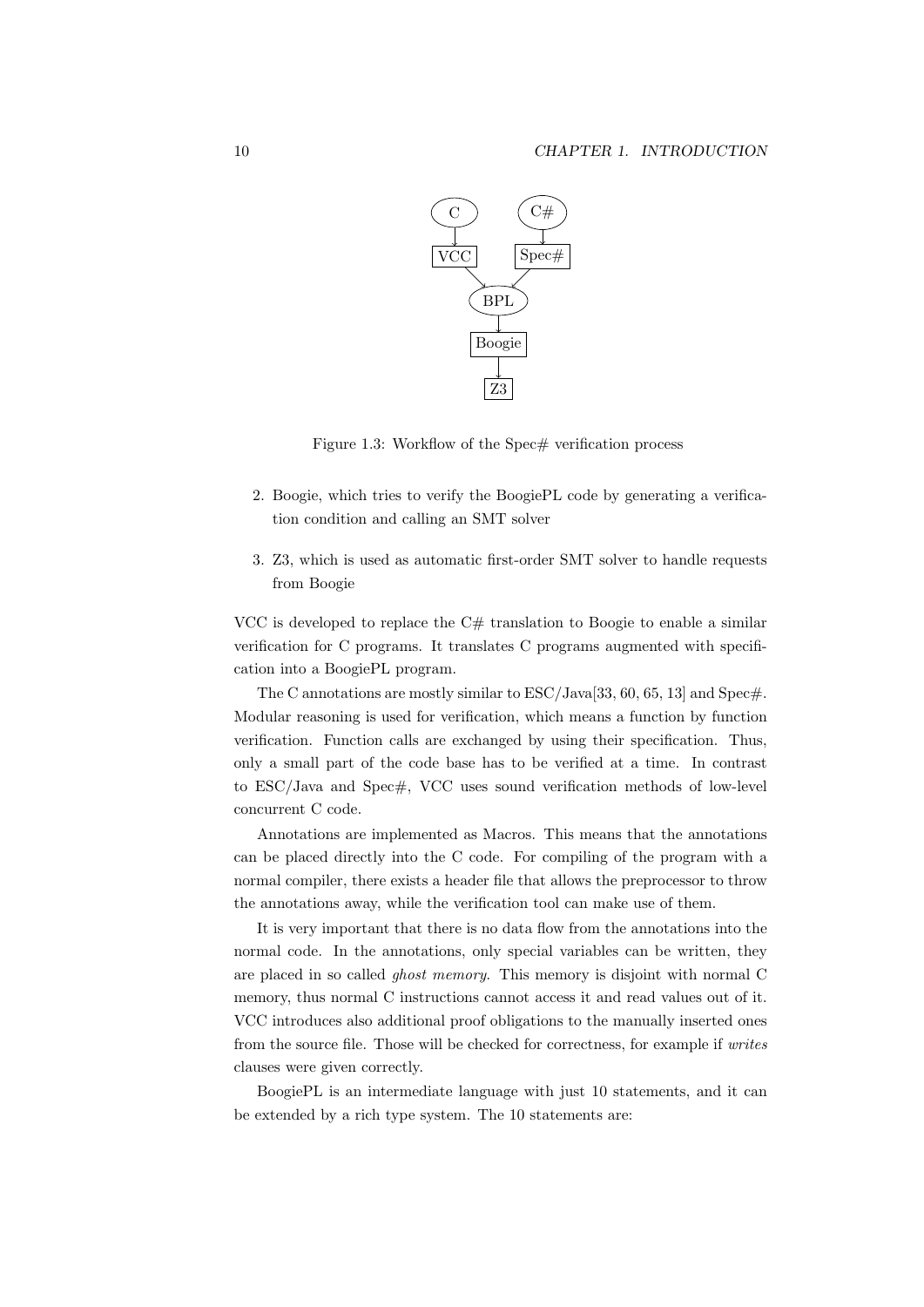Figure 1.3: Workflow of the Spec# verification process

2. Boogie, which tries to verify the BoogiePL code by generating a verification condition and calling an SMT solver

3. Z3, which is used as automatic first-order SMT solver to handle requests from Boogie

VCC is developed to replace the C# translation to Boogie to enable a similar verification for C programs. It translates C programs augmented with specification into a BoogiePL program.

The C annotations are mostly similar to ESC/Java[33, 60, 65, 13] and Spec#. Modular reasoning is used for verification, which means a function by function verification. Function calls are exchanged by using their specification. Thus, only a small part of the code base has to be verified at a time. In contrast to ESC/Java and Spec#, VCC uses sound verification methods of low-level concurrent C code.

Annotations are implemented as Macros. This means that the annotations can be placed directly into the C code. For compiling of the program with a normal compiler, there exists a header file that allows the preprocessor to throw the annotations away, while the verification tool can make use of them.

It is very important that there is no data flow from the annotations into the normal code. In the annotations, only special variables can be written, they are placed in so called *ghost memory*. This memory is disjoint with normal C memory, thus normal C instructions cannot access it and read values out of it. VCC introduces also additional proof obligations to the manually inserted ones from the source file. Those will be checked for correctness, for example if *writes* clauses were given correctly.

BoogiePL is an intermediate language with just 10 statements, and it can be extended by a rich type system. The 10 statements are: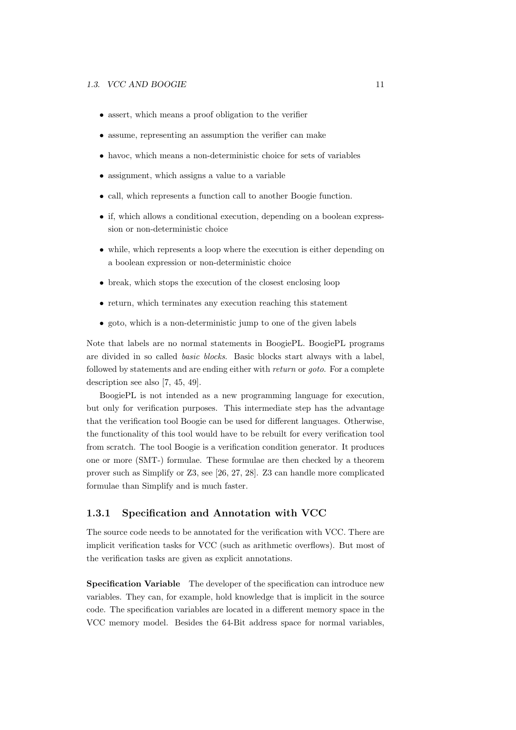- assert, which means a proof obligation to the verifier
- assume, representing an assumption the verifier can make
- havoc, which means a non-deterministic choice for sets of variables
- assignment, which assigns a value to a variable
- call, which represents a function call to another Boogie function.
- if, which allows a conditional execution, depending on a boolean expresssion or non-deterministic choice
- while, which represents a loop where the execution is either depending on a boolean expression or non-deterministic choice
- break, which stops the execution of the closest enclosing loop
- return, which terminates any execution reaching this statement
- goto, which is a non-deterministic jump to one of the given labels

Note that labels are no normal statements in BoogiePL. BoogiePL programs are divided in so called *basic blocks*. Basic blocks start always with a label, followed by statements and are ending either with *return* or *goto*. For a complete description see also [7, 45, 49].

BoogiePL is not intended as a new programming language for execution, but only for verification purposes. This intermediate step has the advantage that the verification tool Boogie can be used for different languages. Otherwise, the functionality of this tool would have to be rebuilt for every verification tool from scratch. The tool Boogie is a verification condition generator. It produces one or more (SMT-) formulae. These formulae are then checked by a theorem prover such as Simplify or Z3, see [26, 27, 28]. Z3 can handle more complicated formulae than Simplify and is much faster.

### 1.3.1 Specification and Annotation with VCC

The source code needs to be annotated for the verification with VCC. There are implicit verification tasks for VCC (such as arithmetic overflows). But most of the verification tasks are given as explicit annotations.

**Specification Variable** The developer of the specification can introduce new variables. They can, for example, hold knowledge that is implicit in the source code. The specification variables are located in a different memory space in the VCC memory model. Besides the 64-Bit address space for normal variables,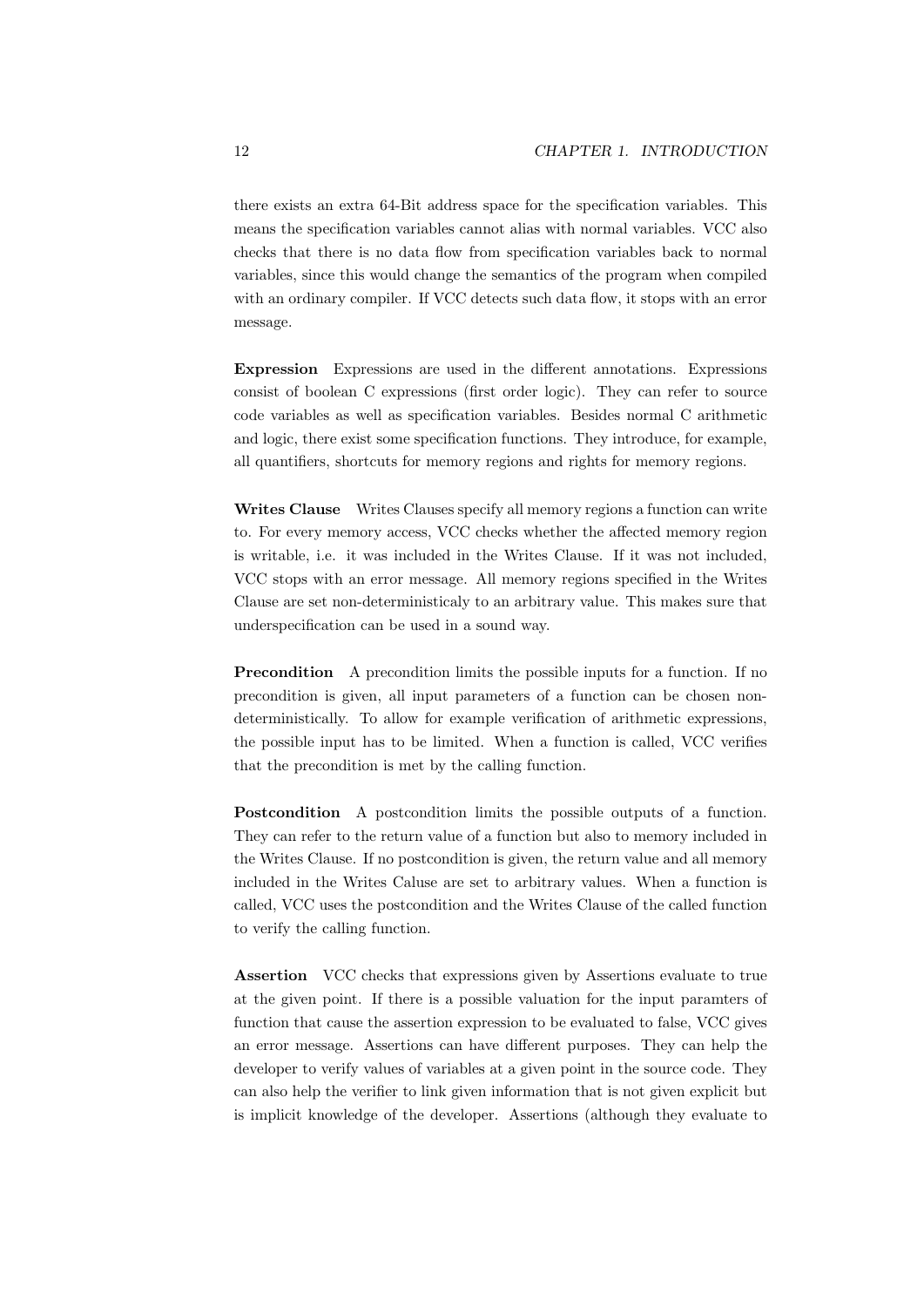there exists an extra 64-Bit address space for the specification variables. This means the specification variables cannot alias with normal variables. VCC also checks that there is no data flow from specification variables back to normal variables, since this would change the semantics of the program when compiled with an ordinary compiler. If VCC detects such data flow, it stops with an error message.

**Expression** Expressions are used in the different annotations. Expressions consist of boolean C expressions (first order logic). They can refer to source code variables as well as specification variables. Besides normal C arithmetic and logic, there exist some specification functions. They introduce, for example, all quantifiers, shortcuts for memory regions and rights for memory regions.

**Writes Clause** Writes Clauses specify all memory regions a function can write to. For every memory access, VCC checks whether the affected memory region is writable, i.e. it was included in the Writes Clause. If it was not included, VCC stops with an error message. All memory regions specified in the Writes Clause are set non-deterministicaly to an arbitrary value. This makes sure that underspecification can be used in a sound way.

**Precondition** A precondition limits the possible inputs for a function. If no precondition is given, all input parameters of a function can be chosen non-deterministically. To allow for example verification of arithmetic expressions, the possible input has to be limited. When a function is called, VCC verifies that the precondition is met by the calling function.

**Postcondition** A postcondition limits the possible outputs of a function. They can refer to the return value of a function but also to memory included in the Writes Clause. If no postcondition is given, the return value and all memory included in the Writes Caluse are set to arbitrary values. When a function is called, VCC uses the postcondition and the Writes Clause of the called function to verify the calling function.

**Assertion** VCC checks that expressions given by Assertions evaluate to true at the given point. If there is a possible valuation for the input paramters of function that cause the assertion expression to be evaluated to false, VCC gives an error message. Assertions can have different purposes. They can help the developer to verify values of variables at a given point in the source code. They can also help the verifier to link given information that is not given explicit but is implicit knowledge of the developer. Assertions (although they evaluate to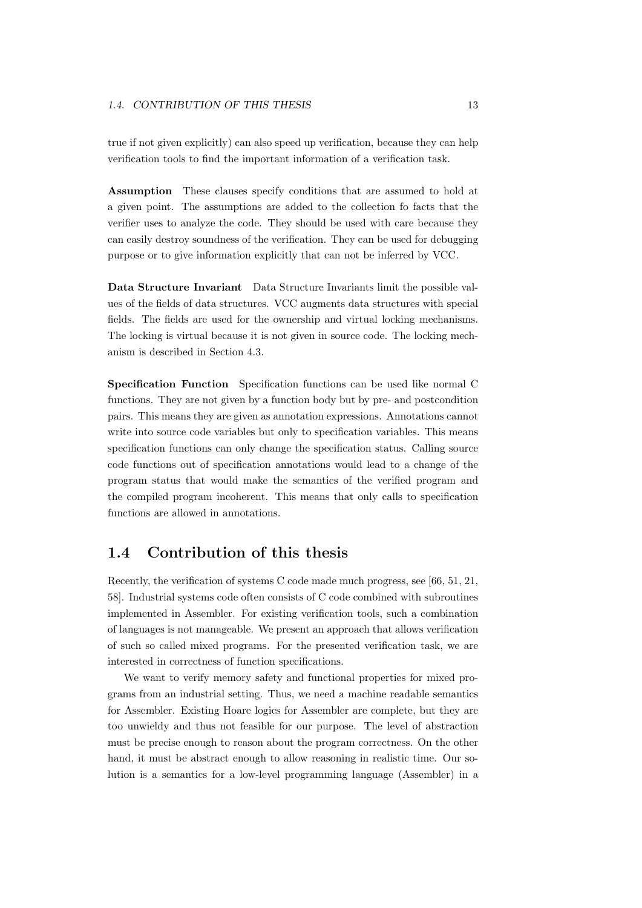true if not given explicitly) can also speed up verification, because they can help verification tools to find the important information of a verification task.

**Assumption** These clauses specify conditions that are assumed to hold at a given point. The assumptions are added to the collection fo facts that the verifier uses to analyze the code. They should be used with care because they can easily destroy soundness of the verification. They can be used for debugging purpose or to give information explicitly that can not be inferred by VCC.

**Data Structure Invariant** Data Structure Invariants limit the possible values of the fields of data structures. VCC augments data structures with special fields. The fields are used for the ownership and virtual locking mechanisms. The locking is virtual because it is not given in source code. The locking mechanism is described in Section 4.3.

**Specification Function** Specification functions can be used like normal C functions. They are not given by a function body but by pre- and postcondition pairs. This means they are given as annotation expressions. Annotations cannot write into source code variables but only to specification variables. This means specification functions can only change the specification status. Calling source code functions out of specification annotations would lead to a change of the program status that would make the semantics of the verified program and the compiled program incoherent. This means that only calls to specification functions are allowed in annotations.

## 1.4 Contribution of this thesis

Recently, the verification of systems C code made much progress, see [66, 51, 21, 58]. Industrial systems code often consists of C code combined with subroutines implemented in Assembler. For existing verification tools, such a combination of languages is not manageable. We present an approach that allows verification of such so called mixed programs. For the presented verification task, we are interested in correctness of function specifications.

We want to verify memory safety and functional properties for mixed programs from an industrial setting. Thus, we need a machine readable semantics for Assembler. Existing Hoare logics for Assembler are complete, but they are too unwieldy and thus not feasible for our purpose. The level of abstraction must be precise enough to reason about the program correctness. On the other hand, it must be abstract enough to allow reasoning in realistic time. Our solution is a semantics for a low-level programming language (Assembler) in a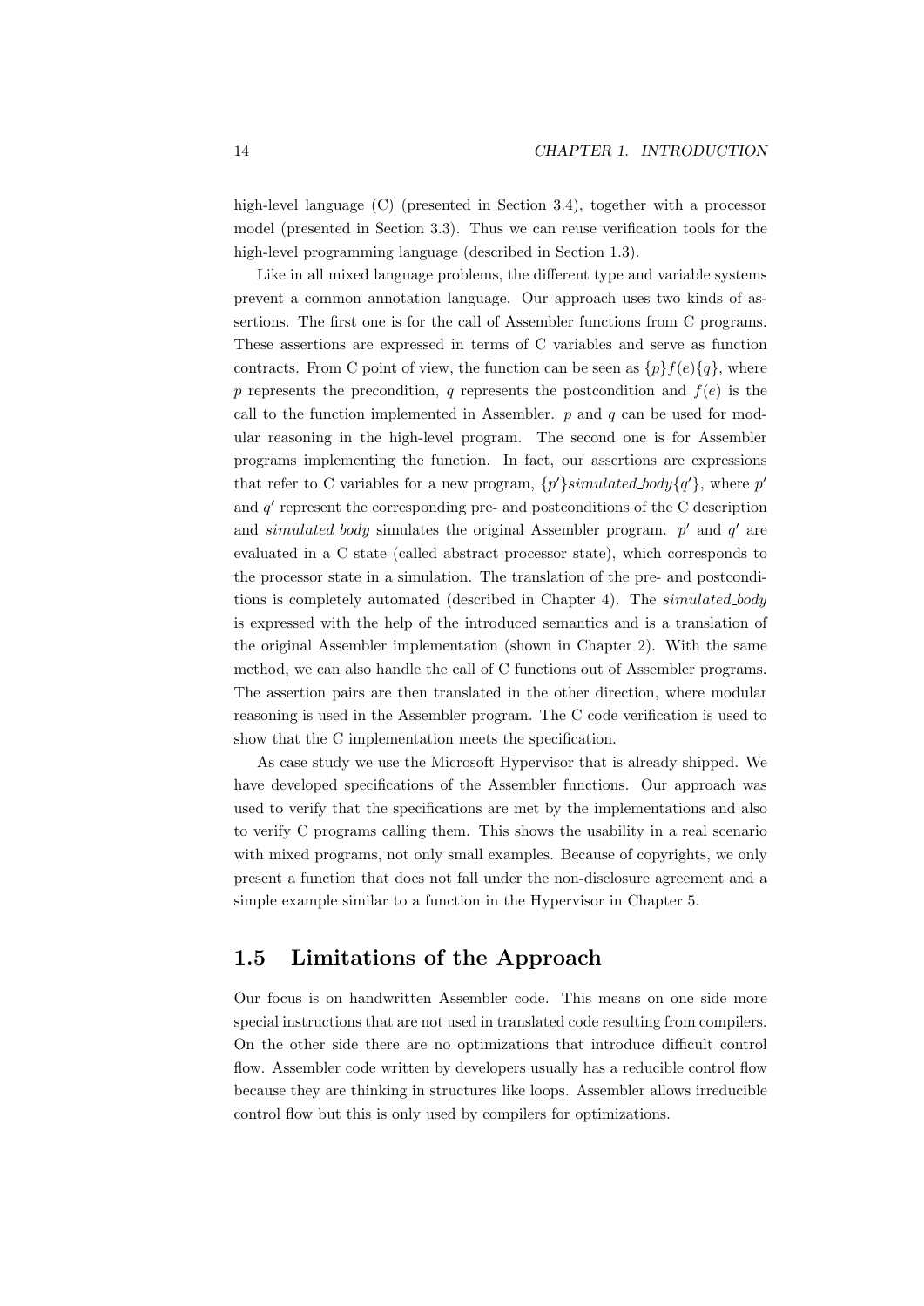high-level language (C) (presented in Section 3.4), together with a processor model (presented in Section 3.3). Thus we can reuse verification tools for the high-level programming language (described in Section 1.3).

Like in all mixed language problems, the different type and variable systems prevent a common annotation language. Our approach uses two kinds of assertions. The first one is for the call of Assembler functions from C programs. These assertions are expressed in terms of C variables and serve as function contracts. From C point of view, the function can be seen as $\{p\}f(e)\{q\}$, where $p$ represents the precondition, $q$ represents the postcondition and $f(e)$ is the call to the function implemented in Assembler. $p$ and $q$ can be used for modular reasoning in the high-level program. The second one is for Assembler programs implementing the function. In fact, our assertions are expressions that refer to C variables for a new program, $\{p'\}simulated\_body\{q'\}$, where $p'$ and $q'$ represent the corresponding pre- and postconditions of the C description and *simulated_body* simulates the original Assembler program. $p'$ and $q'$ are evaluated in a C state (called abstract processor state), which corresponds to the processor state in a simulation. The translation of the pre- and postconditions is completely automated (described in Chapter 4). The *simulated_body* is expressed with the help of the introduced semantics and is a translation of the original Assembler implementation (shown in Chapter 2). With the same method, we can also handle the call of C functions out of Assembler programs. The assertion pairs are then translated in the other direction, where modular reasoning is used in the Assembler program. The C code verification is used to show that the C implementation meets the specification.

As case study we use the Microsoft Hypervisor that is already shipped. We have developed specifications of the Assembler functions. Our approach was used to verify that the specifications are met by the implementations and also to verify C programs calling them. This shows the usability in a real scenario with mixed programs, not only small examples. Because of copyrights, we only present a function that does not fall under the non-disclosure agreement and a simple example similar to a function in the Hypervisor in Chapter 5.

## 1.5 Limitations of the Approach

Our focus is on handwritten Assembler code. This means on one side more special instructions that are not used in translated code resulting from compilers. On the other side there are no optimizations that introduce difficult control flow. Assembler code written by developers usually has a reducible control flow because they are thinking in structures like loops. Assembler allows irreducible control flow but this is only used by compilers for optimizations.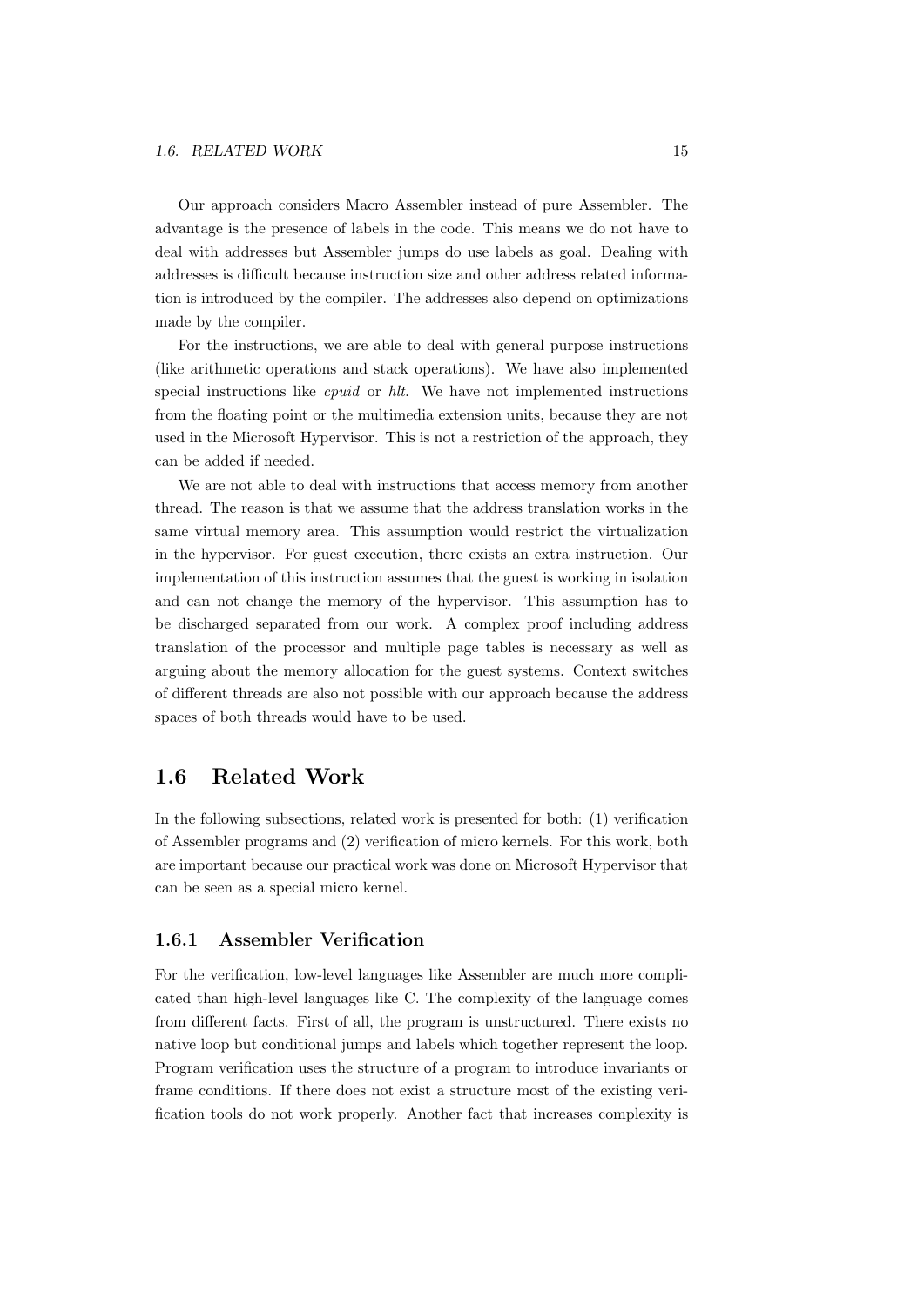Our approach considers Macro Assembler instead of pure Assembler. The advantage is the presence of labels in the code. This means we do not have to deal with addresses but Assembler jumps do use labels as goal. Dealing with addresses is difficult because instruction size and other address related information is introduced by the compiler. The addresses also depend on optimizations made by the compiler.

For the instructions, we are able to deal with general purpose instructions (like arithmetic operations and stack operations). We have also implemented special instructions like *cpuid* or *hlt*. We have not implemented instructions from the floating point or the multimedia extension units, because they are not used in the Microsoft Hypervisor. This is not a restriction of the approach, they can be added if needed.

We are not able to deal with instructions that access memory from another thread. The reason is that we assume that the address translation works in the same virtual memory area. This assumption would restrict the virtualization in the hypervisor. For guest execution, there exists an extra instruction. Our implementation of this instruction assumes that the guest is working in isolation and can not change the memory of the hypervisor. This assumption has to be discharged separated from our work. A complex proof including address translation of the processor and multiple page tables is necessary as well as arguing about the memory allocation for the guest systems. Context switches of different threads are also not possible with our approach because the address spaces of both threads would have to be used.

## 1.6 Related Work

In the following subsections, related work is presented for both: (1) verification of Assembler programs and (2) verification of micro kernels. For this work, both are important because our practical work was done on Microsoft Hypervisor that can be seen as a special micro kernel.

### 1.6.1 Assembler Verification

For the verification, low-level languages like Assembler are much more complicated than high-level languages like C. The complexity of the language comes from different facts. First of all, the program is unstructured. There exists no native loop but conditional jumps and labels which together represent the loop. Program verification uses the structure of a program to introduce invariants or frame conditions. If there does not exist a structure most of the existing verification tools do not work properly. Another fact that increases complexity is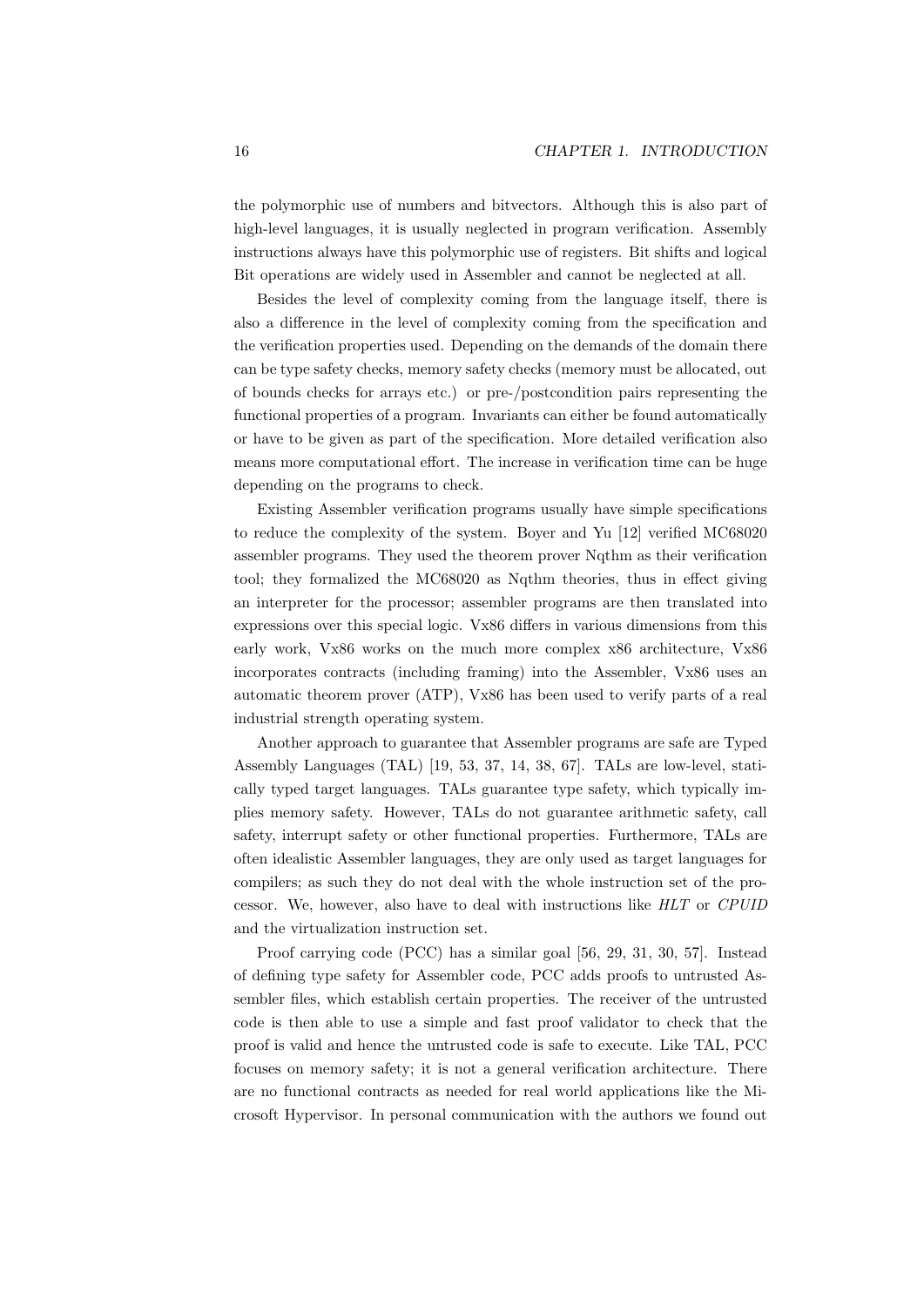the polymorphic use of numbers and bitvectors. Although this is also part of high-level languages, it is usually neglected in program verification. Assembly instructions always have this polymorphic use of registers. Bit shifts and logical Bit operations are widely used in Assembler and cannot be neglected at all.

Besides the level of complexity coming from the language itself, there is also a difference in the level of complexity coming from the specification and the verification properties used. Depending on the demands of the domain there can be type safety checks, memory safety checks (memory must be allocated, out of bounds checks for arrays etc.) or pre-/postcondition pairs representing the functional properties of a program. Invariants can either be found automatically or have to be given as part of the specification. More detailed verification also means more computational effort. The increase in verification time can be huge depending on the programs to check.

Existing Assembler verification programs usually have simple specifications to reduce the complexity of the system. Boyer and Yu [12] verified MC68020 assembler programs. They used the theorem prover Nqthm as their verification tool; they formalized the MC68020 as Nqthm theories, thus in effect giving an interpreter for the processor; assembler programs are then translated into expressions over this special logic. Vx86 differs in various dimensions from this early work, Vx86 works on the much more complex x86 architecture, Vx86 incorporates contracts (including framing) into the Assembler, Vx86 uses an automatic theorem prover (ATP), Vx86 has been used to verify parts of a real industrial strength operating system.

Another approach to guarantee that Assembler programs are safe are Typed Assembly Languages (TAL) [19, 53, 37, 14, 38, 67]. TALs are low-level, statically typed target languages. TALs guarantee type safety, which typically implies memory safety. However, TALs do not guarantee arithmetic safety, call safety, interrupt safety or other functional properties. Furthermore, TALs are often idealistic Assembler languages, they are only used as target languages for compilers; as such they do not deal with the whole instruction set of the processor. We, however, also have to deal with instructions like *HLT* or *CPUID* and the virtualization instruction set.

Proof carrying code (PCC) has a similar goal [56, 29, 31, 30, 57]. Instead of defining type safety for Assembler code, PCC adds proofs to untrusted Assembler files, which establish certain properties. The receiver of the untrusted code is then able to use a simple and fast proof validator to check that the proof is valid and hence the untrusted code is safe to execute. Like TAL, PCC focuses on memory safety; it is not a general verification architecture. There are no functional contracts as needed for real world applications like the Microsoft Hypervisor. In personal communication with the authors we found out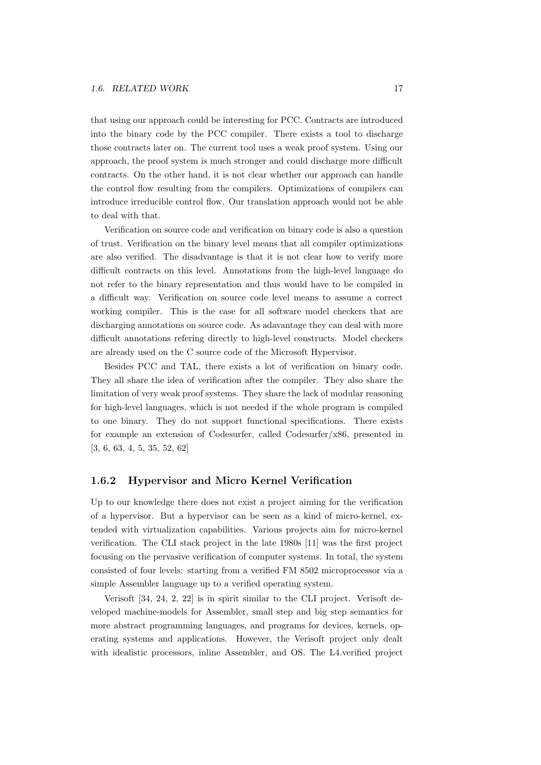that using our approach could be interesting for PCC. Contracts are introduced into the binary code by the PCC compiler. There exists a tool to discharge those contracts later on. The current tool uses a weak proof system. Using our approach, the proof system is much stronger and could discharge more difficult contracts. On the other hand, it is not clear whether our approach can handle the control flow resulting from the compilers. Optimizations of compilers can introduce irreducible control flow. Our translation approach would not be able to deal with that.

Verification on source code and verification on binary code is also a question of trust. Verification on the binary level means that all compiler optimizations are also verified. The disadvantage is that it is not clear how to verify more difficult contracts on this level. Annotations from the high-level language do not refer to the binary representation and thus would have to be compiled in a difficult way. Verification on source code level means to assume a correct working compiler. This is the case for all software model checkers that are discharging annotations on source code. As adavantage they can deal with more difficult annotations refering directly to high-level constructs. Model checkers are already used on the C source code of the Microsoft Hypervisor.

Besides PCC and TAL, there exists a lot of verification on binary code. They all share the idea of verification after the compiler. They also share the limitation of very weak proof systems. They share the lack of modular reasoning for high-level languages, which is not needed if the whole program is compiled to one binary. They do not support functional specifications. There exists for example an extension of Codesurfer, called Codesurfer/x86, presented in [3, 6, 63, 4, 5, 35, 52, 62]

### 1.6.2 Hypervisor and Micro Kernel Verification

Up to our knowledge there does not exist a project aiming for the verification of a hypervisor. But a hypervisor can be seen as a kind of micro-kernel, extended with virtualization capabilities. Various projects aim for micro-kernel verification. The CLI stack project in the late 1980s [11] was the first project focusing on the pervasive verification of computer systems. In total, the system consisted of four levels: starting from a verified FM 8502 microprocessor via a simple Assembler language up to a verified operating system.

Verisoft [34, 24, 2, 22] is in spirit similar to the CLI project. Verisoft developed machine-models for Assembler, small step and big step semantics for more abstract programming languages, and programs for devices, kernels, operating systems and applications. However, the Verisoft project only dealt with idealistic processors, inline Assembler, and OS. The L4.verified project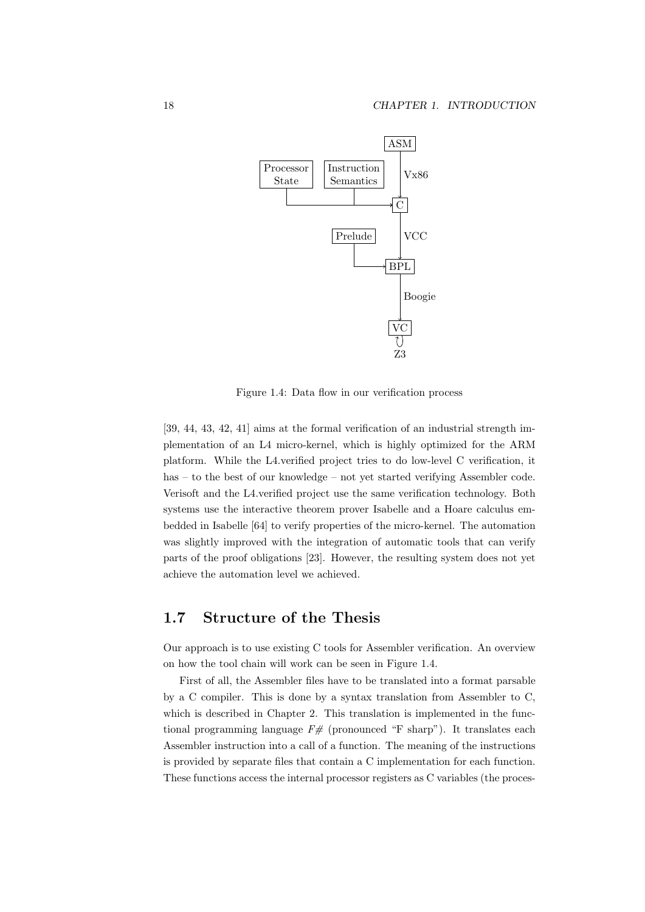Figure 1.4: Data flow in our verification process

[39, 44, 43, 42, 41] aims at the formal verification of an industrial strength implementation of an L4 micro-kernel, which is highly optimized for the ARM platform. While the L4.verified project tries to do low-level C verification, it has – to the best of our knowledge – not yet started verifying Assembler code. Verisoft and the L4.verified project use the same verification technology. Both systems use the interactive theorem prover Isabelle and a Hoare calculus embedded in Isabelle [64] to verify properties of the micro-kernel. The automation was slightly improved with the integration of automatic tools that can verify parts of the proof obligations [23]. However, the resulting system does not yet achieve the automation level we achieved.

## 1.7 Structure of the Thesis

Our approach is to use existing C tools for Assembler verification. An overview on how the tool chain will work can be seen in Figure 1.4.

First of all, the Assembler files have to be translated into a format parsable by a C compiler. This is done by a syntax translation from Assembler to C, which is described in Chapter 2. This translation is implemented in the functional programming language *F#* (pronounced "F sharp"). It translates each Assembler instruction into a call of a function. The meaning of the instructions is provided by separate files that contain a C implementation for each function. These functions access the internal processor registers as C variables (the proces-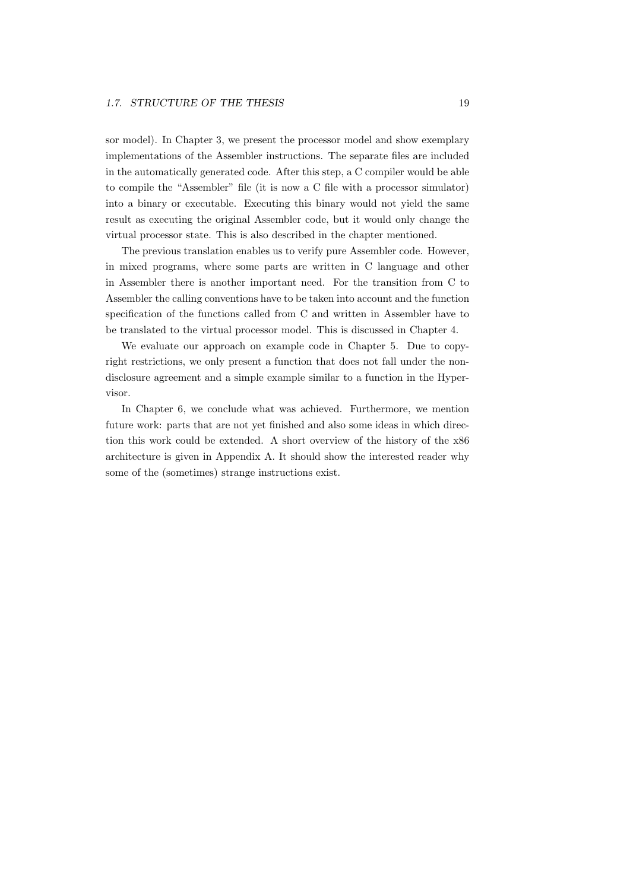sor model). In Chapter 3, we present the processor model and show exemplary implementations of the Assembler instructions. The separate files are included in the automatically generated code. After this step, a C compiler would be able to compile the "Assembler" file (it is now a C file with a processor simulator) into a binary or executable. Executing this binary would not yield the same result as executing the original Assembler code, but it would only change the virtual processor state. This is also described in the chapter mentioned.

The previous translation enables us to verify pure Assembler code. However, in mixed programs, where some parts are written in C language and other in Assembler there is another important need. For the transition from C to Assembler the calling conventions have to be taken into account and the function specification of the functions called from C and written in Assembler have to be translated to the virtual processor model. This is discussed in Chapter 4.

We evaluate our approach on example code in Chapter 5. Due to copyright restrictions, we only present a function that does not fall under the non-disclosure agreement and a simple example similar to a function in the Hypervisor.

In Chapter 6, we conclude what was achieved. Furthermore, we mention future work: parts that are not yet finished and also some ideas in which direction this work could be extended. A short overview of the history of the x86 architecture is given in Appendix A. It should show the interested reader why some of the (sometimes) strange instructions exist.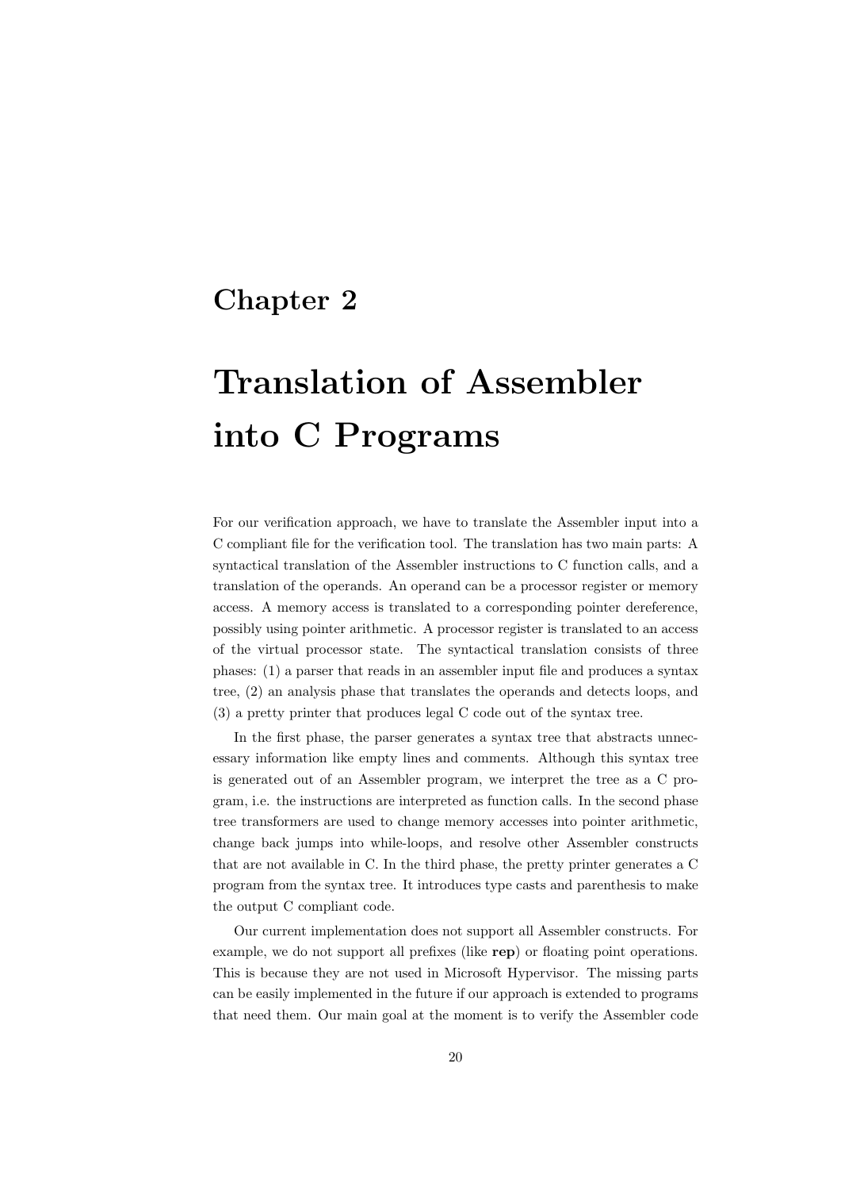# Chapter 2

# Translation of Assembler into C Programs

For our verification approach, we have to translate the Assembler input into a C compliant file for the verification tool. The translation has two main parts: A syntactical translation of the Assembler instructions to C function calls, and a translation of the operands. An operand can be a processor register or memory access. A memory access is translated to a corresponding pointer dereference, possibly using pointer arithmetic. A processor register is translated to an access of the virtual processor state. The syntactical translation consists of three phases: (1) a parser that reads in an assembler input file and produces a syntax tree, (2) an analysis phase that translates the operands and detects loops, and (3) a pretty printer that produces legal C code out of the syntax tree.

In the first phase, the parser generates a syntax tree that abstracts unnecessary information like empty lines and comments. Although this syntax tree is generated out of an Assembler program, we interpret the tree as a C program, i.e. the instructions are interpreted as function calls. In the second phase tree transformers are used to change memory accesses into pointer arithmetic, change back jumps into while-loops, and resolve other Assembler constructs that are not available in C. In the third phase, the pretty printer generates a C program from the syntax tree. It introduces type casts and parenthesis to make the output C compliant code.

Our current implementation does not support all Assembler constructs. For example, we do not support all prefixes (like **rep**) or floating point operations. This is because they are not used in Microsoft Hypervisor. The missing parts can be easily implemented in the future if our approach is extended to programs that need them. Our main goal at the moment is to verify the Assembler code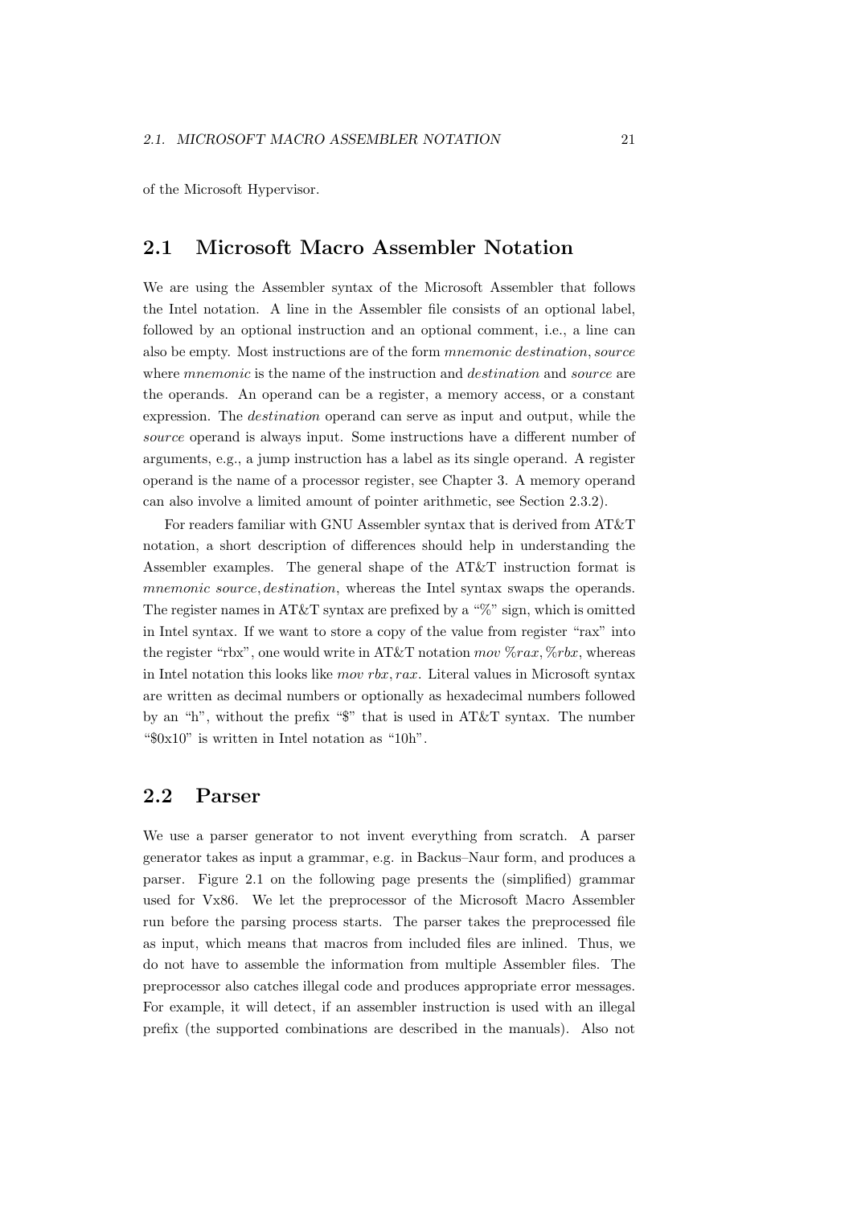of the Microsoft Hypervisor.

## 2.1 Microsoft Macro Assembler Notation

We are using the Assembler syntax of the Microsoft Assembler that follows the Intel notation. A line in the Assembler file consists of an optional label, followed by an optional instruction and an optional comment, i.e., a line can also be empty. Most instructions are of the form *mnemonic destination, source* where *mnemonic* is the name of the instruction and *destination* and *source* are the operands. An operand can be a register, a memory access, or a constant expression. The *destination* operand can serve as input and output, while the *source* operand is always input. Some instructions have a different number of arguments, e.g., a jump instruction has a label as its single operand. A register operand is the name of a processor register, see Chapter 3. A memory operand can also involve a limited amount of pointer arithmetic, see Section 2.3.2).

For readers familiar with GNU Assembler syntax that is derived from AT&T notation, a short description of differences should help in understanding the Assembler examples. The general shape of the AT&T instruction format is *mnemonic source, destination*, whereas the Intel syntax swaps the operands. The register names in AT&T syntax are prefixed by a "%" sign, which is omitted in Intel syntax. If we want to store a copy of the value from register "rax" into the register "rbx", one would write in AT&T notation *mov %rax, %rbx*, whereas in Intel notation this looks like *mov rbx, rax*. Literal values in Microsoft syntax are written as decimal numbers or optionally as hexadecimal numbers followed by an "h", without the prefix "$" that is used in AT&T syntax. The number "$0x10" is written in Intel notation as "10h".

## 2.2 Parser

We use a parser generator to not invent everything from scratch. A parser generator takes as input a grammar, e.g. in Backus–Naur form, and produces a parser. Figure 2.1 on the following page presents the (simplified) grammar used for Vx86. We let the preprocessor of the Microsoft Macro Assembler run before the parsing process starts. The parser takes the preprocessed file as input, which means that macros from included files are inlined. Thus, we do not have to assemble the information from multiple Assembler files. The preprocessor also catches illegal code and produces appropriate error messages. For example, it will detect, if an assembler instruction is used with an illegal prefix (the supported combinations are described in the manuals). Also not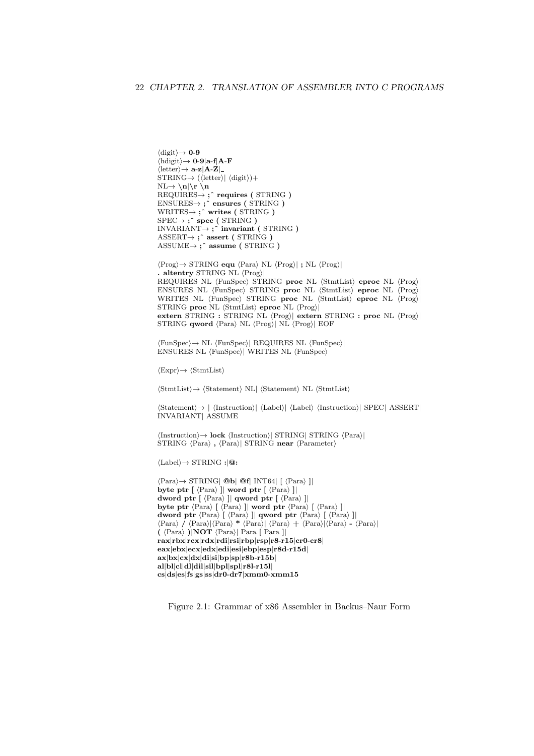⟨digit⟩→ **0-9**
⟨hdigit⟩→ **0-9**|**a-f**|**A-F**
⟨letter⟩→ **a-z**|**A-Z**|**_**
STRING→ (⟨letter⟩| ⟨digit⟩)+
NL→ **\n**|**\r \n**
REQUIRES→ **;ˆ requires (** STRING **)**
ENSURES→ **;ˆ ensures (** STRING **)**
WRITES→ **;ˆ writes (** STRING **)**
SPEC→ **;ˆ spec (** STRING **)**
INVARIANT→ **;ˆ invariant (** STRING **)**
ASSERT→ **;ˆ assert (** STRING **)**
ASSUME→ **;ˆ assume (** STRING **)**

⟨Prog⟩→ STRING **equ** ⟨Para⟩ NL ⟨Prog⟩| **;** NL ⟨Prog⟩|
**. altentry** STRING NL ⟨Prog⟩|
REQUIRES NL ⟨FunSpec⟩ STRING **proc** NL ⟨StmtList⟩ **eproc** NL ⟨Prog⟩|
ENSURES NL ⟨FunSpec⟩ STRING **proc** NL ⟨StmtList⟩ **eproc** NL ⟨Prog⟩|
WRITES NL ⟨FunSpec⟩ STRING **proc** NL ⟨StmtList⟩ **eproc** NL ⟨Prog⟩|
STRING **proc** NL ⟨StmtList⟩ **eproc** NL ⟨Prog⟩|
**extern** STRING **:** STRING NL ⟨Prog⟩| **extern** STRING **: proc** NL ⟨Prog⟩|
STRING **qword** ⟨Para⟩ NL ⟨Prog⟩| NL ⟨Prog⟩| EOF

⟨FunSpec⟩→ NL ⟨FunSpec⟩| REQUIRES NL ⟨FunSpec⟩|
ENSURES NL ⟨FunSpec⟩| WRITES NL ⟨FunSpec⟩

⟨Expr⟩→ ⟨StmtList⟩

⟨StmtList⟩→ ⟨Statement⟩ NL| ⟨Statement⟩ NL ⟨StmtList⟩

⟨Statement⟩→ | ⟨Instruction⟩| ⟨Label⟩| ⟨Label⟩ ⟨Instruction⟩| SPEC| ASSERT|
INVARIANT| ASSUME

⟨Instruction⟩→ **lock** ⟨Instruction⟩| STRING| STRING ⟨Para⟩|
STRING ⟨Para⟩ **,** ⟨Para⟩| STRING **near** ⟨Parameter⟩

⟨Label⟩→ STRING **:**|**@:**

⟨Para⟩→ STRING| **@b**| **@f**| INT64| **[** ⟨Para⟩ **]**|
**byte ptr [** ⟨Para⟩ **]**| **word ptr [** ⟨Para⟩ **]**|
**dword ptr [** ⟨Para⟩ **]**| **qword ptr [** ⟨Para⟩ **]**|
**byte ptr** ⟨Para⟩ **[** ⟨Para⟩ **]**| **word ptr** ⟨Para⟩ **[** ⟨Para⟩ **]**|
**dword ptr** ⟨Para⟩ **[** ⟨Para⟩ **]**| **qword ptr** ⟨Para⟩ **[** ⟨Para⟩ **]**|
⟨Para⟩ **/** ⟨Para⟩|⟨Para⟩ ***** ⟨Para⟩| ⟨Para⟩ **+** ⟨Para⟩|⟨Para⟩ **-** ⟨Para⟩|
**(** ⟨Para⟩ **)**|**NOT** ⟨Para⟩| Para **[** Para **]**|
**rax**|**rbx**|**rcx**|**rdx**|**rdi**|**rsi**|**rbp**|**rsp**|**r8-r15**|**cr0-cr8**|
**eax**|**ebx**|**ecx**|**edx**|**edi**|**esi**|**ebp**|**esp**|**r8d-r15d**|
**ax**|**bx**|**cx**|**dx**|**di**|**si**|**bp**|**sp**|**r8b-r15b**|
**al**|**bl**|**cl**|**dl**|**dil**|**sil**|**bpl**|**spl**|**r8l-r15l**|
**cs**|**ds**|**es**|**fs**|**gs**|**ss**|**dr0-dr7**|**xmm0-xmm15**

Figure 2.1: Grammar of x86 Assembler in Backus–Naur Form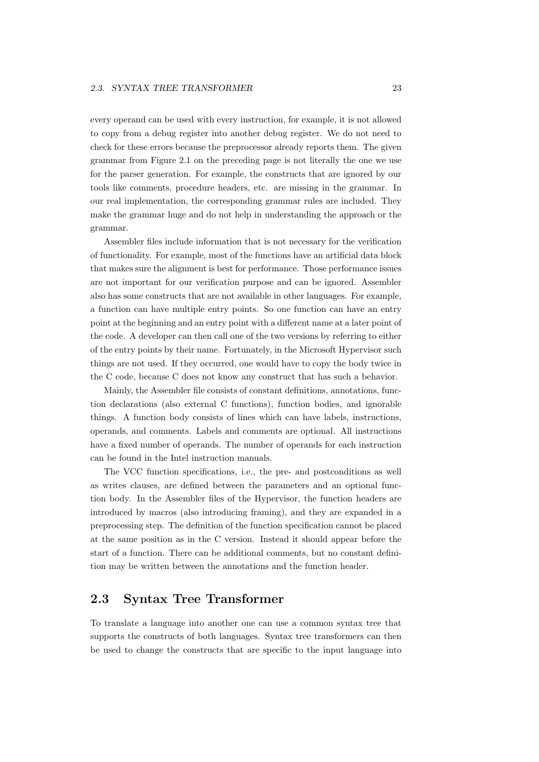every operand can be used with every instruction, for example, it is not allowed to copy from a debug register into another debug register. We do not need to check for these errors because the preprocessor already reports them. The given grammar from Figure 2.1 on the preceding page is not literally the one we use for the parser generation. For example, the constructs that are ignored by our tools like comments, procedure headers, etc. are missing in the grammar. In our real implementation, the corresponding grammar rules are included. They make the grammar huge and do not help in understanding the approach or the grammar.

Assembler files include information that is not necessary for the verification of functionality. For example, most of the functions have an artificial data block that makes sure the alignment is best for performance. Those performance issues are not important for our verification purpose and can be ignored. Assembler also has some constructs that are not available in other languages. For example, a function can have multiple entry points. So one function can have an entry point at the beginning and an entry point with a different name at a later point of the code. A developer can then call one of the two versions by referring to either of the entry points by their name. Fortunately, in the Microsoft Hypervisor such things are not used. If they occurred, one would have to copy the body twice in the C code, because C does not know any construct that has such a behavior.

Mainly, the Assembler file consists of constant definitions, annotations, function declarations (also external C functions), function bodies, and ignorable things. A function body consists of lines which can have labels, instructions, operands, and comments. Labels and comments are optional. All instructions have a fixed number of operands. The number of operands for each instruction can be found in the Intel instruction manuals.

The VCC function specifications, i.e., the pre- and postconditions as well as writes clauses, are defined between the parameters and an optional function body. In the Assembler files of the Hypervisor, the function headers are introduced by macros (also introducing framing), and they are expanded in a preprocessing step. The definition of the function specification cannot be placed at the same position as in the C version. Instead it should appear before the start of a function. There can be additional comments, but no constant definition may be written between the annotations and the function header.

## 2.3 Syntax Tree Transformer

To translate a language into another one can use a common syntax tree that supports the constructs of both languages. Syntax tree transformers can then be used to change the constructs that are specific to the input language into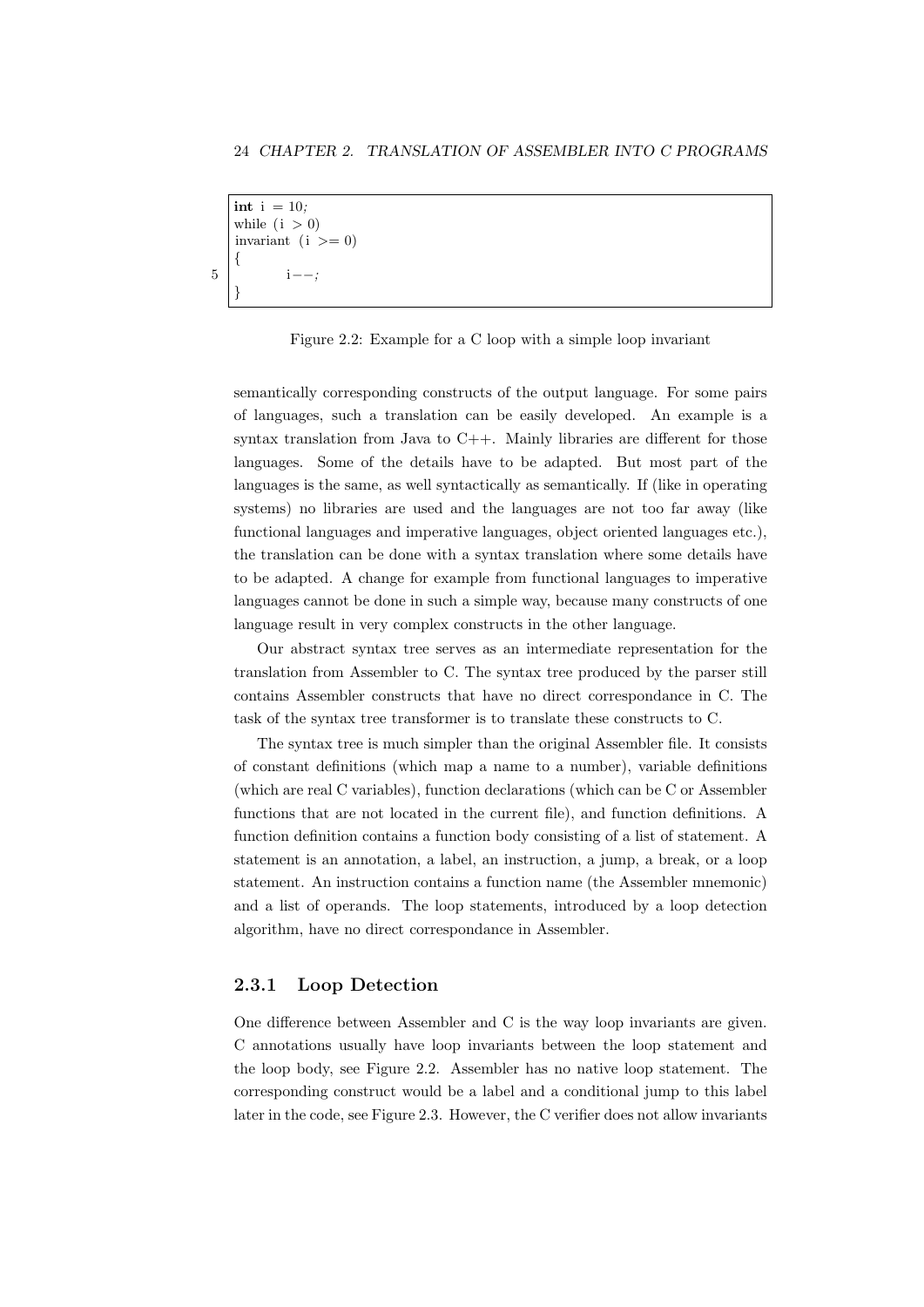```
int i = 10;
while (i > 0)
invariant (i >= 0)
{
        i--;
}
```

Figure 2.2: Example for a C loop with a simple loop invariant

semantically corresponding constructs of the output language. For some pairs of languages, such a translation can be easily developed. An example is a syntax translation from Java to C++. Mainly libraries are different for those languages. Some of the details have to be adapted. But most part of the languages is the same, as well syntactically as semantically. If (like in operating systems) no libraries are used and the languages are not too far away (like functional languages and imperative languages, object oriented languages etc.), the translation can be done with a syntax translation where some details have to be adapted. A change for example from functional languages to imperative languages cannot be done in such a simple way, because many constructs of one language result in very complex constructs in the other language.

Our abstract syntax tree serves as an intermediate representation for the translation from Assembler to C. The syntax tree produced by the parser still contains Assembler constructs that have no direct correspondance in C. The task of the syntax tree transformer is to translate these constructs to C.

The syntax tree is much simpler than the original Assembler file. It consists of constant definitions (which map a name to a number), variable definitions (which are real C variables), function declarations (which can be C or Assembler functions that are not located in the current file), and function definitions. A function definition contains a function body consisting of a list of statement. A statement is an annotation, a label, an instruction, a jump, a break, or a loop statement. An instruction contains a function name (the Assembler mnemonic) and a list of operands. The loop statements, introduced by a loop detection algorithm, have no direct correspondance in Assembler.

### 2.3.1 Loop Detection

One difference between Assembler and C is the way loop invariants are given. C annotations usually have loop invariants between the loop statement and the loop body, see Figure 2.2. Assembler has no native loop statement. The corresponding construct would be a label and a conditional jump to this label later in the code, see Figure 2.3. However, the C verifier does not allow invariants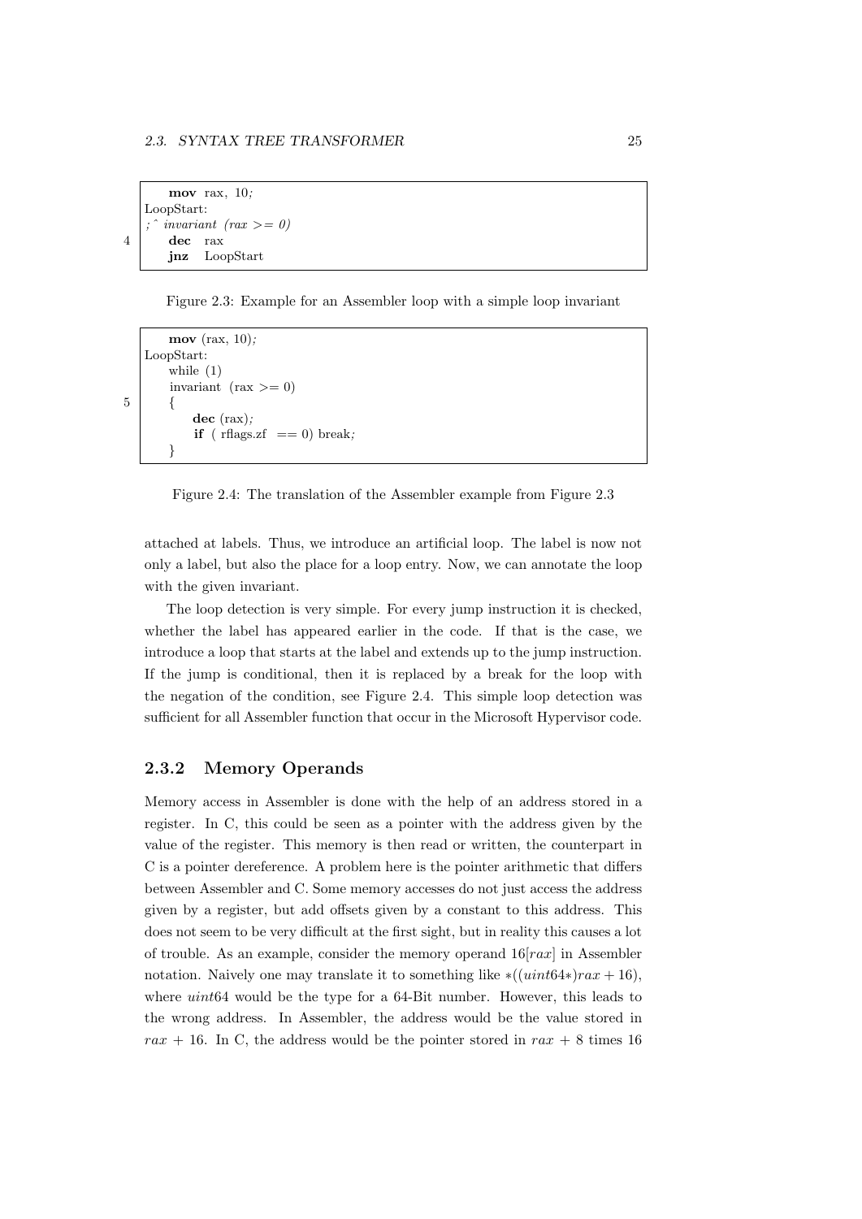```
    mov  rax, 10;
LoopStart:
;^ invariant (rax >= 0)
    dec  rax
    jnz  LoopStart
```

Figure 2.3: Example for an Assembler loop with a simple loop invariant

```
    mov (rax, 10);
LoopStart:
    while (1)
    invariant (rax >= 0)
    {
        dec (rax);
        if ( rflags.zf  == 0) break;
    }
```

Figure 2.4: The translation of the Assembler example from Figure 2.3

attached at labels. Thus, we introduce an artificial loop. The label is now not only a label, but also the place for a loop entry. Now, we can annotate the loop with the given invariant.

The loop detection is very simple. For every jump instruction it is checked, whether the label has appeared earlier in the code. If that is the case, we introduce a loop that starts at the label and extends up to the jump instruction. If the jump is conditional, then it is replaced by a break for the loop with the negation of the condition, see Figure 2.4. This simple loop detection was sufficient for all Assembler function that occur in the Microsoft Hypervisor code.

### 2.3.2 Memory Operands

Memory access in Assembler is done with the help of an address stored in a register. In C, this could be seen as a pointer with the address given by the value of the register. This memory is then read or written, the counterpart in C is a pointer dereference. A problem here is the pointer arithmetic that differs between Assembler and C. Some memory accesses do not just access the address given by a register, but add offsets given by a constant to this address. This does not seem to be very difficult at the first sight, but in reality this causes a lot of trouble. As an example, consider the memory operand $16[rax]$ in Assembler notation. Naively one may translate it to something like $*((uint64*)rax + 16)$, where $uint64$ would be the type for a 64-Bit number. However, this leads to the wrong address. In Assembler, the address would be the value stored in $rax$ + 16. In C, the address would be the pointer stored in $rax$ + 8 times 16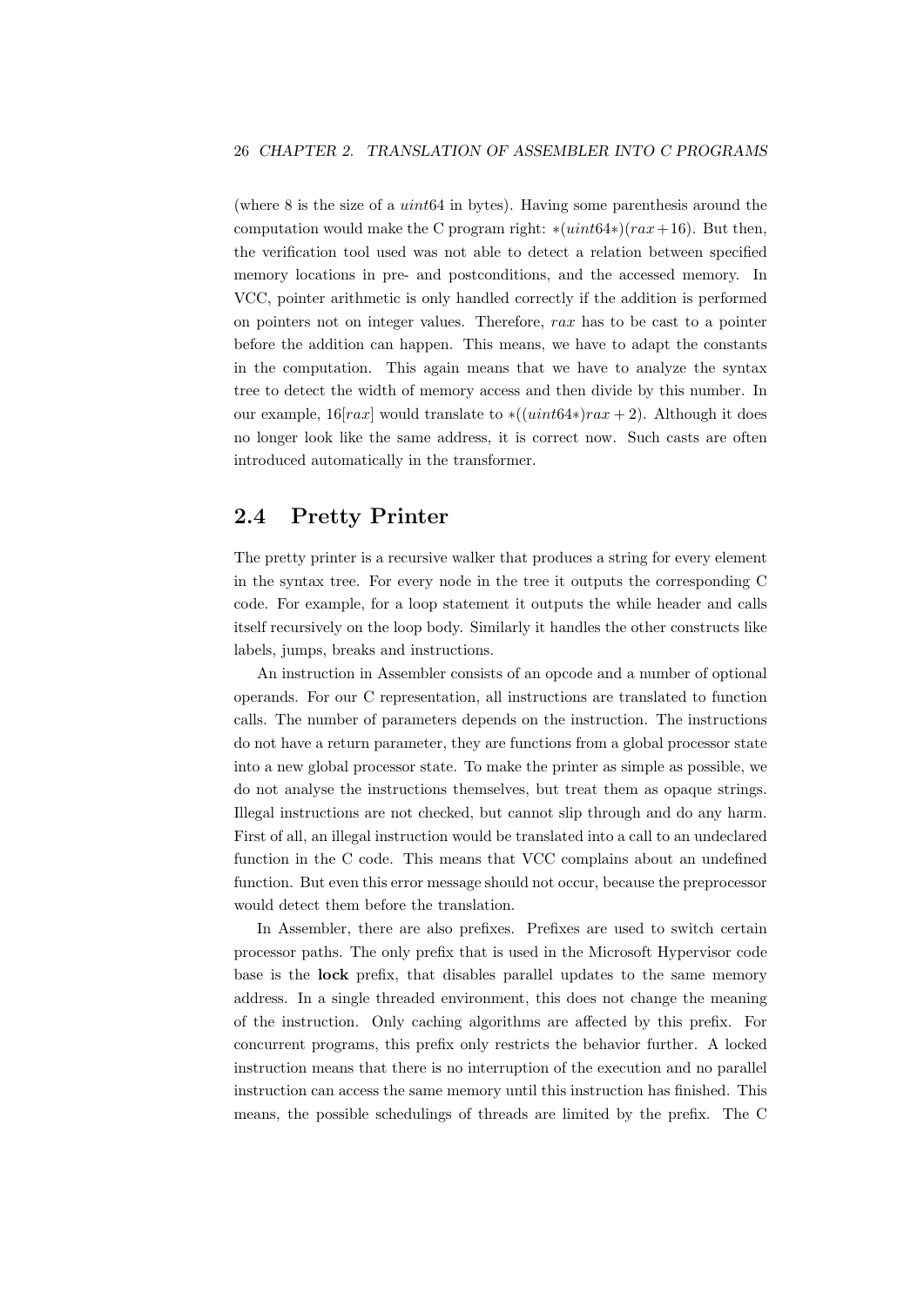(where 8 is the size of a $uint64$ in bytes). Having some parenthesis around the computation would make the C program right: $*(uint64*)(rax+16)$. But then, the verification tool used was not able to detect a relation between specified memory locations in pre- and postconditions, and the accessed memory. In VCC, pointer arithmetic is only handled correctly if the addition is performed on pointers not on integer values. Therefore, $rax$ has to be cast to a pointer before the addition can happen. This means, we have to adapt the constants in the computation. This again means that we have to analyze the syntax tree to detect the width of memory access and then divide by this number. In our example, $16[rax]$ would translate to $*((uint64*)rax+2)$. Although it does no longer look like the same address, it is correct now. Such casts are often introduced automatically in the transformer.

## 2.4 Pretty Printer

The pretty printer is a recursive walker that produces a string for every element in the syntax tree. For every node in the tree it outputs the corresponding C code. For example, for a loop statement it outputs the while header and calls itself recursively on the loop body. Similarly it handles the other constructs like labels, jumps, breaks and instructions.

An instruction in Assembler consists of an opcode and a number of optional operands. For our C representation, all instructions are translated to function calls. The number of parameters depends on the instruction. The instructions do not have a return parameter, they are functions from a global processor state into a new global processor state. To make the printer as simple as possible, we do not analyse the instructions themselves, but treat them as opaque strings. Illegal instructions are not checked, but cannot slip through and do any harm. First of all, an illegal instruction would be translated into a call to an undeclared function in the C code. This means that VCC complains about an undefined function. But even this error message should not occur, because the preprocessor would detect them before the translation.

In Assembler, there are also prefixes. Prefixes are used to switch certain processor paths. The only prefix that is used in the Microsoft Hypervisor code base is the **lock** prefix, that disables parallel updates to the same memory address. In a single threaded environment, this does not change the meaning of the instruction. Only caching algorithms are affected by this prefix. For concurrent programs, this prefix only restricts the behavior further. A locked instruction means that there is no interruption of the execution and no parallel instruction can access the same memory until this instruction has finished. This means, the possible schedulings of threads are limited by the prefix. The C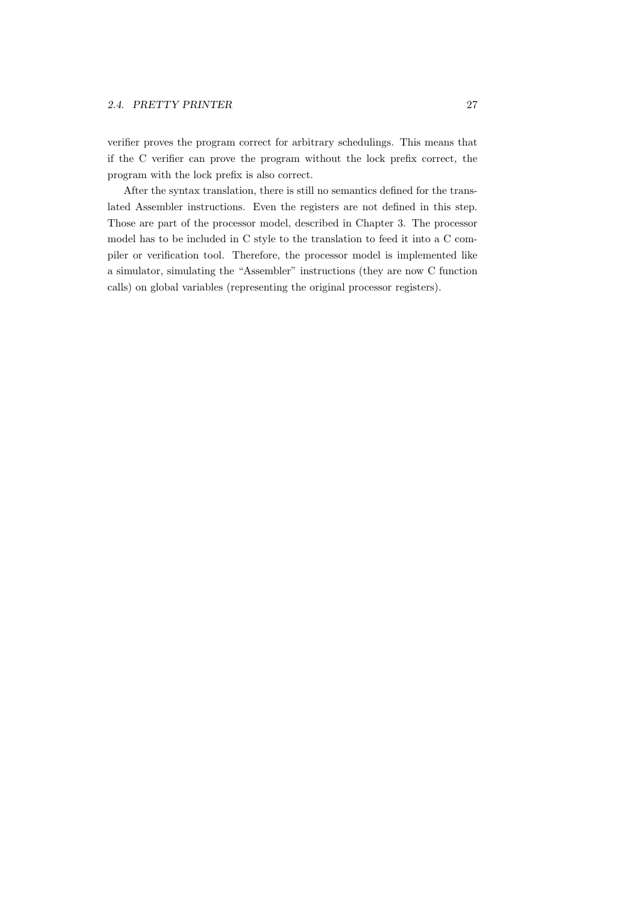verifier proves the program correct for arbitrary schedulings. This means that if the C verifier can prove the program without the lock prefix correct, the program with the lock prefix is also correct.

After the syntax translation, there is still no semantics defined for the translated Assembler instructions. Even the registers are not defined in this step. Those are part of the processor model, described in Chapter 3. The processor model has to be included in C style to the translation to feed it into a C compiler or verification tool. Therefore, the processor model is implemented like a simulator, simulating the "Assembler" instructions (they are now C function calls) on global variables (representing the original processor registers).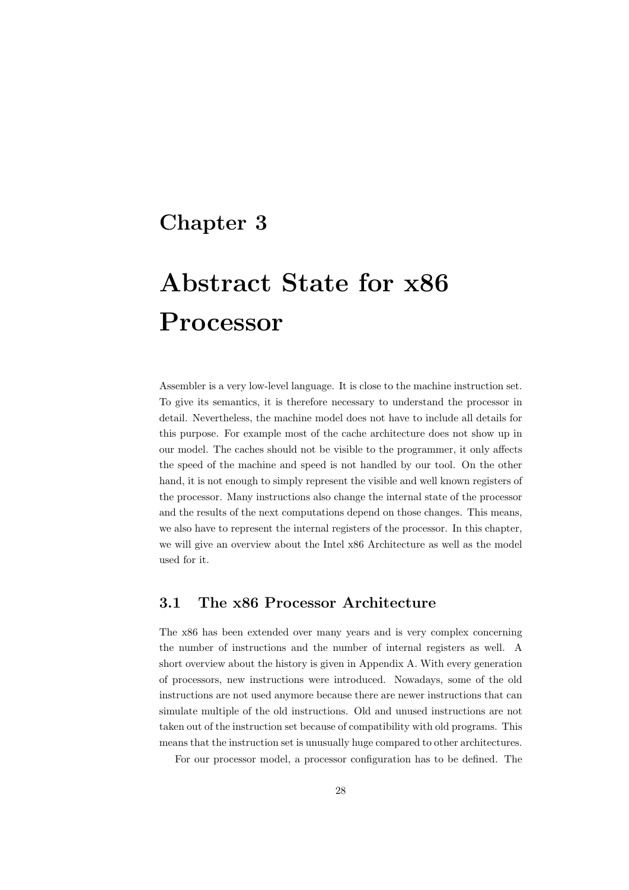# Chapter 3

# Abstract State for x86 Processor

Assembler is a very low-level language. It is close to the machine instruction set. To give its semantics, it is therefore necessary to understand the processor in detail. Nevertheless, the machine model does not have to include all details for this purpose. For example most of the cache architecture does not show up in our model. The caches should not be visible to the programmer, it only affects the speed of the machine and speed is not handled by our tool. On the other hand, it is not enough to simply represent the visible and well known registers of the processor. Many instructions also change the internal state of the processor and the results of the next computations depend on those changes. This means, we also have to represent the internal registers of the processor. In this chapter, we will give an overview about the Intel x86 Architecture as well as the model used for it.

## 3.1 The x86 Processor Architecture

The x86 has been extended over many years and is very complex concerning the number of instructions and the number of internal registers as well. A short overview about the history is given in Appendix A. With every generation of processors, new instructions were introduced. Nowadays, some of the old instructions are not used anymore because there are newer instructions that can simulate multiple of the old instructions. Old and unused instructions are not taken out of the instruction set because of compatibility with old programs. This means that the instruction set is unusually huge compared to other architectures.

For our processor model, a processor configuration has to be defined. The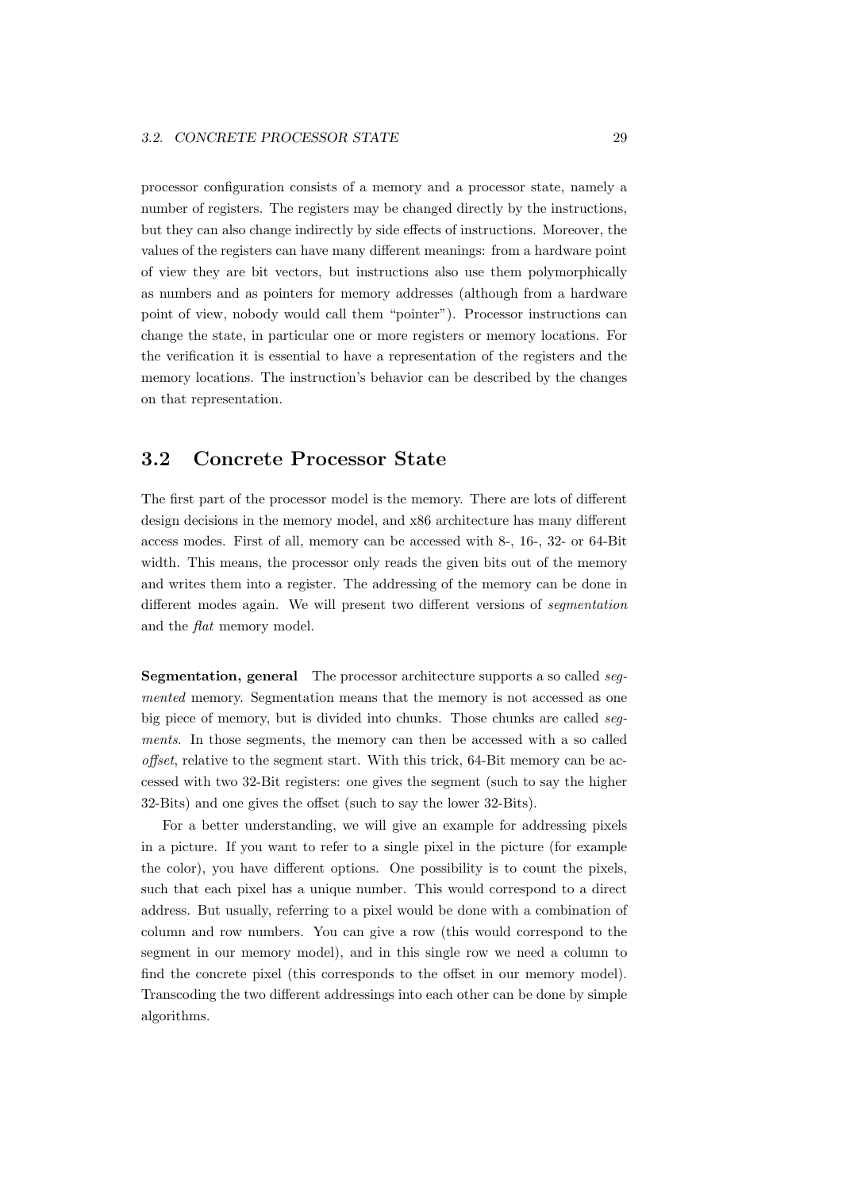processor configuration consists of a memory and a processor state, namely a number of registers. The registers may be changed directly by the instructions, but they can also change indirectly by side effects of instructions. Moreover, the values of the registers can have many different meanings: from a hardware point of view they are bit vectors, but instructions also use them polymorphically as numbers and as pointers for memory addresses (although from a hardware point of view, nobody would call them "pointer"). Processor instructions can change the state, in particular one or more registers or memory locations. For the verification it is essential to have a representation of the registers and the memory locations. The instruction's behavior can be described by the changes on that representation.

## 3.2 Concrete Processor State

The first part of the processor model is the memory. There are lots of different design decisions in the memory model, and x86 architecture has many different access modes. First of all, memory can be accessed with 8-, 16-, 32- or 64-Bit width. This means, the processor only reads the given bits out of the memory and writes them into a register. The addressing of the memory can be done in different modes again. We will present two different versions of *segmentation* and the *flat* memory model.

**Segmentation, general** The processor architecture supports a so called *segmented* memory. Segmentation means that the memory is not accessed as one big piece of memory, but is divided into chunks. Those chunks are called *segments*. In those segments, the memory can then be accessed with a so called *offset*, relative to the segment start. With this trick, 64-Bit memory can be accessed with two 32-Bit registers: one gives the segment (such to say the higher 32-Bits) and one gives the offset (such to say the lower 32-Bits).

For a better understanding, we will give an example for addressing pixels in a picture. If you want to refer to a single pixel in the picture (for example the color), you have different options. One possibility is to count the pixels, such that each pixel has a unique number. This would correspond to a direct address. But usually, referring to a pixel would be done with a combination of column and row numbers. You can give a row (this would correspond to the segment in our memory model), and in this single row we need a column to find the concrete pixel (this corresponds to the offset in our memory model). Transcoding the two different addressings into each other can be done by simple algorithms.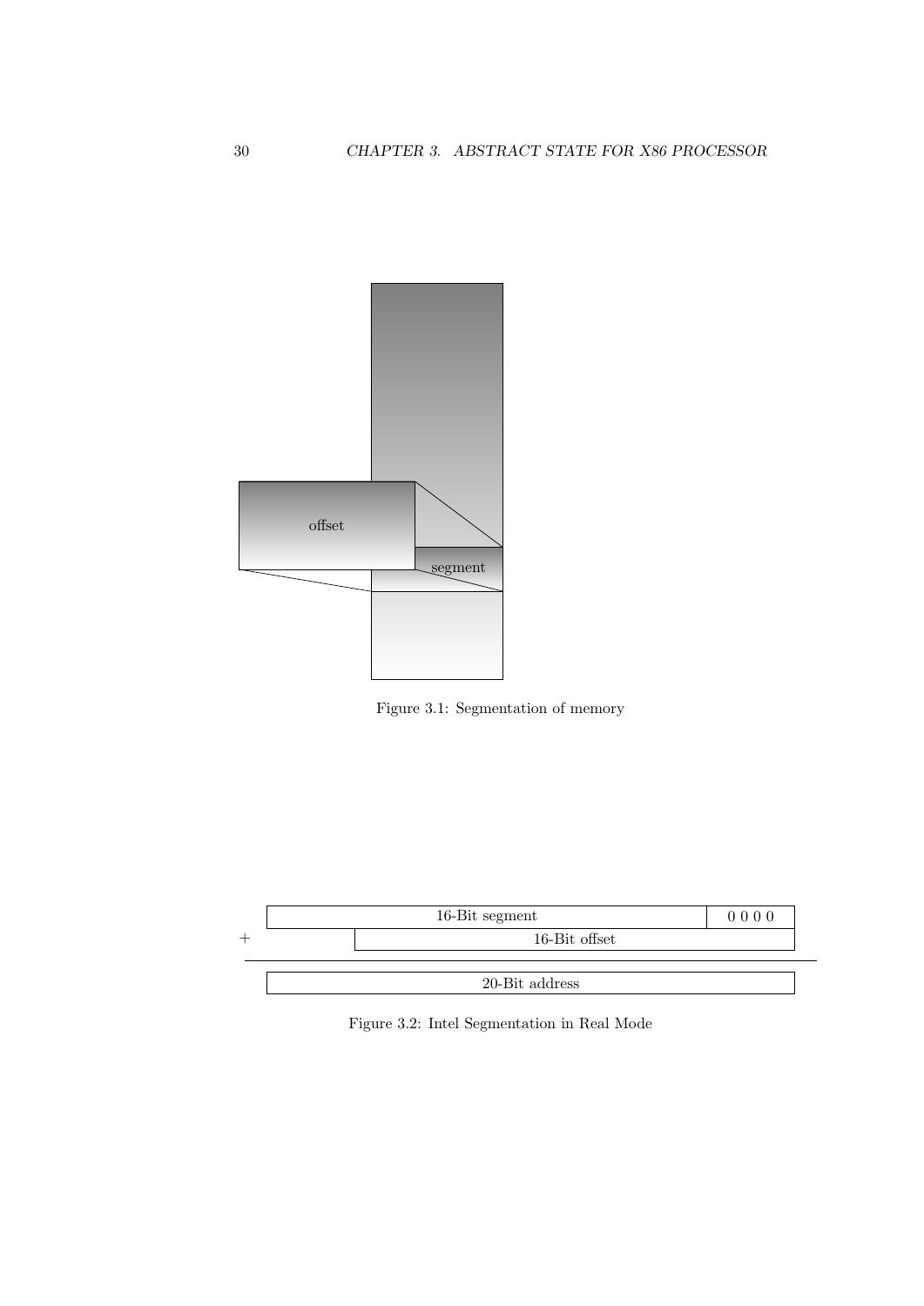Figure 3.1: Segmentation of memory

Figure 3.2: Intel Segmentation in Real Mode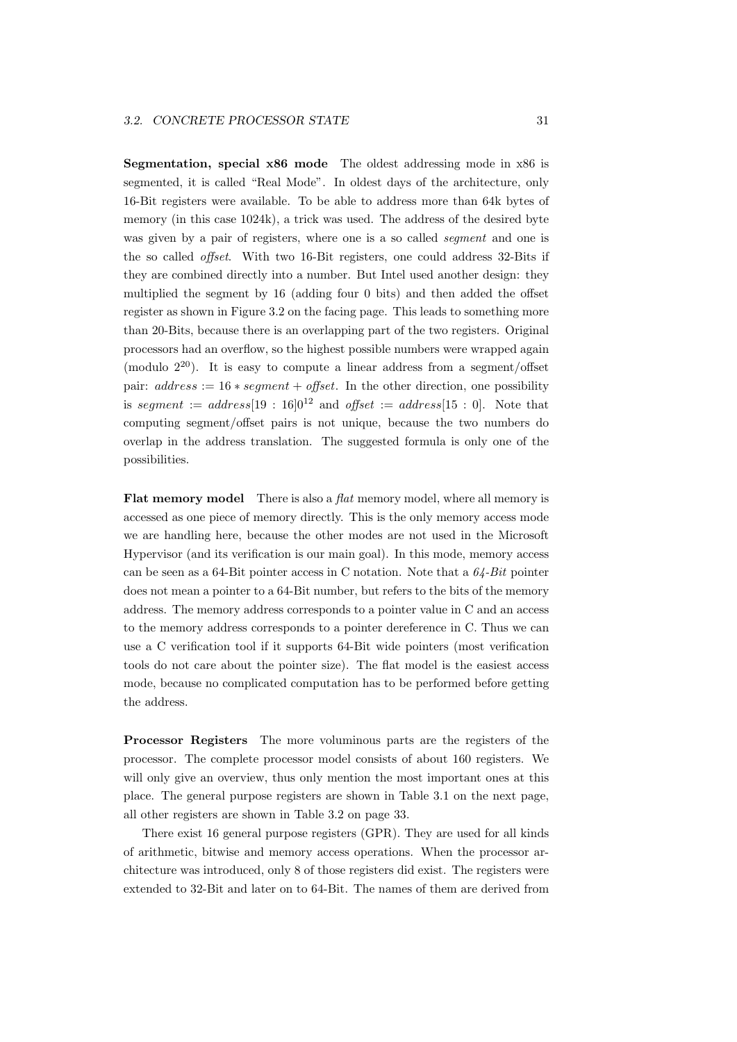**Segmentation, special x86 mode** The oldest addressing mode in x86 is segmented, it is called “Real Mode”. In oldest days of the architecture, only 16-Bit registers were available. To be able to address more than 64k bytes of memory (in this case 1024k), a trick was used. The address of the desired byte was given by a pair of registers, where one is a so called *segment* and one is the so called *offset*. With two 16-Bit registers, one could address 32-Bits if they are combined directly into a number. But Intel used another design: they multiplied the segment by 16 (adding four 0 bits) and then added the offset register as shown in Figure 3.2 on the facing page. This leads to something more than 20-Bits, because there is an overlapping part of the two registers. Original processors had an overflow, so the highest possible numbers were wrapped again (modulo $2^{20}$). It is easy to compute a linear address from a segment/offset pair: $address := 16 * segment + offset$. In the other direction, one possibility is $segment := address[19:16]0^{12}$ and $offset := address[15:0]$. Note that computing segment/offset pairs is not unique, because the two numbers do overlap in the address translation. The suggested formula is only one of the possibilities.

**Flat memory model** There is also a *flat* memory model, where all memory is accessed as one piece of memory directly. This is the only memory access mode we are handling here, because the other modes are not used in the Microsoft Hypervisor (and its verification is our main goal). In this mode, memory access can be seen as a 64-Bit pointer access in C notation. Note that a *64-Bit* pointer does not mean a pointer to a 64-Bit number, but refers to the bits of the memory address. The memory address corresponds to a pointer value in C and an access to the memory address corresponds to a pointer dereference in C. Thus we can use a C verification tool if it supports 64-Bit wide pointers (most verification tools do not care about the pointer size). The flat model is the easiest access mode, because no complicated computation has to be performed before getting the address.

**Processor Registers** The more voluminous parts are the registers of the processor. The complete processor model consists of about 160 registers. We will only give an overview, thus only mention the most important ones at this place. The general purpose registers are shown in Table 3.1 on the next page, all other registers are shown in Table 3.2 on page 33.

There exist 16 general purpose registers (GPR). They are used for all kinds of arithmetic, bitwise and memory access operations. When the processor architecture was introduced, only 8 of those registers did exist. The registers were extended to 32-Bit and later on to 64-Bit. The names of them are derived from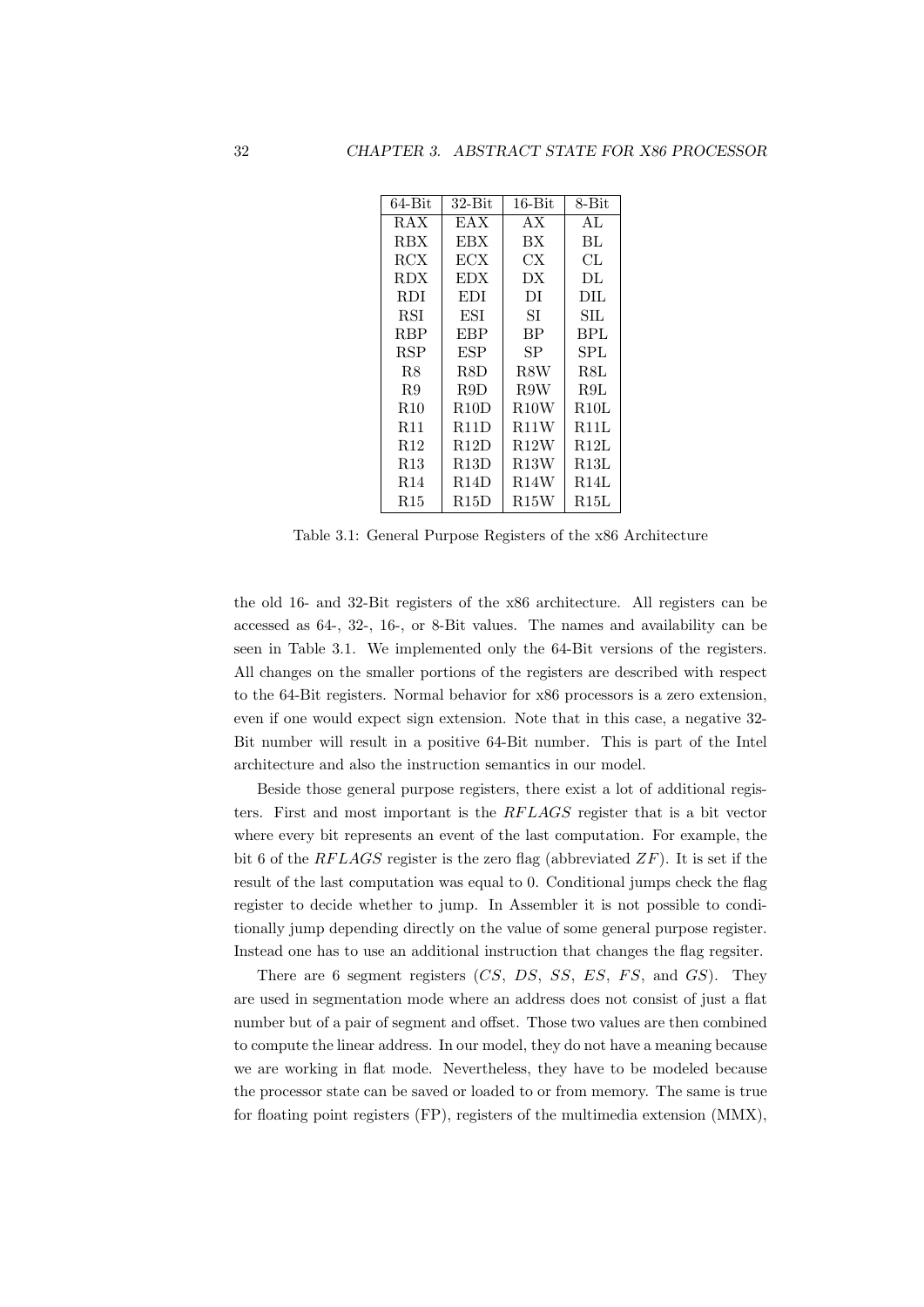| 64-Bit | 32-Bit | 16-Bit | 8-Bit |
|---|---|---|---|
| RAX | EAX | AX | AL |
| RBX | EBX | BX | BL |
| RCX | ECX | CX | CL |
| RDX | EDX | DX | DL |
| RDI | EDI | DI | DIL |
| RSI | ESI | SI | SIL |
| RBP | EBP | BP | BPL |
| RSP | ESP | SP | SPL |
| R8 | R8D | R8W | R8L |
| R9 | R9D | R9W | R9L |
| R10 | R10D | R10W | R10L |
| R11 | R11D | R11W | R11L |
| R12 | R12D | R12W | R12L |
| R13 | R13D | R13W | R13L |
| R14 | R14D | R14W | R14L |
| R15 | R15D | R15W | R15L |

Table 3.1: General Purpose Registers of the x86 Architecture

the old 16- and 32-Bit registers of the x86 architecture. All registers can be accessed as 64-, 32-, 16-, or 8-Bit values. The names and availability can be seen in Table 3.1. We implemented only the 64-Bit versions of the registers. All changes on the smaller portions of the registers are described with respect to the 64-Bit registers. Normal behavior for x86 processors is a zero extension, even if one would expect sign extension. Note that in this case, a negative 32-Bit number will result in a positive 64-Bit number. This is part of the Intel architecture and also the instruction semantics in our model.

Beside those general purpose registers, there exist a lot of additional registers. First and most important is the *RFLAGS* register that is a bit vector where every bit represents an event of the last computation. For example, the bit 6 of the *RFLAGS* register is the zero flag (abbreviated *ZF*). It is set if the result of the last computation was equal to 0. Conditional jumps check the flag register to decide whether to jump. In Assembler it is not possible to conditionally jump depending directly on the value of some general purpose register. Instead one has to use an additional instruction that changes the flag regsiter.

There are 6 segment registers (*CS*, *DS*, *SS*, *ES*, *FS*, and *GS*). They are used in segmentation mode where an address does not consist of just a flat number but of a pair of segment and offset. Those two values are then combined to compute the linear address. In our model, they do not have a meaning because we are working in flat mode. Nevertheless, they have to be modeled because the processor state can be saved or loaded to or from memory. The same is true for floating point registers (FP), registers of the multimedia extension (MMX),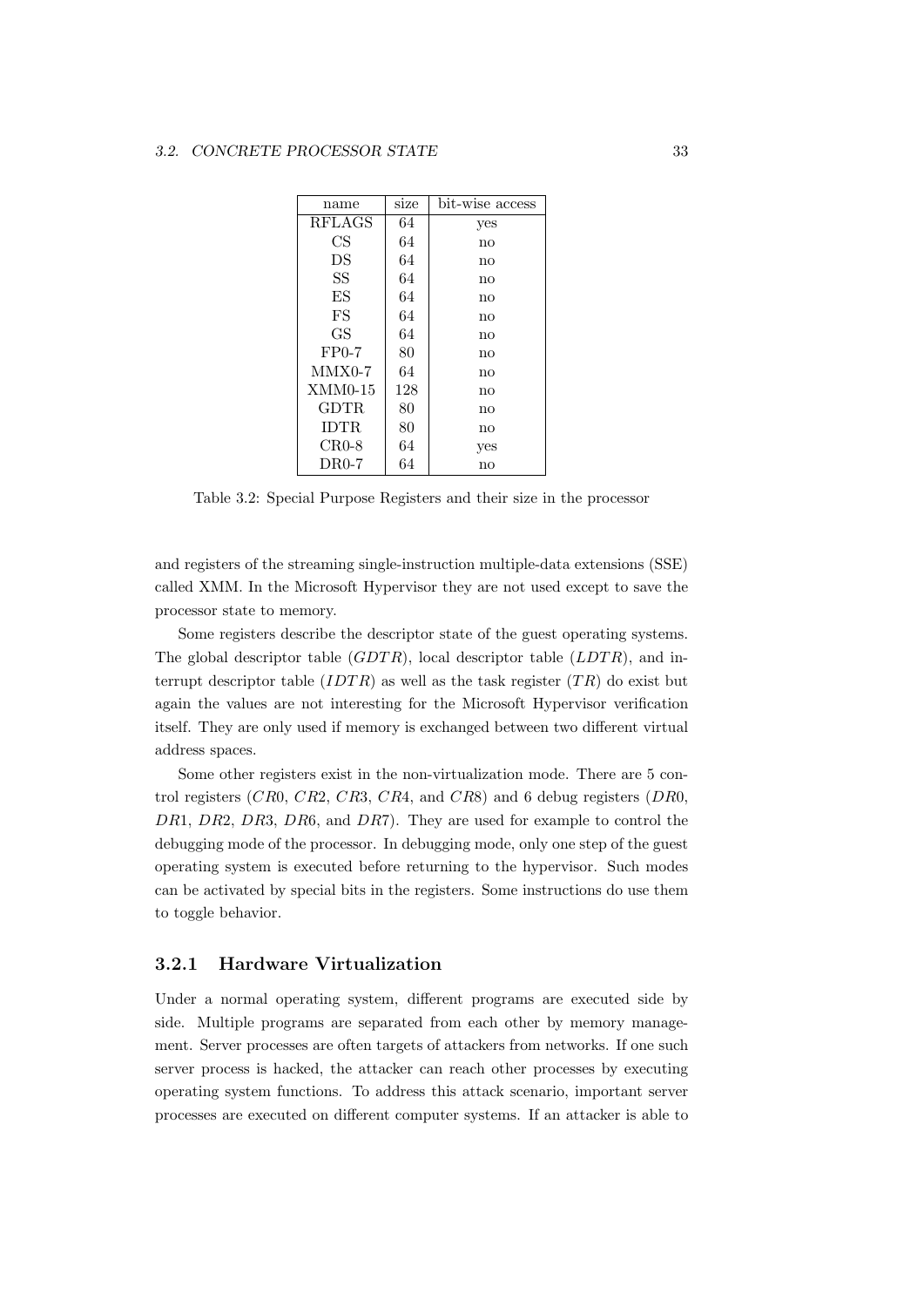| name | size | bit-wise access |
|---|---|---|
| RFLAGS | 64 | yes |
| CS | 64 | no |
| DS | 64 | no |
| SS | 64 | no |
| ES | 64 | no |
| FS | 64 | no |
| GS | 64 | no |
| FP0-7 | 80 | no |
| MMX0-7 | 64 | no |
| XMM0-15 | 128 | no |
| GDTR | 80 | no |
| IDTR | 80 | no |
| CR0-8 | 64 | yes |
| DR0-7 | 64 | no |

Table 3.2: Special Purpose Registers and their size in the processor

and registers of the streaming single-instruction multiple-data extensions (SSE) called XMM. In the Microsoft Hypervisor they are not used except to save the processor state to memory.

Some registers describe the descriptor state of the guest operating systems. The global descriptor table ($GDTR$), local descriptor table ($LDTR$), and interrupt descriptor table ($IDTR$) as well as the task register ($TR$) do exist but again the values are not interesting for the Microsoft Hypervisor verification itself. They are only used if memory is exchanged between two different virtual address spaces.

Some other registers exist in the non-virtualization mode. There are 5 control registers ($CR0$, $CR2$, $CR3$, $CR4$, and $CR8$) and 6 debug registers ($DR0$, $DR1$, $DR2$, $DR3$, $DR6$, and $DR7$). They are used for example to control the debugging mode of the processor. In debugging mode, only one step of the guest operating system is executed before returning to the hypervisor. Such modes can be activated by special bits in the registers. Some instructions do use them to toggle behavior.

### 3.2.1 Hardware Virtualization

Under a normal operating system, different programs are executed side by side. Multiple programs are separated from each other by memory management. Server processes are often targets of attackers from networks. If one such server process is hacked, the attacker can reach other processes by executing operating system functions. To address this attack scenario, important server processes are executed on different computer systems. If an attacker is able to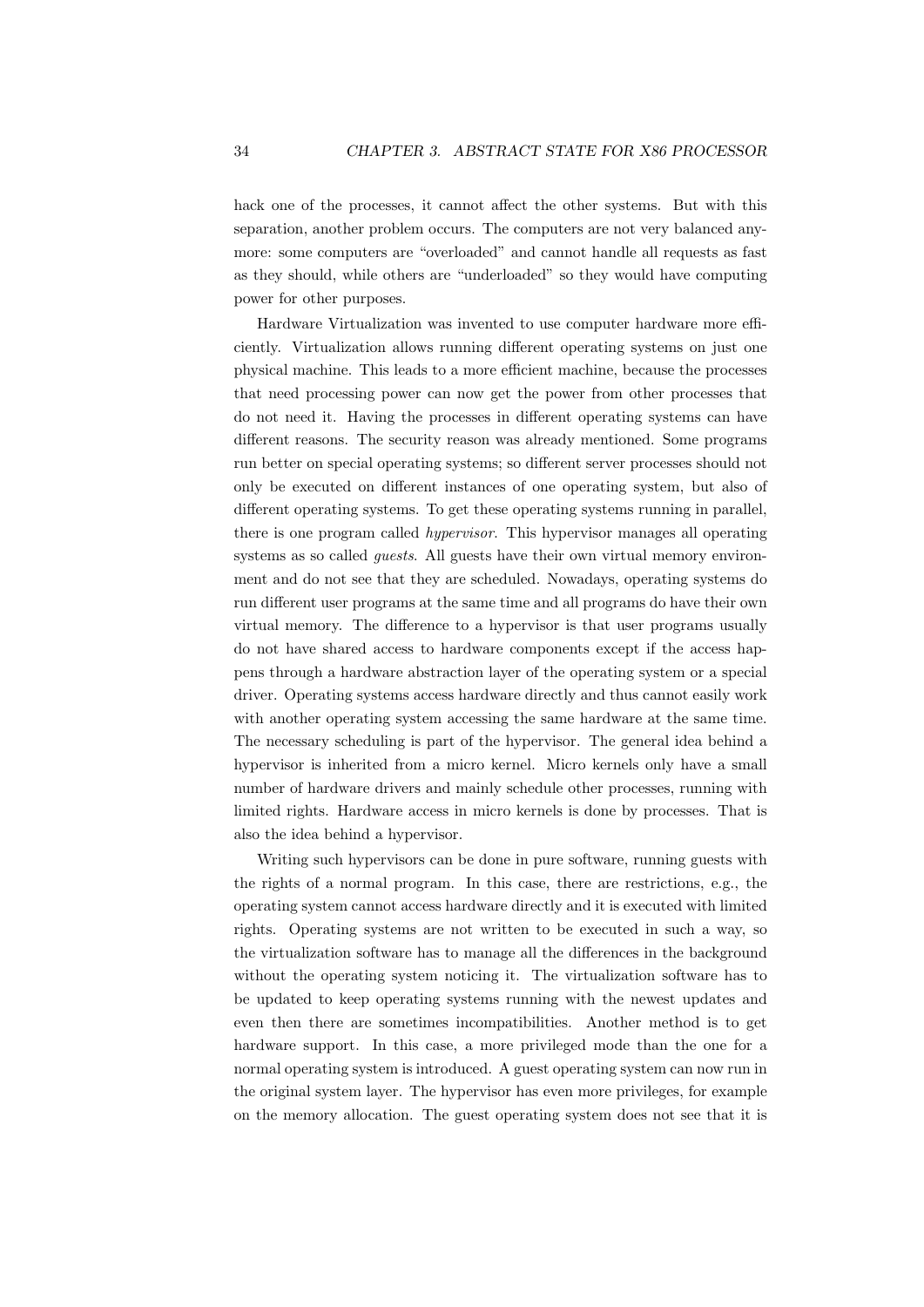hack one of the processes, it cannot affect the other systems. But with this separation, another problem occurs. The computers are not very balanced anymore: some computers are "overloaded" and cannot handle all requests as fast as they should, while others are "underloaded" so they would have computing power for other purposes.

Hardware Virtualization was invented to use computer hardware more efficiently. Virtualization allows running different operating systems on just one physical machine. This leads to a more efficient machine, because the processes that need processing power can now get the power from other processes that do not need it. Having the processes in different operating systems can have different reasons. The security reason was already mentioned. Some programs run better on special operating systems; so different server processes should not only be executed on different instances of one operating system, but also of different operating systems. To get these operating systems running in parallel, there is one program called *hypervisor*. This hypervisor manages all operating systems as so called *guests*. All guests have their own virtual memory environment and do not see that they are scheduled. Nowadays, operating systems do run different user programs at the same time and all programs do have their own virtual memory. The difference to a hypervisor is that user programs usually do not have shared access to hardware components except if the access happens through a hardware abstraction layer of the operating system or a special driver. Operating systems access hardware directly and thus cannot easily work with another operating system accessing the same hardware at the same time. The necessary scheduling is part of the hypervisor. The general idea behind a hypervisor is inherited from a micro kernel. Micro kernels only have a small number of hardware drivers and mainly schedule other processes, running with limited rights. Hardware access in micro kernels is done by processes. That is also the idea behind a hypervisor.

Writing such hypervisors can be done in pure software, running guests with the rights of a normal program. In this case, there are restrictions, e.g., the operating system cannot access hardware directly and it is executed with limited rights. Operating systems are not written to be executed in such a way, so the virtualization software has to manage all the differences in the background without the operating system noticing it. The virtualization software has to be updated to keep operating systems running with the newest updates and even then there are sometimes incompatibilities. Another method is to get hardware support. In this case, a more privileged mode than the one for a normal operating system is introduced. A guest operating system can now run in the original system layer. The hypervisor has even more privileges, for example on the memory allocation. The guest operating system does not see that it is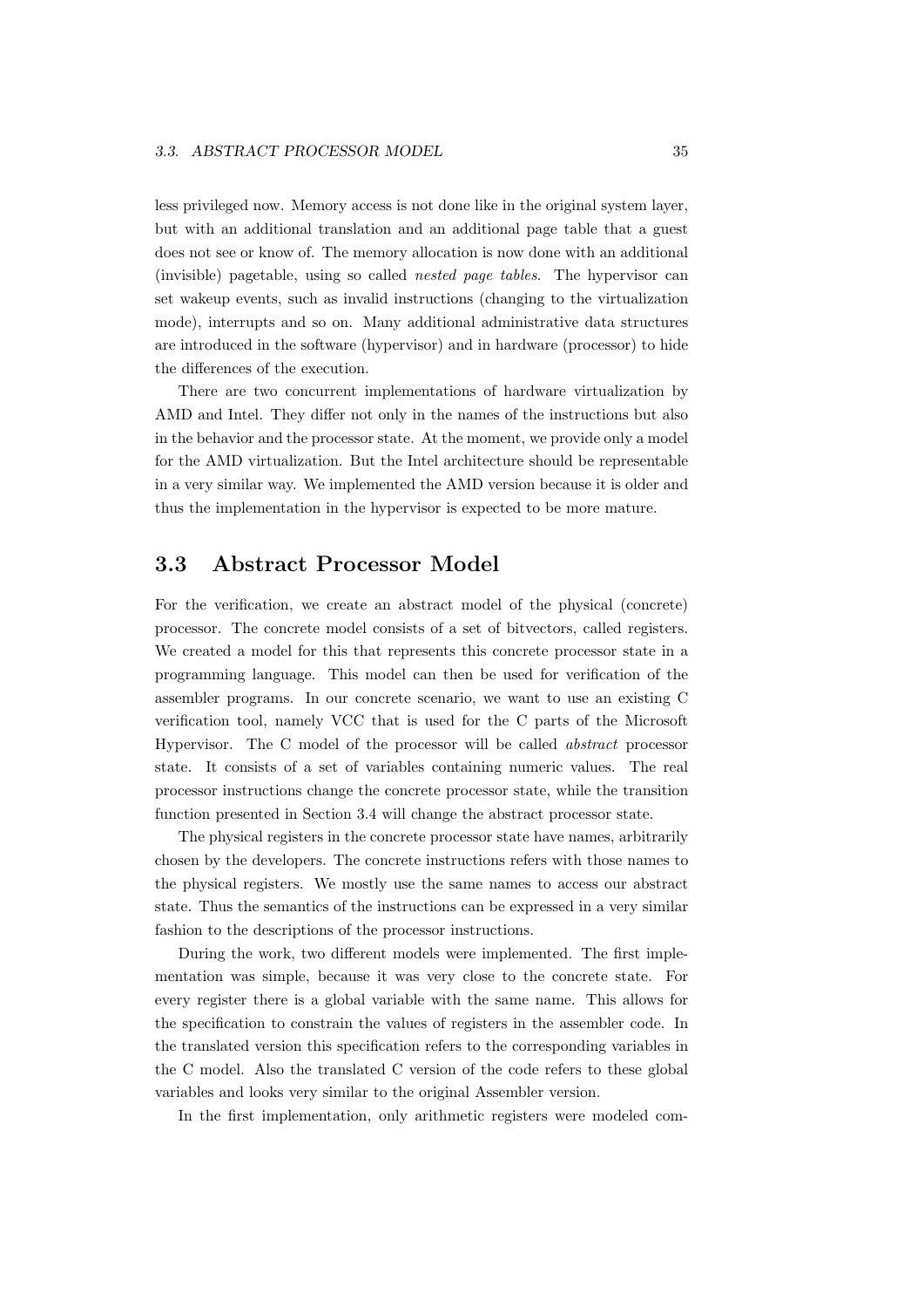less privileged now. Memory access is not done like in the original system layer, but with an additional translation and an additional page table that a guest does not see or know of. The memory allocation is now done with an additional (invisible) pagetable, using so called *nested page tables*. The hypervisor can set wakeup events, such as invalid instructions (changing to the virtualization mode), interrupts and so on. Many additional administrative data structures are introduced in the software (hypervisor) and in hardware (processor) to hide the differences of the execution.

There are two concurrent implementations of hardware virtualization by AMD and Intel. They differ not only in the names of the instructions but also in the behavior and the processor state. At the moment, we provide only a model for the AMD virtualization. But the Intel architecture should be representable in a very similar way. We implemented the AMD version because it is older and thus the implementation in the hypervisor is expected to be more mature.

## 3.3 Abstract Processor Model

For the verification, we create an abstract model of the physical (concrete) processor. The concrete model consists of a set of bitvectors, called registers. We created a model for this that represents this concrete processor state in a programming language. This model can then be used for verification of the assembler programs. In our concrete scenario, we want to use an existing C verification tool, namely VCC that is used for the C parts of the Microsoft Hypervisor. The C model of the processor will be called *abstract* processor state. It consists of a set of variables containing numeric values. The real processor instructions change the concrete processor state, while the transition function presented in Section 3.4 will change the abstract processor state.

The physical registers in the concrete processor state have names, arbitrarily chosen by the developers. The concrete instructions refers with those names to the physical registers. We mostly use the same names to access our abstract state. Thus the semantics of the instructions can be expressed in a very similar fashion to the descriptions of the processor instructions.

During the work, two different models were implemented. The first implementation was simple, because it was very close to the concrete state. For every register there is a global variable with the same name. This allows for the specification to constrain the values of registers in the assembler code. In the translated version this specification refers to the corresponding variables in the C model. Also the translated C version of the code refers to these global variables and looks very similar to the original Assembler version.

In the first implementation, only arithmetic registers were modeled com-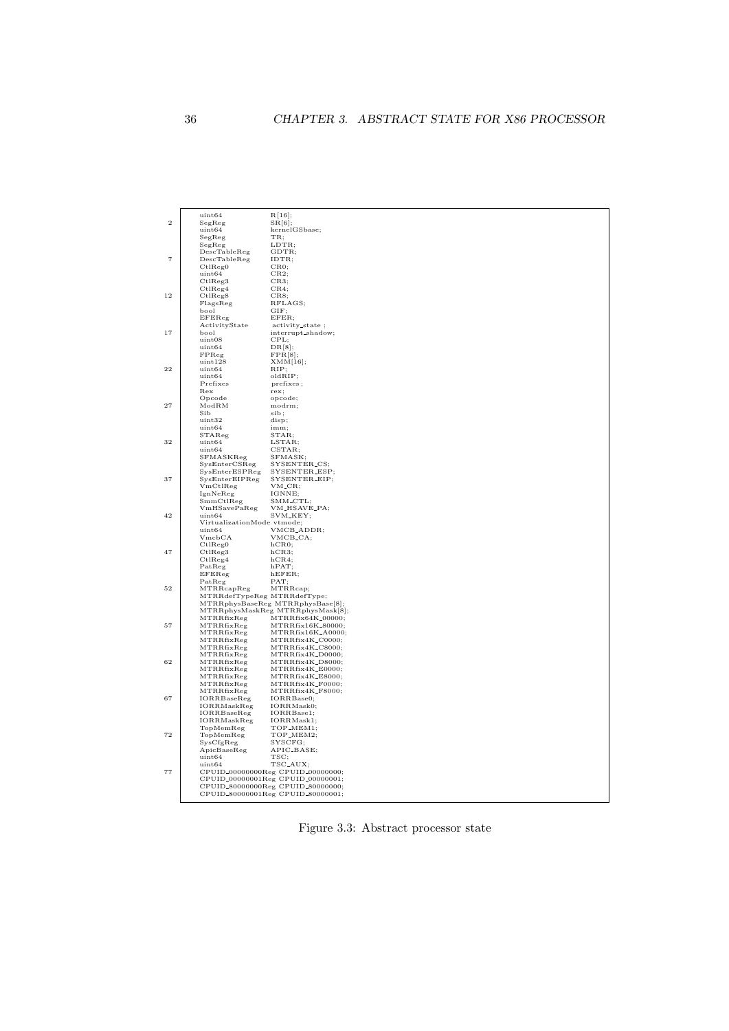```
uint64                     R[16];
SegReg                     SR[6];
uint64                     kernelGSbase;
SegReg                     TR;
SegReg                     LDTR;
DescTableReg               GDTR;
DescTableReg               IDTR;
CtlReg0                    CR0;
uint64                     CR2;
CtlReg3                    CR3;
CtlReg4                    CR4;
CtlReg8                    CR8;
FlagsReg                   RFLAGS;
bool                       GIF;
EFEReg                     EFER;
ActivityState              activity_state;
bool                       interrupt_shadow;
uint08                     CPL;
uint64                     DR[8];
FPReg                      FPR[8];
uint128                    XMM[16];
uint64                     RIP;
uint64                     oldRIP;
Prefixes                   prefixes;
Rex                        rex;
Opcode                     opcode;
ModRM                      modrm;
Sib                        sib;
uint32                     disp;
uint64                     imm;
STAReg                     STAR;
uint64                     LSTAR;
uint64                     CSTAR;
SFMASKReg                  SFMASK;
SysEnterCSReg              SYSENTER_CS;
SysEnterESPReg             SYSENTER_ESP;
SysEnterEIPReg             SYSENTER_EIP;
VmCtlReg                   VM_CR;
IgnNeReg                   IGNNE;
SmmCtlReg                  SMM_CTL;
VmHSavePaReg               VM_HSAVE_PA;
uint64                     SVM_KEY;
VirtualizationMode vtmode;
uint64                     VMCB_ADDR;
VmcbCA                     VMCB_CA;
CtlReg0                    hCR0;
CtlReg3                    hCR3;
CtlReg4                    hCR4;
PatReg                     hPAT;
EFEReg                     hEFER;
PatReg                     PAT;
MTRRcapReg                 MTRRcap;
MTRRdefTypeReg MTRRdefType;
MTRRphysBaseReg MTRRphysBase[8];
MTRRphysMaskReg MTRRphysMask[8];
MTRRfixReg                 MTRRfix64K_00000;
MTRRfixReg                 MTRRfix16K_80000;
MTRRfixReg                 MTRRfix16K_A0000;
MTRRfixReg                 MTRRfix4K_C0000;
MTRRfixReg                 MTRRfix4K_C8000;
MTRRfixReg                 MTRRfix4K_D0000;
MTRRfixReg                 MTRRfix4K_D8000;
MTRRfixReg                 MTRRfix4K_E0000;
MTRRfixReg                 MTRRfix4K_E8000;
MTRRfixReg                 MTRRfix4K_F0000;
MTRRfixReg                 MTRRfix4K_F8000;
IORRBaseReg                IORRBase0;
IORRMaskReg                IORRMask0;
IORRBaseReg                IORRBase1;
IORRMaskReg                IORRMask1;
TopMemReg                  TOP_MEM1;
TopMemReg                  TOP_MEM2;
SysCfgReg                  SYSCFG;
ApicBaseReg                APIC_BASE;
uint64                     TSC;
uint64                     TSC_AUX;
CPUID_00000000Reg CPUID_00000000;
CPUID_00000001Reg CPUID_00000001;
CPUID_80000000Reg CPUID_80000000;
CPUID_80000001Reg CPUID_80000001;
```

Figure 3.3: Abstract processor state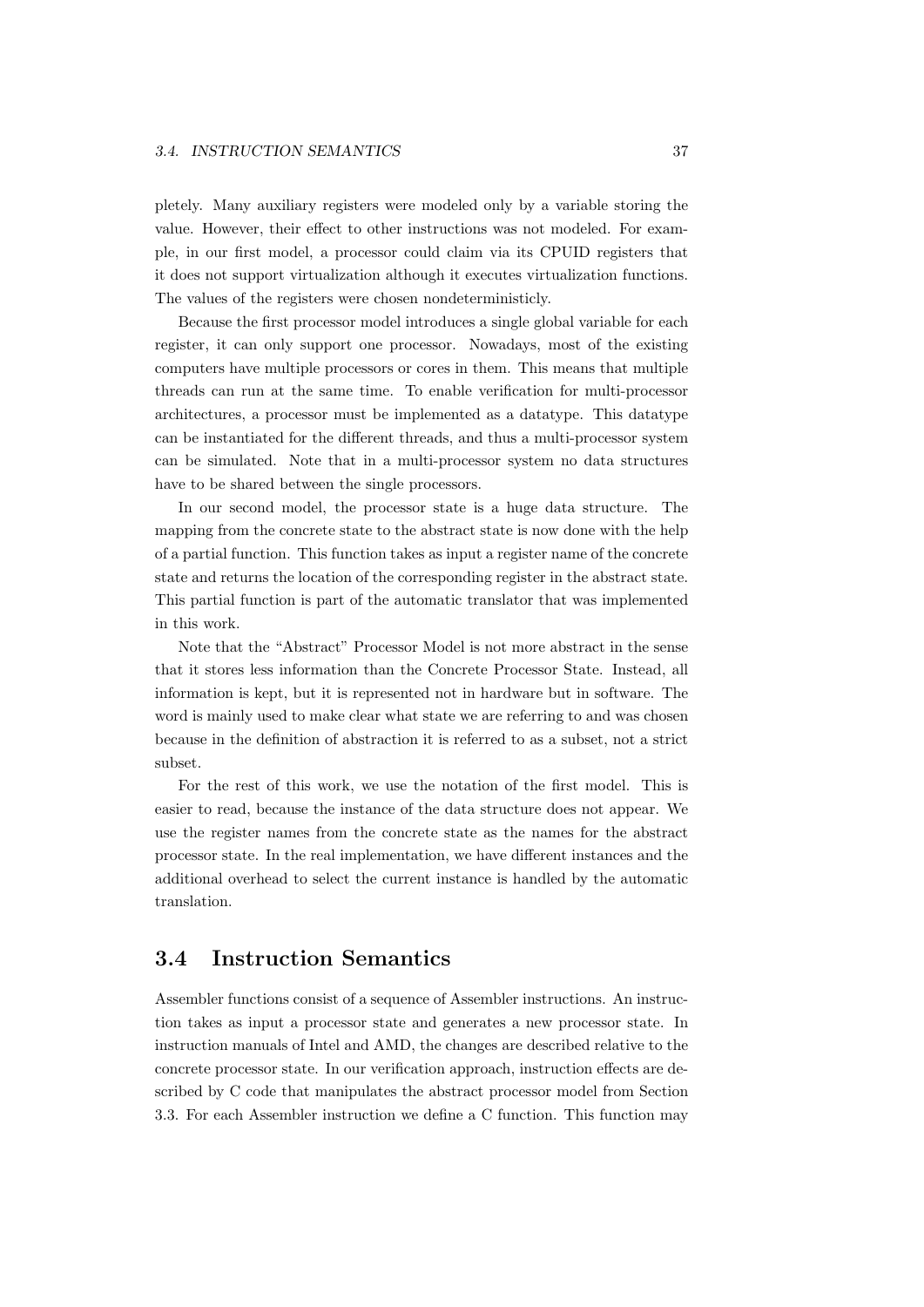pletely. Many auxiliary registers were modeled only by a variable storing the value. However, their effect to other instructions was not modeled. For example, in our first model, a processor could claim via its CPUID registers that it does not support virtualization although it executes virtualization functions. The values of the registers were chosen nondeterministicly.

Because the first processor model introduces a single global variable for each register, it can only support one processor. Nowadays, most of the existing computers have multiple processors or cores in them. This means that multiple threads can run at the same time. To enable verification for multi-processor architectures, a processor must be implemented as a datatype. This datatype can be instantiated for the different threads, and thus a multi-processor system can be simulated. Note that in a multi-processor system no data structures have to be shared between the single processors.

In our second model, the processor state is a huge data structure. The mapping from the concrete state to the abstract state is now done with the help of a partial function. This function takes as input a register name of the concrete state and returns the location of the corresponding register in the abstract state. This partial function is part of the automatic translator that was implemented in this work.

Note that the "Abstract" Processor Model is not more abstract in the sense that it stores less information than the Concrete Processor State. Instead, all information is kept, but it is represented not in hardware but in software. The word is mainly used to make clear what state we are referring to and was chosen because in the definition of abstraction it is referred to as a subset, not a strict subset.

For the rest of this work, we use the notation of the first model. This is easier to read, because the instance of the data structure does not appear. We use the register names from the concrete state as the names for the abstract processor state. In the real implementation, we have different instances and the additional overhead to select the current instance is handled by the automatic translation.

## 3.4 Instruction Semantics

Assembler functions consist of a sequence of Assembler instructions. An instruction takes as input a processor state and generates a new processor state. In instruction manuals of Intel and AMD, the changes are described relative to the concrete processor state. In our verification approach, instruction effects are described by C code that manipulates the abstract processor model from Section 3.3. For each Assembler instruction we define a C function. This function may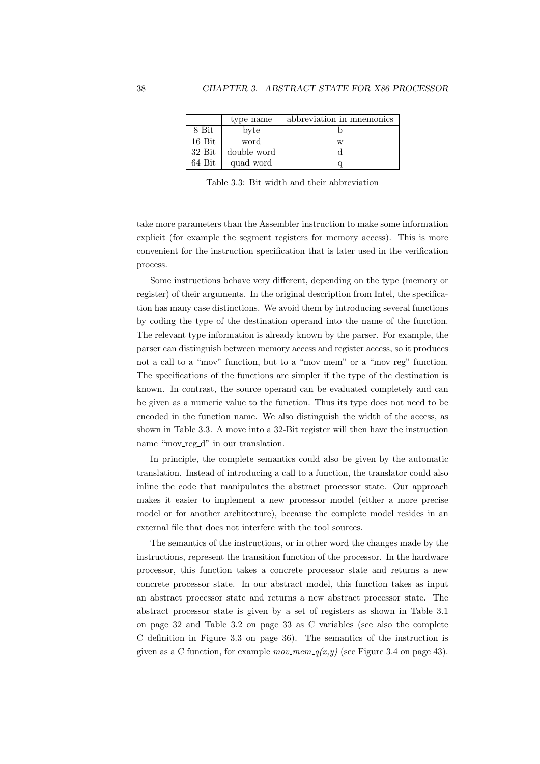|  | type name | abbreviation in mnemonics |
|---|---|---|
| 8 Bit | byte | b |
| 16 Bit | word | w |
| 32 Bit | double word | d |
| 64 Bit | quad word | q |

Table 3.3: Bit width and their abbreviation

take more parameters than the Assembler instruction to make some information explicit (for example the segment registers for memory access). This is more convenient for the instruction specification that is later used in the verification process.

Some instructions behave very different, depending on the type (memory or register) of their arguments. In the original description from Intel, the specification has many case distinctions. We avoid them by introducing several functions by coding the type of the destination operand into the name of the function. The relevant type information is already known by the parser. For example, the parser can distinguish between memory access and register access, so it produces not a call to a "mov" function, but to a "mov_mem" or a "mov_reg" function. The specifications of the functions are simpler if the type of the destination is known. In contrast, the source operand can be evaluated completely and can be given as a numeric value to the function. Thus its type does not need to be encoded in the function name. We also distinguish the width of the access, as shown in Table 3.3. A move into a 32-Bit register will then have the instruction name "mov_reg_d" in our translation.

In principle, the complete semantics could also be given by the automatic translation. Instead of introducing a call to a function, the translator could also inline the code that manipulates the abstract processor state. Our approach makes it easier to implement a new processor model (either a more precise model or for another architecture), because the complete model resides in an external file that does not interfere with the tool sources.

The semantics of the instructions, or in other word the changes made by the instructions, represent the transition function of the processor. In the hardware processor, this function takes a concrete processor state and returns a new concrete processor state. In our abstract model, this function takes as input an abstract processor state and returns a new abstract processor state. The abstract processor state is given by a set of registers as shown in Table 3.1 on page 32 and Table 3.2 on page 33 as C variables (see also the complete C definition in Figure 3.3 on page 36). The semantics of the instruction is given as a C function, for example *mov_mem_q(x,y)* (see Figure 3.4 on page 43).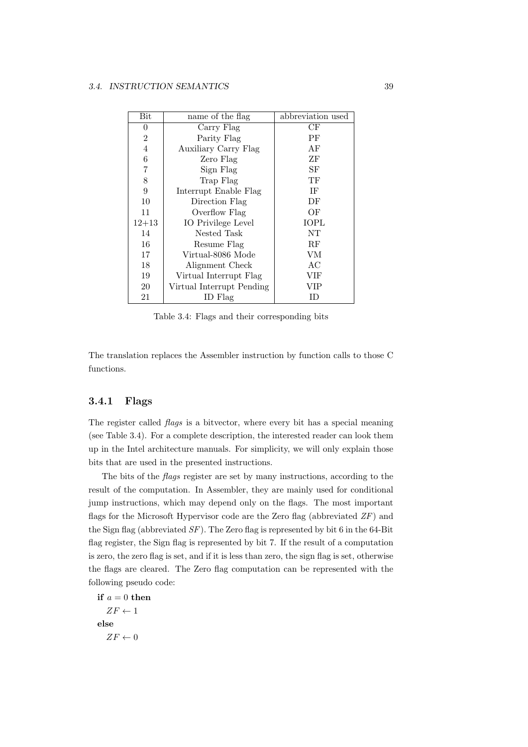| Bit | name of the flag | abbreviation used |
|---|---|---|
| 0 | Carry Flag | CF |
| 2 | Parity Flag | PF |
| 4 | Auxiliary Carry Flag | AF |
| 6 | Zero Flag | ZF |
| 7 | Sign Flag | SF |
| 8 | Trap Flag | TF |
| 9 | Interrupt Enable Flag | IF |
| 10 | Direction Flag | DF |
| 11 | Overflow Flag | OF |
| 12+13 | IO Privilege Level | IOPL |
| 14 | Nested Task | NT |
| 16 | Resume Flag | RF |
| 17 | Virtual-8086 Mode | VM |
| 18 | Alignment Check | AC |
| 19 | Virtual Interrupt Flag | VIF |
| 20 | Virtual Interrupt Pending | VIP |
| 21 | ID Flag | ID |

Table 3.4: Flags and their corresponding bits

The translation replaces the Assembler instruction by function calls to those C functions.

### 3.4.1 Flags

The register called *flags* is a bitvector, where every bit has a special meaning (see Table 3.4). For a complete description, the interested reader can look them up in the Intel architecture manuals. For simplicity, we will only explain those bits that are used in the presented instructions.

The bits of the *flags* register are set by many instructions, according to the result of the computation. In Assembler, they are mainly used for conditional jump instructions, which may depend only on the flags. The most important flags for the Microsoft Hypervisor code are the Zero flag (abbreviated *ZF*) and the Sign flag (abbreviated *SF*). The Zero flag is represented by bit 6 in the 64-Bit flag register, the Sign flag is represented by bit 7. If the result of a computation is zero, the zero flag is set, and if it is less than zero, the sign flag is set, otherwise the flags are cleared. The Zero flag computation can be represented with the following pseudo code:

**if** $a = 0$ **then**
  $ZF \leftarrow 1$
**else**
  $ZF \leftarrow 0$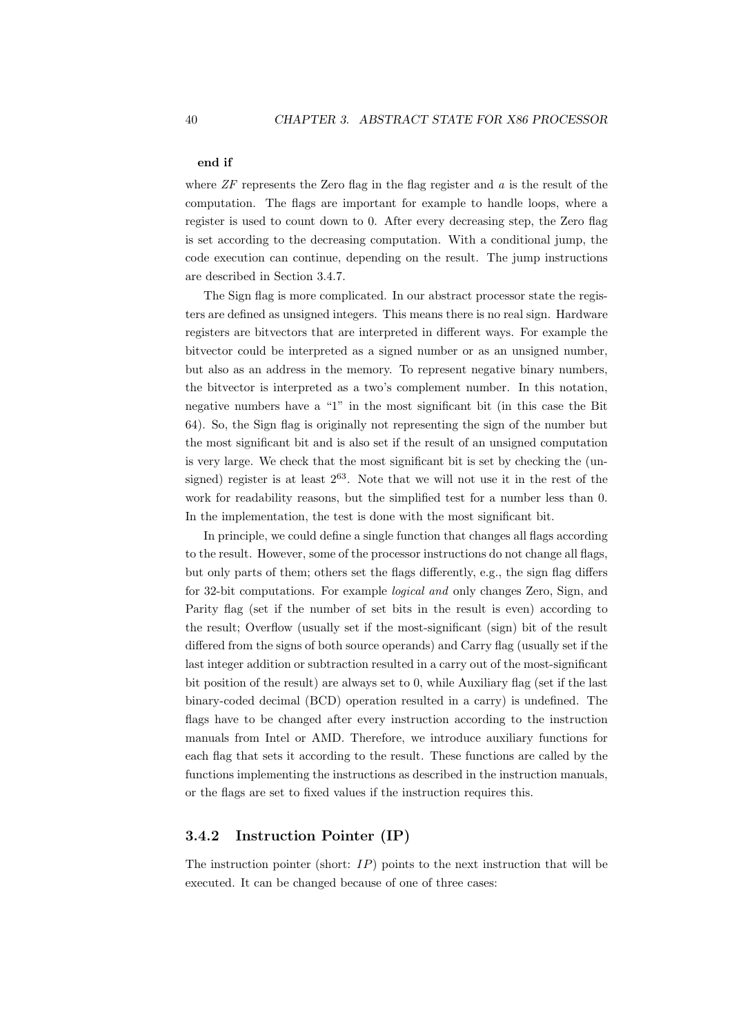**end if**

where *ZF* represents the Zero flag in the flag register and $a$ is the result of the computation. The flags are important for example to handle loops, where a register is used to count down to 0. After every decreasing step, the Zero flag is set according to the decreasing computation. With a conditional jump, the code execution can continue, depending on the result. The jump instructions are described in Section 3.4.7.

The Sign flag is more complicated. In our abstract processor state the registers are defined as unsigned integers. This means there is no real sign. Hardware registers are bitvectors that are interpreted in different ways. For example the bitvector could be interpreted as a signed number or as an unsigned number, but also as an address in the memory. To represent negative binary numbers, the bitvector is interpreted as a two's complement number. In this notation, negative numbers have a "1" in the most significant bit (in this case the Bit 64). So, the Sign flag is originally not representing the sign of the number but the most significant bit and is also set if the result of an unsigned computation is very large. We check that the most significant bit is set by checking the (unsigned) register is at least $2^{63}$. Note that we will not use it in the rest of the work for readability reasons, but the simplified test for a number less than 0. In the implementation, the test is done with the most significant bit.

In principle, we could define a single function that changes all flags according to the result. However, some of the processor instructions do not change all flags, but only parts of them; others set the flags differently, e.g., the sign flag differs for 32-bit computations. For example *logical and* only changes Zero, Sign, and Parity flag (set if the number of set bits in the result is even) according to the result; Overflow (usually set if the most-significant (sign) bit of the result differed from the signs of both source operands) and Carry flag (usually set if the last integer addition or subtraction resulted in a carry out of the most-significant bit position of the result) are always set to 0, while Auxiliary flag (set if the last binary-coded decimal (BCD) operation resulted in a carry) is undefined. The flags have to be changed after every instruction according to the instruction manuals from Intel or AMD. Therefore, we introduce auxiliary functions for each flag that sets it according to the result. These functions are called by the functions implementing the instructions as described in the instruction manuals, or the flags are set to fixed values if the instruction requires this.

### 3.4.2 Instruction Pointer (IP)

The instruction pointer (short: $IP$) points to the next instruction that will be executed. It can be changed because of one of three cases: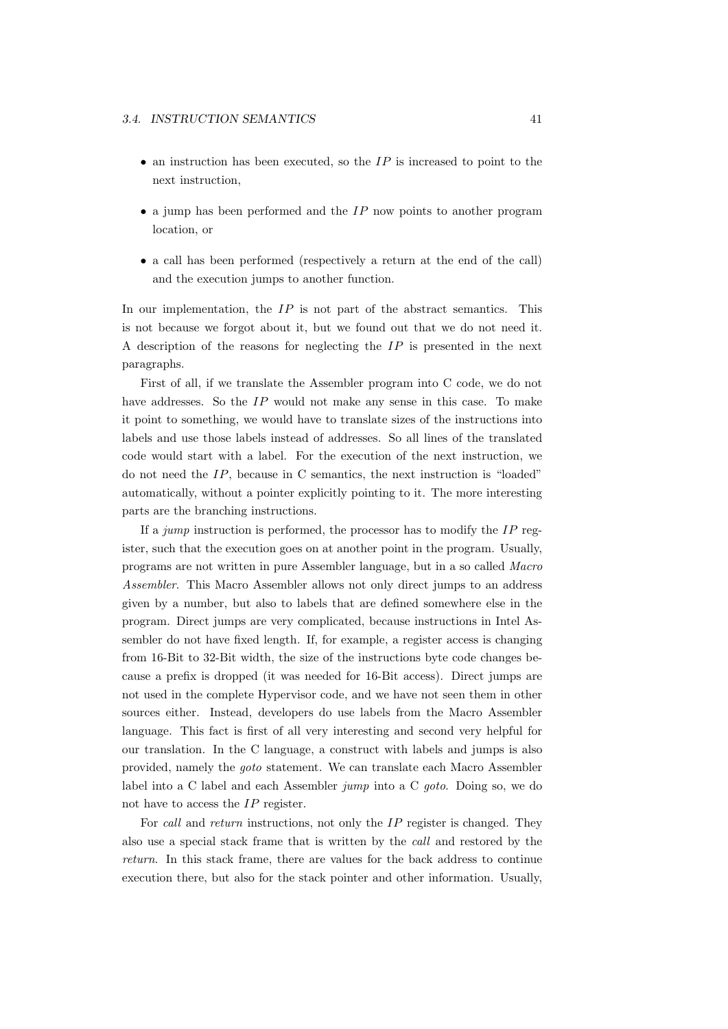- an instruction has been executed, so the $IP$ is increased to point to the next instruction,
- a jump has been performed and the $IP$ now points to another program location, or
- a call has been performed (respectively a return at the end of the call) and the execution jumps to another function.

In our implementation, the $IP$ is not part of the abstract semantics. This is not because we forgot about it, but we found out that we do not need it. A description of the reasons for neglecting the $IP$ is presented in the next paragraphs.

First of all, if we translate the Assembler program into C code, we do not have addresses. So the $IP$ would not make any sense in this case. To make it point to something, we would have to translate sizes of the instructions into labels and use those labels instead of addresses. So all lines of the translated code would start with a label. For the execution of the next instruction, we do not need the $IP$, because in C semantics, the next instruction is "loaded" automatically, without a pointer explicitly pointing to it. The more interesting parts are the branching instructions.

If a *jump* instruction is performed, the processor has to modify the $IP$ register, such that the execution goes on at another point in the program. Usually, programs are not written in pure Assembler language, but in a so called *Macro Assembler*. This Macro Assembler allows not only direct jumps to an address given by a number, but also to labels that are defined somewhere else in the program. Direct jumps are very complicated, because instructions in Intel Assembler do not have fixed length. If, for example, a register access is changing from 16-Bit to 32-Bit width, the size of the instructions byte code changes because a prefix is dropped (it was needed for 16-Bit access). Direct jumps are not used in the complete Hypervisor code, and we have not seen them in other sources either. Instead, developers do use labels from the Macro Assembler language. This fact is first of all very interesting and second very helpful for our translation. In the C language, a construct with labels and jumps is also provided, namely the *goto* statement. We can translate each Macro Assembler label into a C label and each Assembler *jump* into a C *goto*. Doing so, we do not have to access the $IP$ register.

For *call* and *return* instructions, not only the $IP$ register is changed. They also use a special stack frame that is written by the *call* and restored by the *return*. In this stack frame, there are values for the back address to continue execution there, but also for the stack pointer and other information. Usually,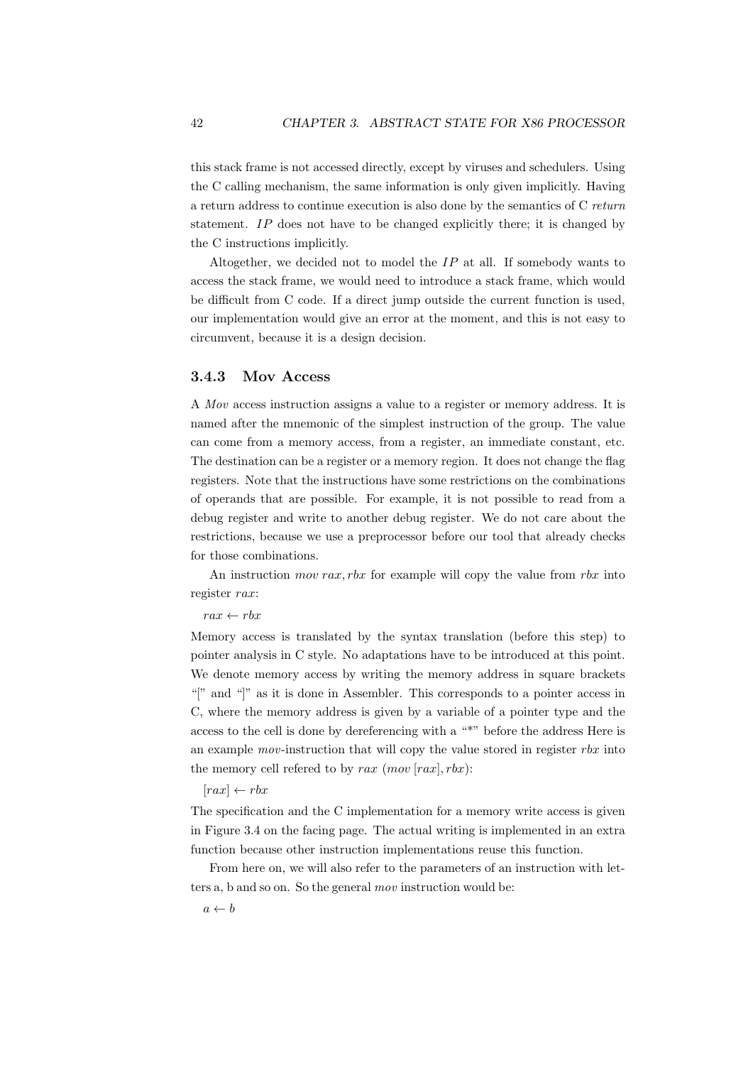this stack frame is not accessed directly, except by viruses and schedulers. Using the C calling mechanism, the same information is only given implicitly. Having a return address to continue execution is also done by the semantics of C *return* statement. $IP$ does not have to be changed explicitly there; it is changed by the C instructions implicitly.

Altogether, we decided not to model the $IP$ at all. If somebody wants to access the stack frame, we would need to introduce a stack frame, which would be difficult from C code. If a direct jump outside the current function is used, our implementation would give an error at the moment, and this is not easy to circumvent, because it is a design decision.

### 3.4.3 Mov Access

A *Mov* access instruction assigns a value to a register or memory address. It is named after the mnemonic of the simplest instruction of the group. The value can come from a memory access, from a register, an immediate constant, etc. The destination can be a register or a memory region. It does not change the flag registers. Note that the instructions have some restrictions on the combinations of operands that are possible. For example, it is not possible to read from a debug register and write to another debug register. We do not care about the restrictions, because we use a preprocessor before our tool that already checks for those combinations.

An instruction $mov\ rax, rbx$ for example will copy the value from $rbx$ into register $rax$:

$rax \leftarrow rbx$

Memory access is translated by the syntax translation (before this step) to pointer analysis in C style. No adaptations have to be introduced at this point. We denote memory access by writing the memory address in square brackets "[" and "]" as it is done in Assembler. This corresponds to a pointer access in C, where the memory address is given by a variable of a pointer type and the access to the cell is done by dereferencing with a "*" before the address Here is an example *mov*-instruction that will copy the value stored in register $rbx$ into the memory cell refered to by $rax$ ($mov\ [rax], rbx$):

$[rax] \leftarrow rbx$

The specification and the C implementation for a memory write access is given in Figure 3.4 on the facing page. The actual writing is implemented in an extra function because other instruction implementations reuse this function.

From here on, we will also refer to the parameters of an instruction with letters a, b and so on. So the general *mov* instruction would be:

$a \leftarrow b$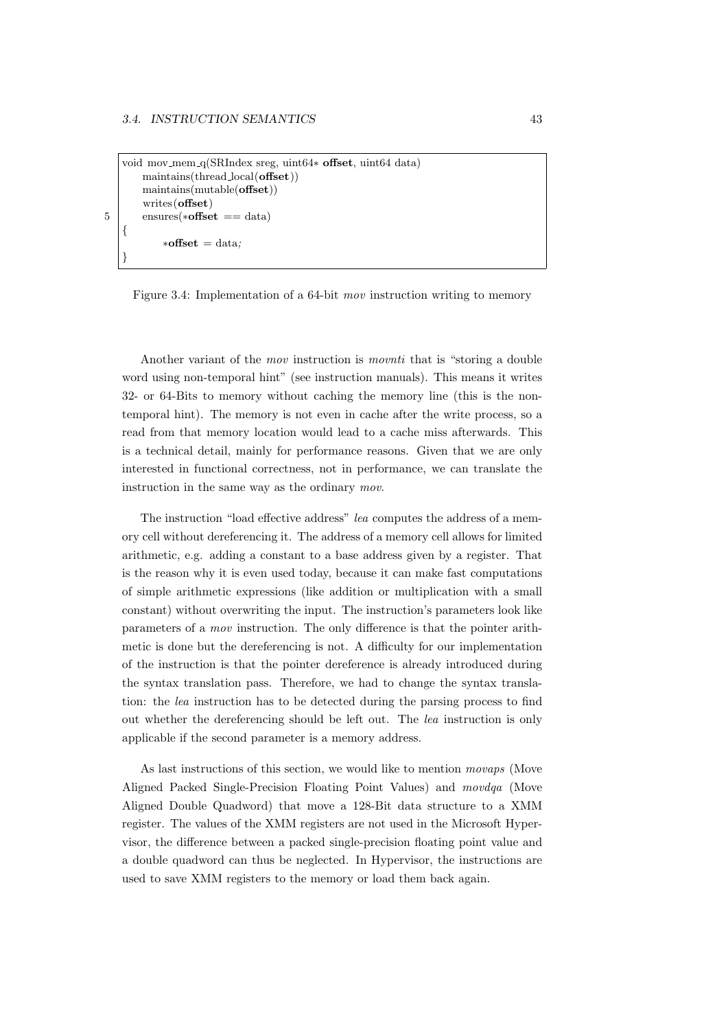```
void mov_mem_q(SRIndex sreg, uint64* offset, uint64 data)
    maintains(thread_local(offset))
    maintains(mutable(offset))
    writes(offset)
    ensures(*offset == data)
{
        *offset = data;
}
```

Figure 3.4: Implementation of a 64-bit *mov* instruction writing to memory

Another variant of the *mov* instruction is *movnti* that is "storing a double word using non-temporal hint" (see instruction manuals). This means it writes 32- or 64-Bits to memory without caching the memory line (this is the non-temporal hint). The memory is not even in cache after the write process, so a read from that memory location would lead to a cache miss afterwards. This is a technical detail, mainly for performance reasons. Given that we are only interested in functional correctness, not in performance, we can translate the instruction in the same way as the ordinary *mov*.

The instruction "load effective address" *lea* computes the address of a memory cell without dereferencing it. The address of a memory cell allows for limited arithmetic, e.g. adding a constant to a base address given by a register. That is the reason why it is even used today, because it can make fast computations of simple arithmetic expressions (like addition or multiplication with a small constant) without overwriting the input. The instruction's parameters look like parameters of a *mov* instruction. The only difference is that the pointer arithmetic is done but the dereferencing is not. A difficulty for our implementation of the instruction is that the pointer dereference is already introduced during the syntax translation pass. Therefore, we had to change the syntax translation: the *lea* instruction has to be detected during the parsing process to find out whether the dereferencing should be left out. The *lea* instruction is only applicable if the second parameter is a memory address.

As last instructions of this section, we would like to mention *movaps* (Move Aligned Packed Single-Precision Floating Point Values) and *movdqa* (Move Aligned Double Quadword) that move a 128-Bit data structure to a XMM register. The values of the XMM registers are not used in the Microsoft Hypervisor, the difference between a packed single-precision floating point value and a double quadword can thus be neglected. In Hypervisor, the instructions are used to save XMM registers to the memory or load them back again.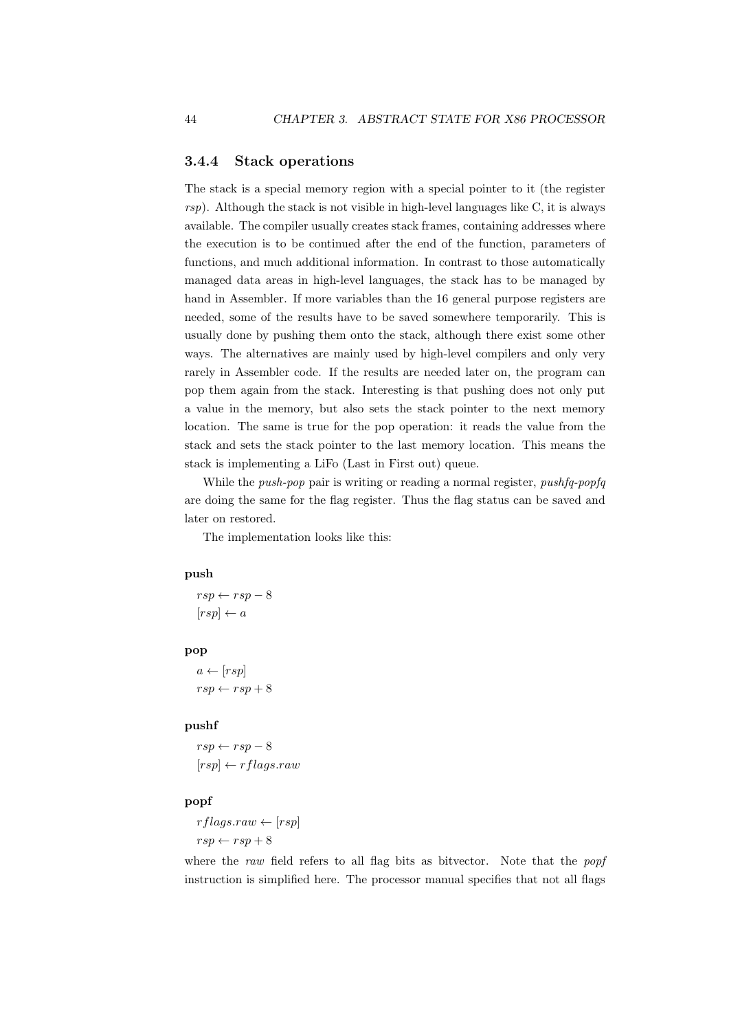### 3.4.4 Stack operations

The stack is a special memory region with a special pointer to it (the register *rsp*). Although the stack is not visible in high-level languages like C, it is always available. The compiler usually creates stack frames, containing addresses where the execution is to be continued after the end of the function, parameters of functions, and much additional information. In contrast to those automatically managed data areas in high-level languages, the stack has to be managed by hand in Assembler. If more variables than the 16 general purpose registers are needed, some of the results have to be saved somewhere temporarily. This is usually done by pushing them onto the stack, although there exist some other ways. The alternatives are mainly used by high-level compilers and only very rarely in Assembler code. If the results are needed later on, the program can pop them again from the stack. Interesting is that pushing does not only put a value in the memory, but also sets the stack pointer to the next memory location. The same is true for the pop operation: it reads the value from the stack and sets the stack pointer to the last memory location. This means the stack is implementing a LiFo (Last in First out) queue.

While the *push-pop* pair is writing or reading a normal register, *pushfq-popfq* are doing the same for the flag register. Thus the flag status can be saved and later on restored.

The implementation looks like this:

**push**

$rsp \leftarrow rsp - 8$
$[rsp] \leftarrow a$

**pop**

$a \leftarrow [rsp]$
$rsp \leftarrow rsp + 8$

**pushf**

$rsp \leftarrow rsp - 8$
$[rsp] \leftarrow rflags.raw$

**popf**

$rflags.raw \leftarrow [rsp]$
$rsp \leftarrow rsp + 8$

where the *raw* field refers to all flag bits as bitvector. Note that the *popf* instruction is simplified here. The processor manual specifies that not all flags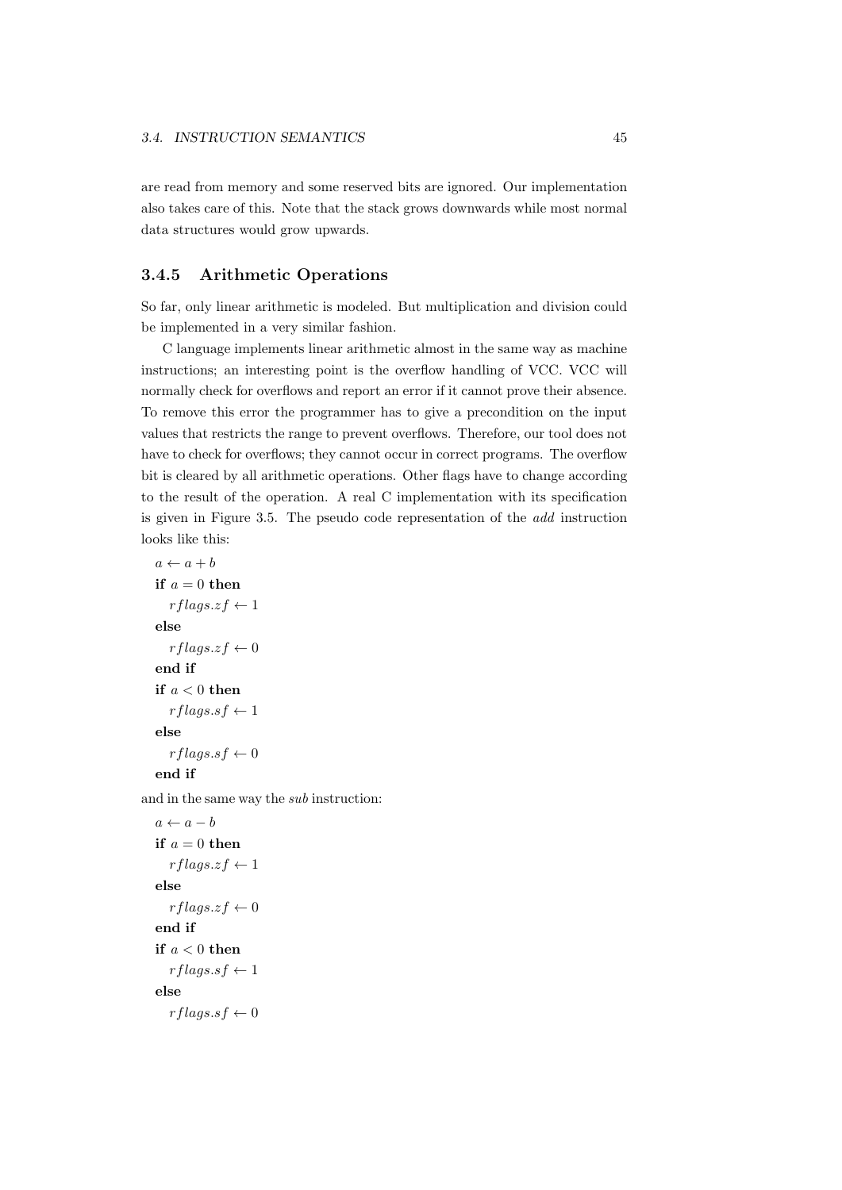are read from memory and some reserved bits are ignored. Our implementation also takes care of this. Note that the stack grows downwards while most normal data structures would grow upwards.

### 3.4.5 Arithmetic Operations

So far, only linear arithmetic is modeled. But multiplication and division could be implemented in a very similar fashion.

C language implements linear arithmetic almost in the same way as machine instructions; an interesting point is the overflow handling of VCC. VCC will normally check for overflows and report an error if it cannot prove their absence. To remove this error the programmer has to give a precondition on the input values that restricts the range to prevent overflows. Therefore, our tool does not have to check for overflows; they cannot occur in correct programs. The overflow bit is cleared by all arithmetic operations. Other flags have to change according to the result of the operation. A real C implementation with its specification is given in Figure 3.5. The pseudo code representation of the *add* instruction looks like this:

$a \leftarrow a + b$
**if** $a = 0$ **then**
  $rflags.zf \leftarrow 1$
**else**
  $rflags.zf \leftarrow 0$
**end if**
**if** $a < 0$ **then**
  $rflags.sf \leftarrow 1$
**else**
  $rflags.sf \leftarrow 0$
**end if**

and in the same way the *sub* instruction:

$a \leftarrow a - b$
**if** $a = 0$ **then**
  $rflags.zf \leftarrow 1$
**else**
  $rflags.zf \leftarrow 0$
**end if**
**if** $a < 0$ **then**
  $rflags.sf \leftarrow 1$
**else**
  $rflags.sf \leftarrow 0$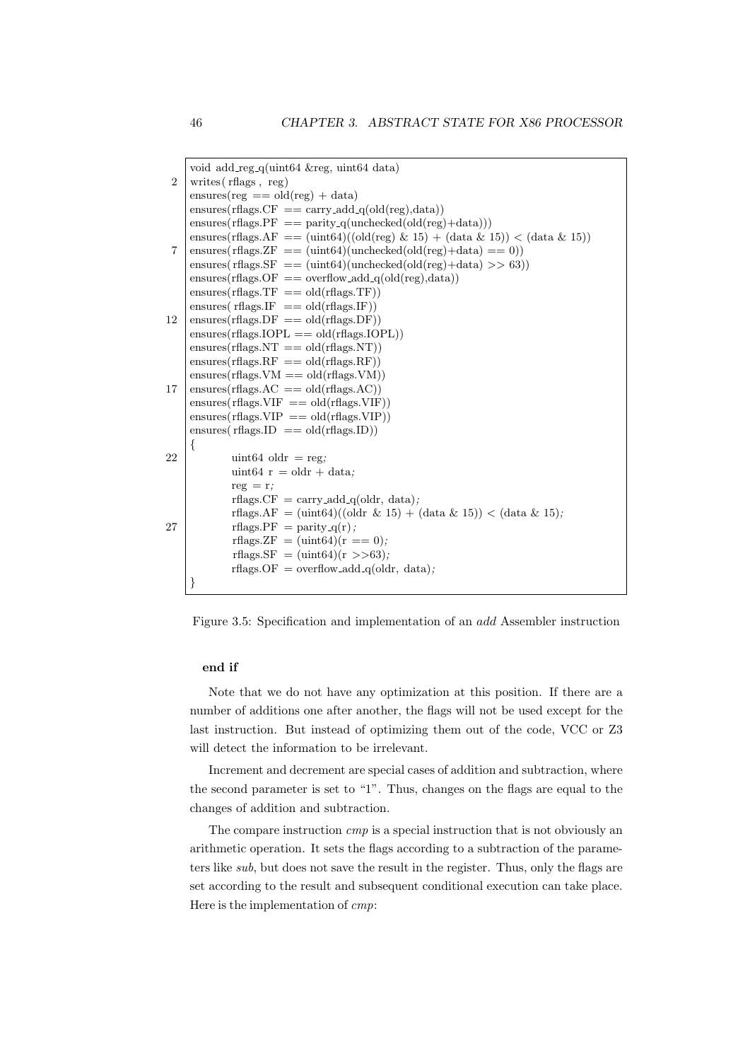```
void add_reg_q(uint64 &reg, uint64 data)
writes( rflags , reg)
ensures(reg == old(reg) + data)
ensures(rflags.CF == carry_add_q(old(reg),data))
ensures(rflags.PF == parity_q(unchecked(old(reg)+data)))
ensures(rflags.AF == (uint64)((old(reg) & 15) + (data & 15)) < (data & 15))
ensures( rflags.ZF == (uint64)(unchecked(old(reg)+data) == 0))
ensures( rflags.SF == (uint64)(unchecked(old(reg)+data) >> 63))
ensures(rflags.OF == overflow_add_q(old(reg),data))
ensures(rflags.TF == old(rflags.TF))
ensures( rflags.IF == old(rflags.IF))
ensures(rflags.DF == old(rflags.DF))
ensures(rflags.IOPL == old(rflags.IOPL))
ensures(rflags.NT == old(rflags.NT))
ensures(rflags.RF == old(rflags.RF))
ensures(rflags.VM == old(rflags.VM))
ensures(rflags.AC == old(rflags.AC))
ensures(rflags.VIF == old(rflags.VIF))
ensures(rflags.VIP == old(rflags.VIP))
ensures( rflags.ID == old(rflags.ID))
{
        uint64 oldr = reg;
        uint64 r = oldr + data;
        reg = r;
        rflags.CF = carry_add_q(oldr, data);
        rflags.AF = (uint64)((oldr & 15) + (data & 15)) < (data & 15);
        rflags.PF = parity_q(r);
        rflags.ZF = (uint64)(r == 0);
        rflags.SF = (uint64)(r >>63);
        rflags.OF = overflow_add_q(oldr, data);
}
```

Figure 3.5: Specification and implementation of an *add* Assembler instruction

**end if**

Note that we do not have any optimization at this position. If there are a number of additions one after another, the flags will not be used except for the last instruction. But instead of optimizing them out of the code, VCC or Z3 will detect the information to be irrelevant.

Increment and decrement are special cases of addition and subtraction, where the second parameter is set to "1". Thus, changes on the flags are equal to the changes of addition and subtraction.

The compare instruction *cmp* is a special instruction that is not obviously an arithmetic operation. It sets the flags according to a subtraction of the parameters like *sub*, but does not save the result in the register. Thus, only the flags are set according to the result and subsequent conditional execution can take place. Here is the implementation of *cmp*: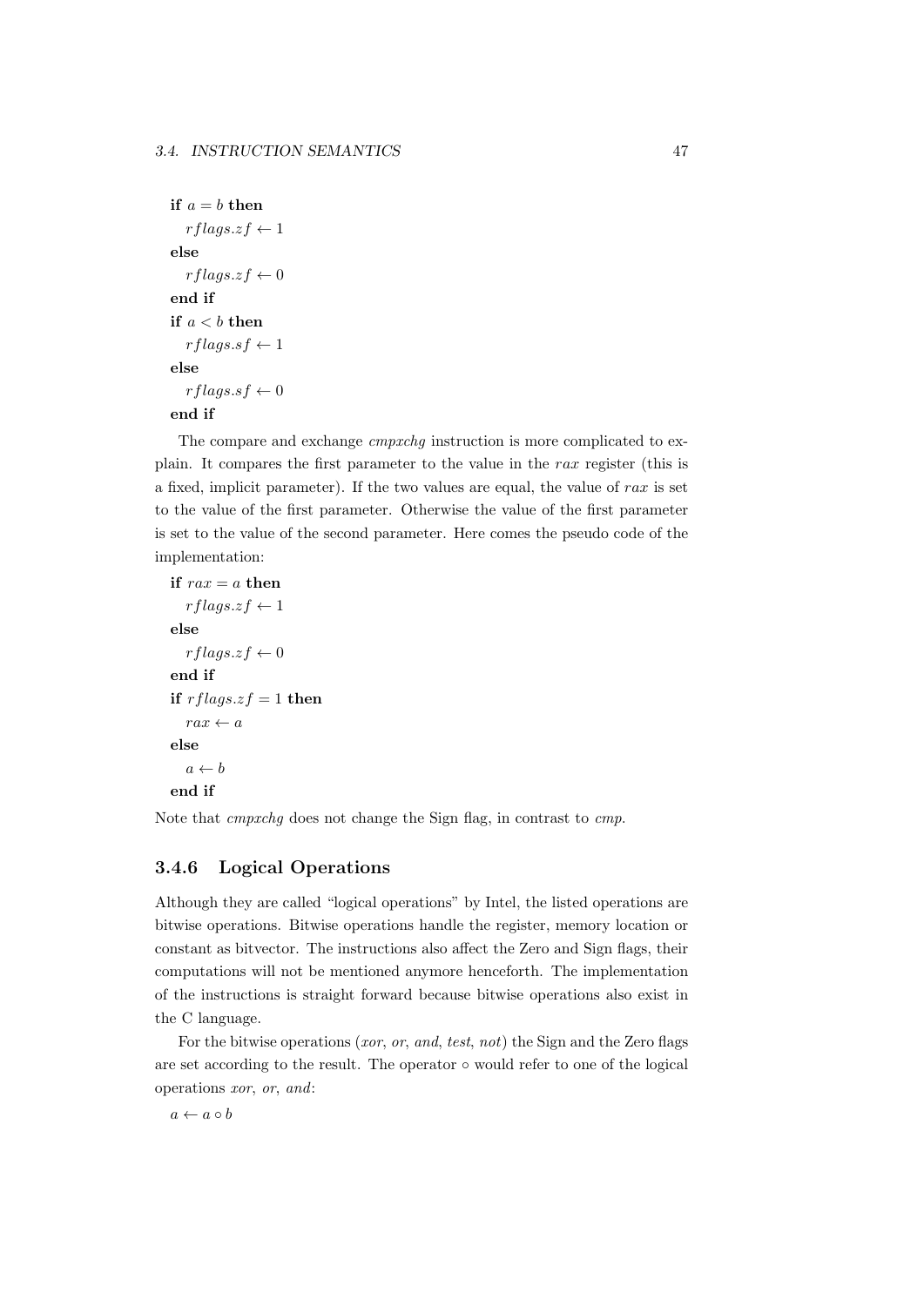**if** $a = b$ **then**
  $rflags.zf \leftarrow 1$
**else**
  $rflags.zf \leftarrow 0$
**end if**
**if** $a < b$ **then**
  $rflags.sf \leftarrow 1$
**else**
  $rflags.sf \leftarrow 0$
**end if**

The compare and exchange *cmpxchg* instruction is more complicated to explain. It compares the first parameter to the value in the *rax* register (this is a fixed, implicit parameter). If the two values are equal, the value of *rax* is set to the value of the first parameter. Otherwise the value of the first parameter is set to the value of the second parameter. Here comes the pseudo code of the implementation:

**if** $rax = a$ **then**
  $rflags.zf \leftarrow 1$
**else**
  $rflags.zf \leftarrow 0$
**end if**
**if** $rflags.zf = 1$ **then**
  $rax \leftarrow a$
**else**
  $a \leftarrow b$
**end if**

Note that *cmpxchg* does not change the Sign flag, in contrast to *cmp*.

### 3.4.6 Logical Operations

Although they are called "logical operations" by Intel, the listed operations are bitwise operations. Bitwise operations handle the register, memory location or constant as bitvector. The instructions also affect the Zero and Sign flags, their computations will not be mentioned anymore henceforth. The implementation of the instructions is straight forward because bitwise operations also exist in the C language.

For the bitwise operations (*xor*, *or*, *and*, *test*, *not*) the Sign and the Zero flags are set according to the result. The operator $\circ$ would refer to one of the logical operations *xor*, *or*, *and*:

$a \leftarrow a \circ b$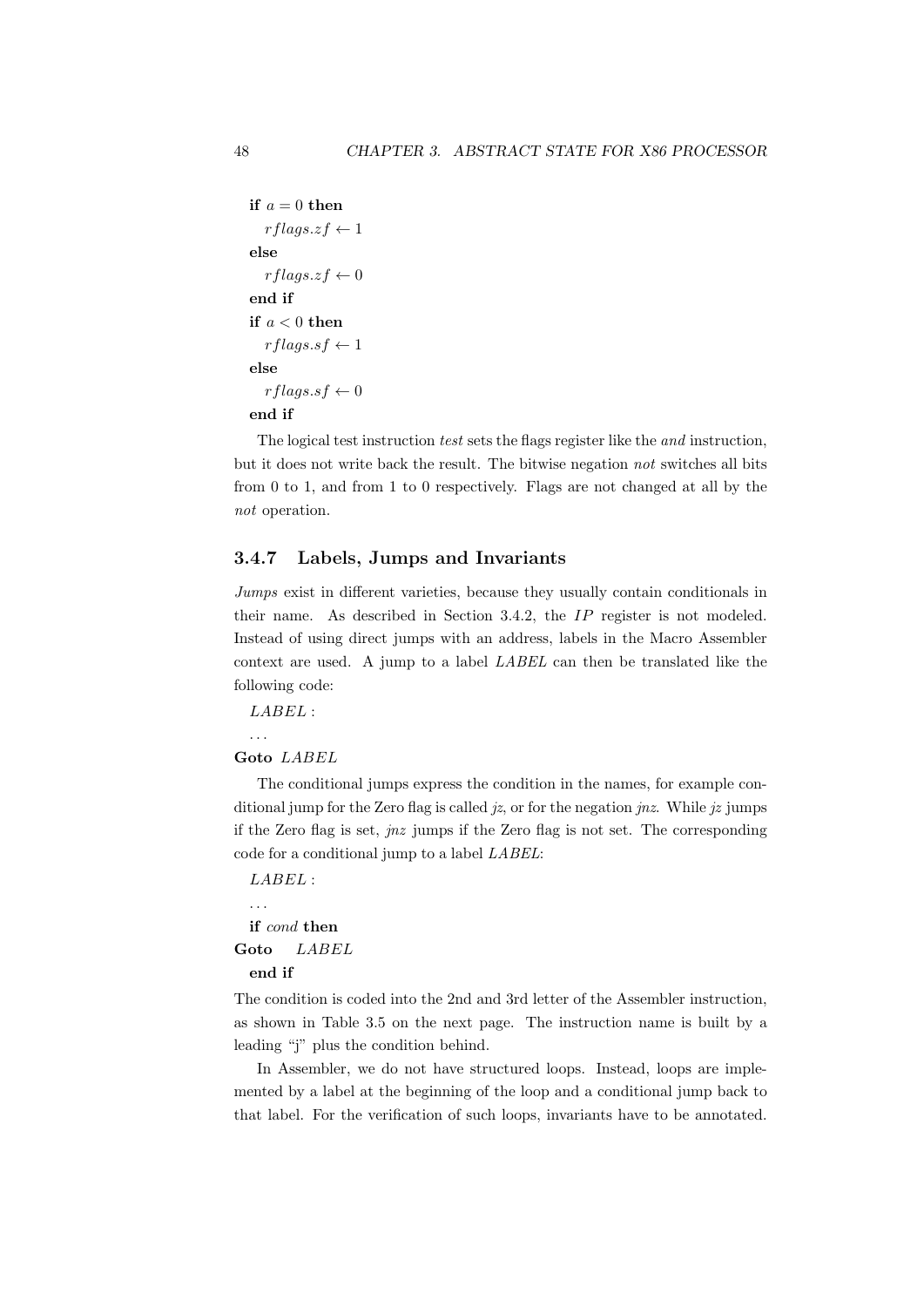**if** $a = 0$ **then**
  $rflags.zf \leftarrow 1$
**else**
  $rflags.zf \leftarrow 0$
**end if**
**if** $a < 0$ **then**
  $rflags.sf \leftarrow 1$
**else**
  $rflags.sf \leftarrow 0$
**end if**

The logical test instruction *test* sets the flags register like the *and* instruction, but it does not write back the result. The bitwise negation *not* switches all bits from 0 to 1, and from 1 to 0 respectively. Flags are not changed at all by the *not* operation.

### 3.4.7 Labels, Jumps and Invariants

*Jumps* exist in different varieties, because they usually contain conditionals in their name. As described in Section 3.4.2, the $IP$ register is not modeled. Instead of using direct jumps with an address, labels in the Macro Assembler context are used. A jump to a label *LABEL* can then be translated like the following code:

$LABEL$ :
...
**Goto** $LABEL$

The conditional jumps express the condition in the names, for example conditional jump for the Zero flag is called *jz*, or for the negation *jnz*. While *jz* jumps if the Zero flag is set, *jnz* jumps if the Zero flag is not set. The corresponding code for a conditional jump to a label *LABEL*:

$LABEL$ :
...
**if** *cond* **then**
**Goto** $LABEL$
**end if**

The condition is coded into the 2nd and 3rd letter of the Assembler instruction, as shown in Table 3.5 on the next page. The instruction name is built by a leading "j" plus the condition behind.

In Assembler, we do not have structured loops. Instead, loops are implemented by a label at the beginning of the loop and a conditional jump back to that label. For the verification of such loops, invariants have to be annotated.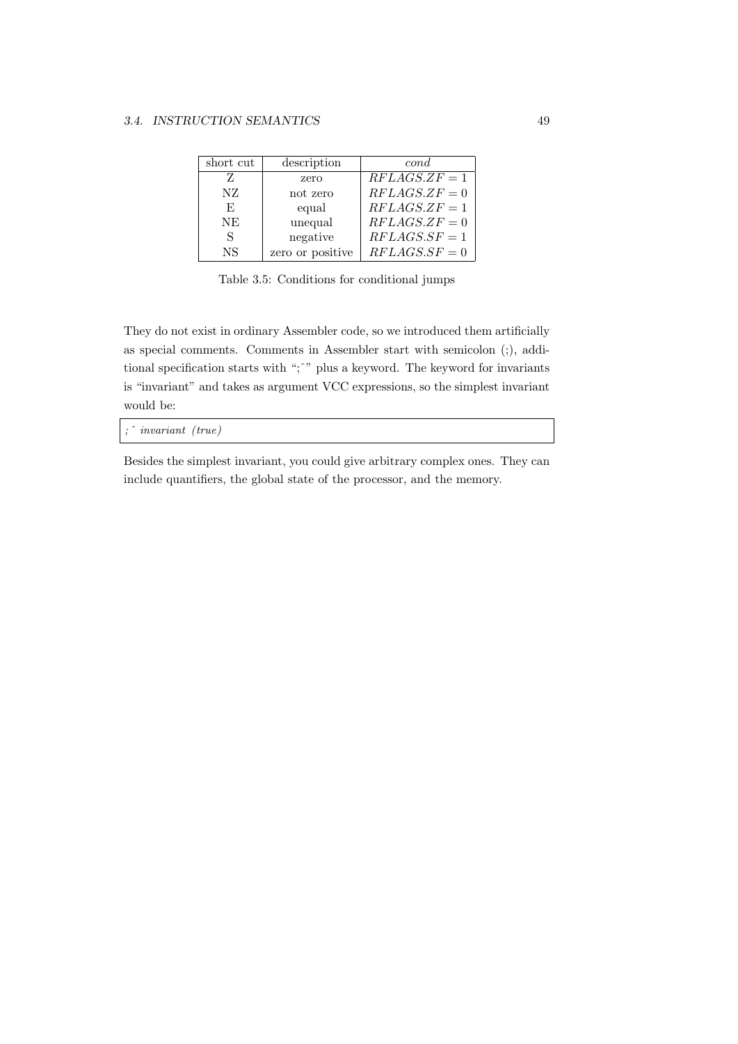| short cut | description | *cond* |
|---|---|---|
| Z | zero | $RFLAGS.ZF = 1$ |
| NZ | not zero | $RFLAGS.ZF = 0$ |
| E | equal | $RFLAGS.ZF = 1$ |
| NE | unequal | $RFLAGS.ZF = 0$ |
| S | negative | $RFLAGS.SF = 1$ |
| NS | zero or positive | $RFLAGS.SF = 0$ |

Table 3.5: Conditions for conditional jumps

They do not exist in ordinary Assembler code, so we introduced them artificially as special comments. Comments in Assembler start with semicolon (;), additional specification starts with ";^" plus a keyword. The keyword for invariants is "invariant" and takes as argument VCC expressions, so the simplest invariant would be:

```
;^ invariant (true)
```

Besides the simplest invariant, you could give arbitrary complex ones. They can include quantifiers, the global state of the processor, and the memory.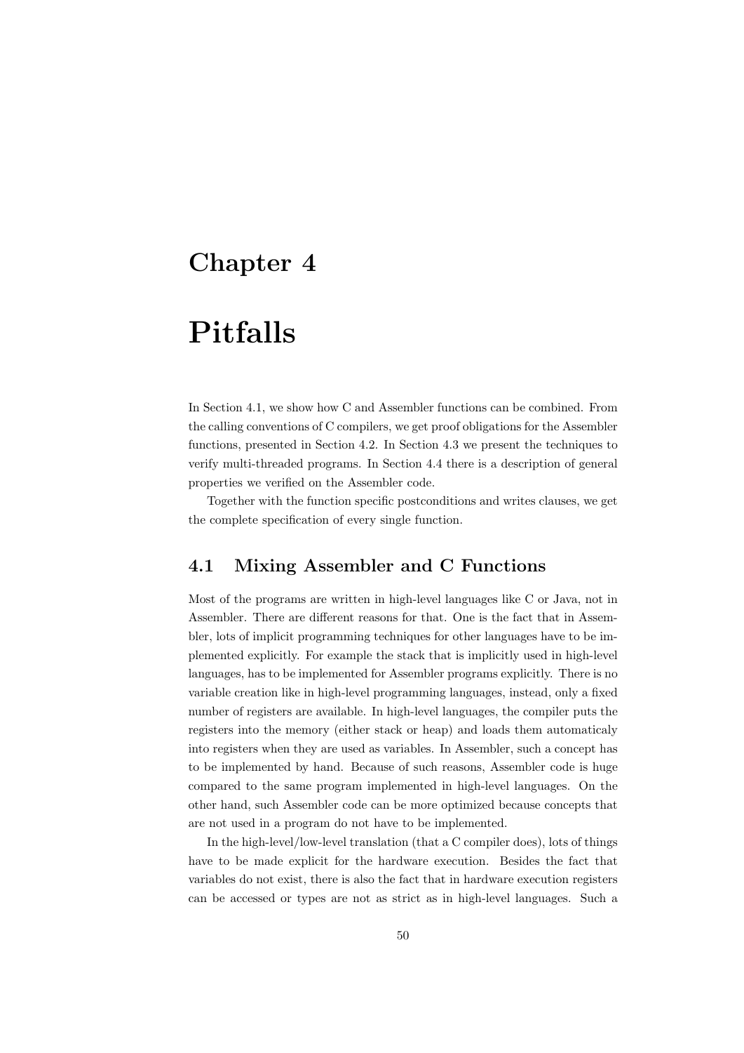# Chapter 4

# Pitfalls

In Section 4.1, we show how C and Assembler functions can be combined. From the calling conventions of C compilers, we get proof obligations for the Assembler functions, presented in Section 4.2. In Section 4.3 we present the techniques to verify multi-threaded programs. In Section 4.4 there is a description of general properties we verified on the Assembler code.

Together with the function specific postconditions and writes clauses, we get the complete specification of every single function.

## 4.1 Mixing Assembler and C Functions

Most of the programs are written in high-level languages like C or Java, not in Assembler. There are different reasons for that. One is the fact that in Assembler, lots of implicit programming techniques for other languages have to be implemented explicitly. For example the stack that is implicitly used in high-level languages, has to be implemented for Assembler programs explicitly. There is no variable creation like in high-level programming languages, instead, only a fixed number of registers are available. In high-level languages, the compiler puts the registers into the memory (either stack or heap) and loads them automaticaly into registers when they are used as variables. In Assembler, such a concept has to be implemented by hand. Because of such reasons, Assembler code is huge compared to the same program implemented in high-level languages. On the other hand, such Assembler code can be more optimized because concepts that are not used in a program do not have to be implemented.

In the high-level/low-level translation (that a C compiler does), lots of things have to be made explicit for the hardware execution. Besides the fact that variables do not exist, there is also the fact that in hardware execution registers can be accessed or types are not as strict as in high-level languages. Such a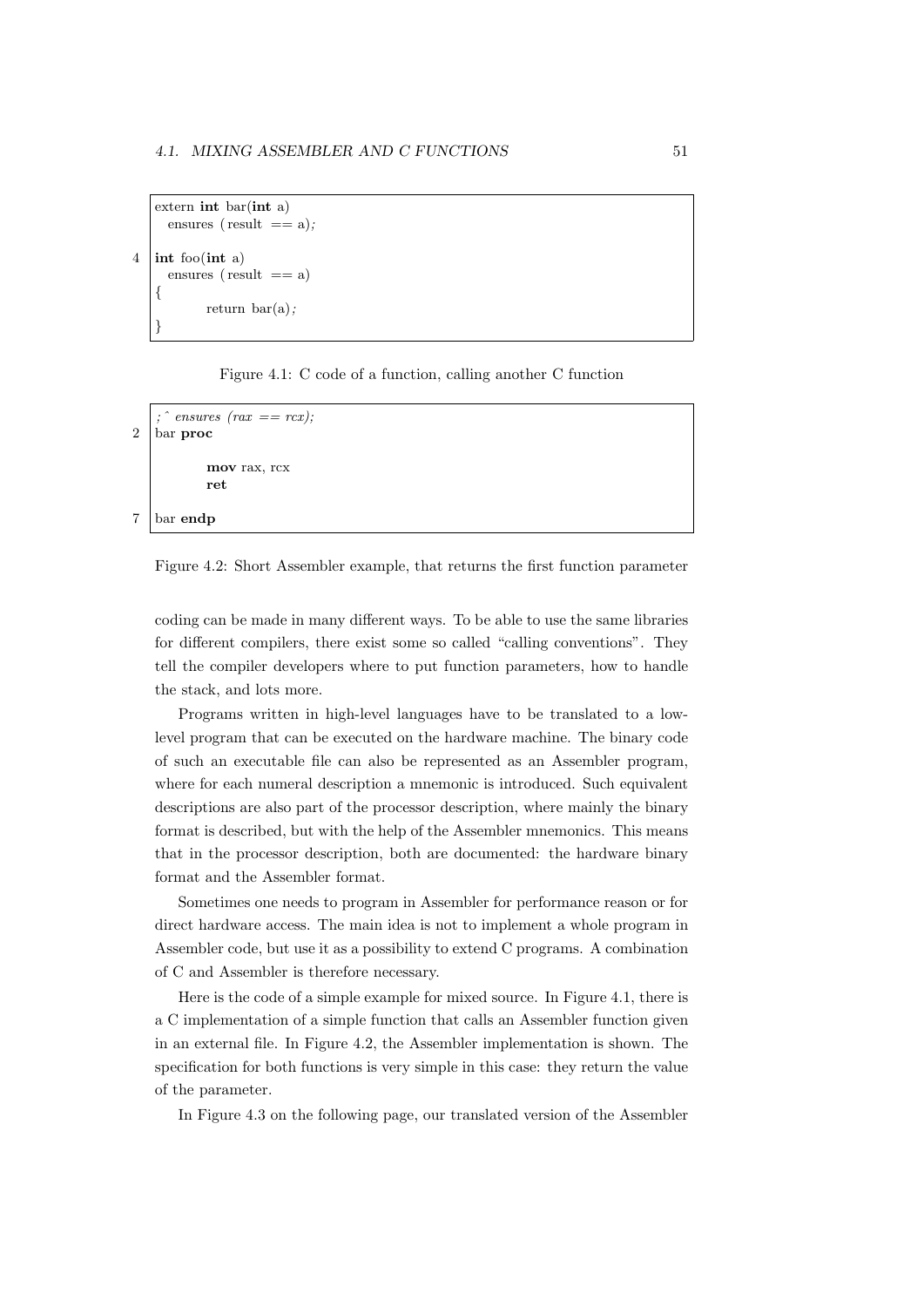```
extern int bar(int a)
  ensures (result == a);

int foo(int a)
  ensures (result == a)
{
        return bar(a);
}
```

Figure 4.1: C code of a function, calling another C function

```
;^ ensures (rax == rcx);
bar proc

        mov rax, rcx
        ret

bar endp
```

Figure 4.2: Short Assembler example, that returns the first function parameter

coding can be made in many different ways. To be able to use the same libraries for different compilers, there exist some so called "calling conventions". They tell the compiler developers where to put function parameters, how to handle the stack, and lots more.

Programs written in high-level languages have to be translated to a low-level program that can be executed on the hardware machine. The binary code of such an executable file can also be represented as an Assembler program, where for each numeral description a mnemonic is introduced. Such equivalent descriptions are also part of the processor description, where mainly the binary format is described, but with the help of the Assembler mnemonics. This means that in the processor description, both are documented: the hardware binary format and the Assembler format.

Sometimes one needs to program in Assembler for performance reason or for direct hardware access. The main idea is not to implement a whole program in Assembler code, but use it as a possibility to extend C programs. A combination of C and Assembler is therefore necessary.

Here is the code of a simple example for mixed source. In Figure 4.1, there is a C implementation of a simple function that calls an Assembler function given in an external file. In Figure 4.2, the Assembler implementation is shown. The specification for both functions is very simple in this case: they return the value of the parameter.

In Figure 4.3 on the following page, our translated version of the Assembler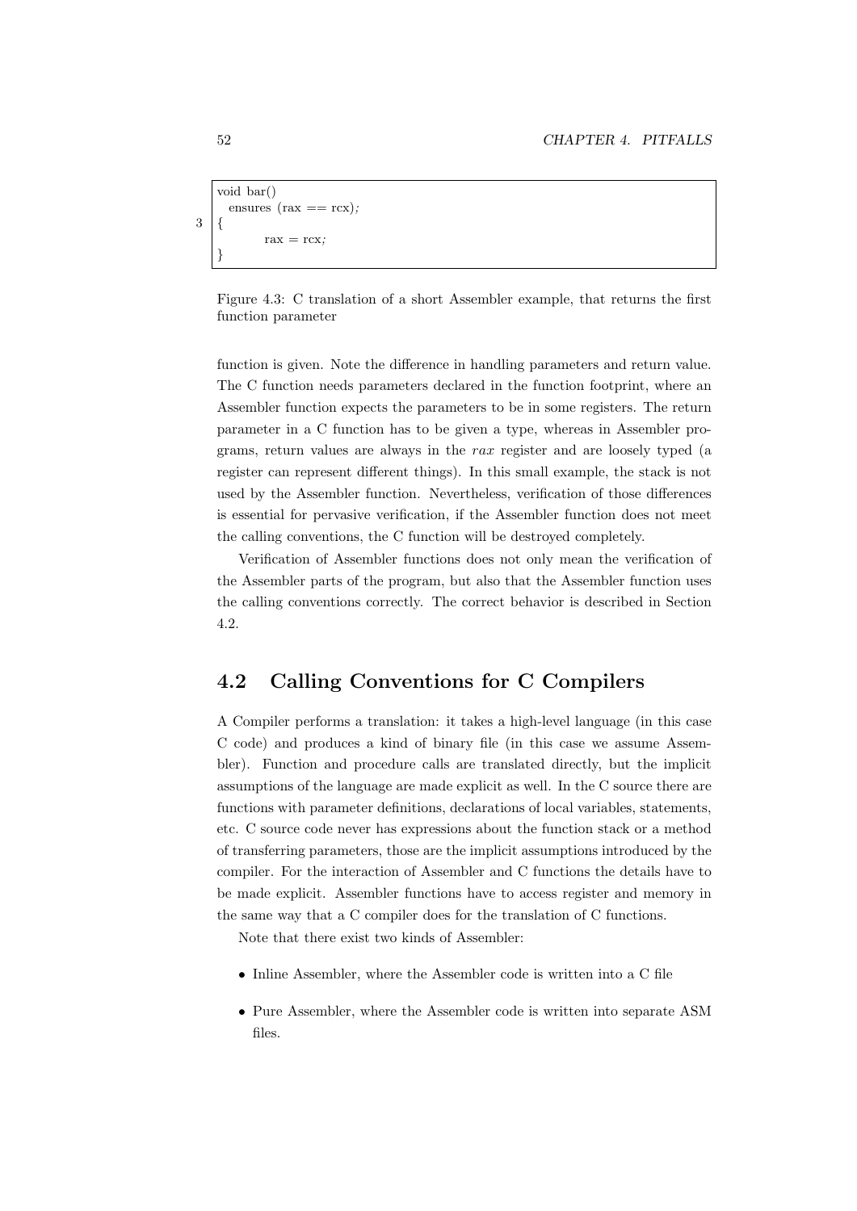```
void bar()
  ensures (rax == rcx);
{
        rax = rcx;
}
```

Figure 4.3: C translation of a short Assembler example, that returns the first function parameter

function is given. Note the difference in handling parameters and return value. The C function needs parameters declared in the function footprint, where an Assembler function expects the parameters to be in some registers. The return parameter in a C function has to be given a type, whereas in Assembler programs, return values are always in the *rax* register and are loosely typed (a register can represent different things). In this small example, the stack is not used by the Assembler function. Nevertheless, verification of those differences is essential for pervasive verification, if the Assembler function does not meet the calling conventions, the C function will be destroyed completely.

Verification of Assembler functions does not only mean the verification of the Assembler parts of the program, but also that the Assembler function uses the calling conventions correctly. The correct behavior is described in Section 4.2.

## 4.2 Calling Conventions for C Compilers

A Compiler performs a translation: it takes a high-level language (in this case C code) and produces a kind of binary file (in this case we assume Assembler). Function and procedure calls are translated directly, but the implicit assumptions of the language are made explicit as well. In the C source there are functions with parameter definitions, declarations of local variables, statements, etc. C source code never has expressions about the function stack or a method of transferring parameters, those are the implicit assumptions introduced by the compiler. For the interaction of Assembler and C functions the details have to be made explicit. Assembler functions have to access register and memory in the same way that a C compiler does for the translation of C functions.

Note that there exist two kinds of Assembler:

- Inline Assembler, where the Assembler code is written into a C file
- Pure Assembler, where the Assembler code is written into separate ASM files.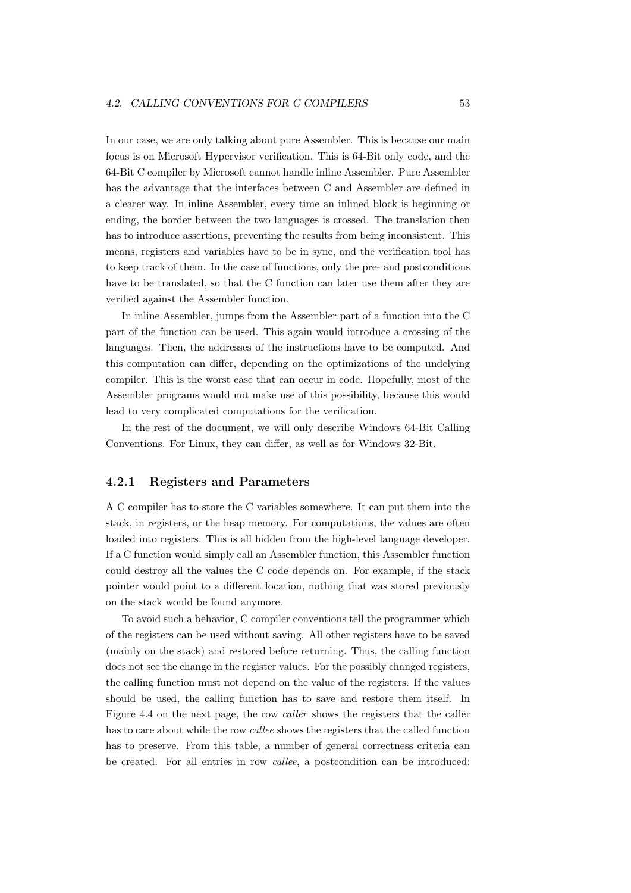In our case, we are only talking about pure Assembler. This is because our main focus is on Microsoft Hypervisor verification. This is 64-Bit only code, and the 64-Bit C compiler by Microsoft cannot handle inline Assembler. Pure Assembler has the advantage that the interfaces between C and Assembler are defined in a clearer way. In inline Assembler, every time an inlined block is beginning or ending, the border between the two languages is crossed. The translation then has to introduce assertions, preventing the results from being inconsistent. This means, registers and variables have to be in sync, and the verification tool has to keep track of them. In the case of functions, only the pre- and postconditions have to be translated, so that the C function can later use them after they are verified against the Assembler function.

In inline Assembler, jumps from the Assembler part of a function into the C part of the function can be used. This again would introduce a crossing of the languages. Then, the addresses of the instructions have to be computed. And this computation can differ, depending on the optimizations of the undelying compiler. This is the worst case that can occur in code. Hopefully, most of the Assembler programs would not make use of this possibility, because this would lead to very complicated computations for the verification.

In the rest of the document, we will only describe Windows 64-Bit Calling Conventions. For Linux, they can differ, as well as for Windows 32-Bit.

### 4.2.1 Registers and Parameters

A C compiler has to store the C variables somewhere. It can put them into the stack, in registers, or the heap memory. For computations, the values are often loaded into registers. This is all hidden from the high-level language developer. If a C function would simply call an Assembler function, this Assembler function could destroy all the values the C code depends on. For example, if the stack pointer would point to a different location, nothing that was stored previously on the stack would be found anymore.

To avoid such a behavior, C compiler conventions tell the programmer which of the registers can be used without saving. All other registers have to be saved (mainly on the stack) and restored before returning. Thus, the calling function does not see the change in the register values. For the possibly changed registers, the calling function must not depend on the value of the registers. If the values should be used, the calling function has to save and restore them itself. In Figure 4.4 on the next page, the row *caller* shows the registers that the caller has to care about while the row *callee* shows the registers that the called function has to preserve. From this table, a number of general correctness criteria can be created. For all entries in row *callee*, a postcondition can be introduced: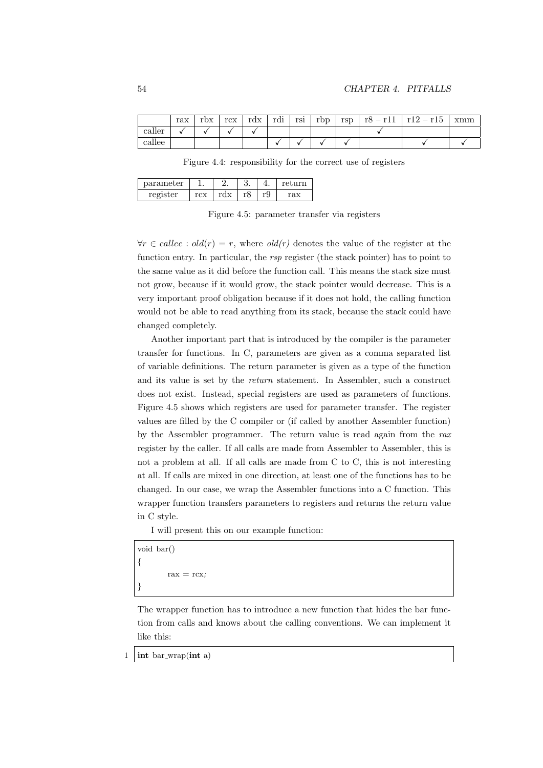|  | rax | rbx | rcx | rdx | rdi | rsi | rbp | rsp | r8 – r11 | r12 – r15 | xmm |
|---|---|---|---|---|---|---|---|---|---|---|---|
| caller | ✓ | ✓ | ✓ | ✓ |  |  |  |  | ✓ |  |  |
| callee |  |  |  |  | ✓ | ✓ | ✓ | ✓ |  | ✓ | ✓ |

Figure 4.4: responsibility for the correct use of registers

| parameter | 1. | 2. | 3. | 4. | return |
|---|---|---|---|---|---|
| register | rcx | rdx | r8 | r9 | rax |

Figure 4.5: parameter transfer via registers

$\forall r \in callee : old(r) = r$, where *old(r)* denotes the value of the register at the function entry. In particular, the *rsp* register (the stack pointer) has to point to the same value as it did before the function call. This means the stack size must not grow, because if it would grow, the stack pointer would decrease. This is a very important proof obligation because if it does not hold, the calling function would not be able to read anything from its stack, because the stack could have changed completely.

Another important part that is introduced by the compiler is the parameter transfer for functions. In C, parameters are given as a comma separated list of variable definitions. The return parameter is given as a type of the function and its value is set by the *return* statement. In Assembler, such a construct does not exist. Instead, special registers are used as parameters of functions. Figure 4.5 shows which registers are used for parameter transfer. The register values are filled by the C compiler or (if called by another Assembler function) by the Assembler programmer. The return value is read again from the *rax* register by the caller. If all calls are made from Assembler to Assembler, this is not a problem at all. If all calls are made from C to C, this is not interesting at all. If calls are mixed in one direction, at least one of the functions has to be changed. In our case, we wrap the Assembler functions into a C function. This wrapper function transfers parameters to registers and returns the return value in C style.

I will present this on our example function:

```
void bar()
{
        rax = rcx;
}
```

The wrapper function has to introduce a new function that hides the bar function from calls and knows about the calling conventions. We can implement it like this:

```
1  int bar_wrap(int a)
```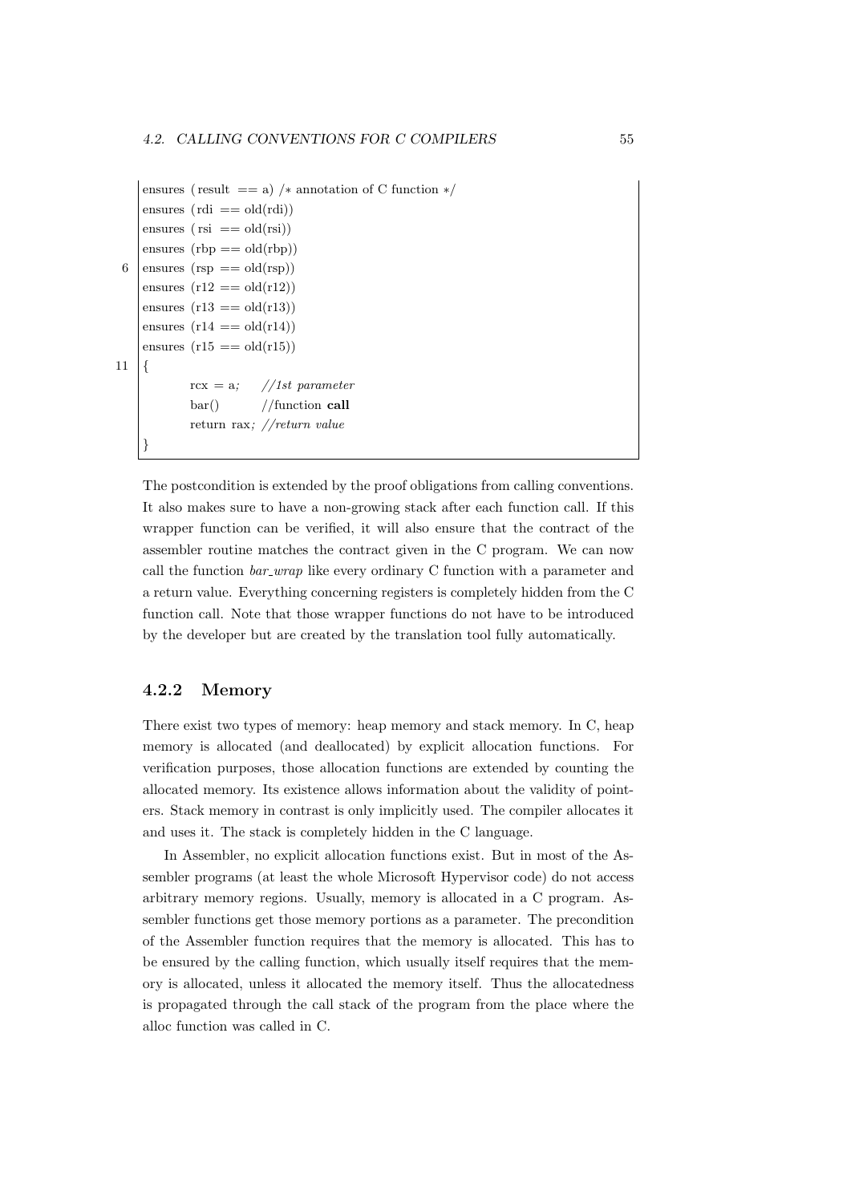```
ensures (result == a) /* annotation of C function */
ensures (rdi == old(rdi))
ensures (rsi == old(rsi))
ensures (rbp == old(rbp))
ensures (rsp == old(rsp))
ensures (r12 == old(r12))
ensures (r13 == old(r13))
ensures (r14 == old(r14))
ensures (r15 == old(r15))
{
        rcx = a;    //1st parameter
        bar()       //function call
        return rax; //return value
}
```

The postcondition is extended by the proof obligations from calling conventions. It also makes sure to have a non-growing stack after each function call. If this wrapper function can be verified, it will also ensure that the contract of the assembler routine matches the contract given in the C program. We can now call the function *bar_wrap* like every ordinary C function with a parameter and a return value. Everything concerning registers is completely hidden from the C function call. Note that those wrapper functions do not have to be introduced by the developer but are created by the translation tool fully automatically.

### 4.2.2 Memory

There exist two types of memory: heap memory and stack memory. In C, heap memory is allocated (and deallocated) by explicit allocation functions. For verification purposes, those allocation functions are extended by counting the allocated memory. Its existence allows information about the validity of pointers. Stack memory in contrast is only implicitly used. The compiler allocates it and uses it. The stack is completely hidden in the C language.

In Assembler, no explicit allocation functions exist. But in most of the Assembler programs (at least the whole Microsoft Hypervisor code) do not access arbitrary memory regions. Usually, memory is allocated in a C program. Assembler functions get those memory portions as a parameter. The precondition of the Assembler function requires that the memory is allocated. This has to be ensured by the calling function, which usually itself requires that the memory is allocated, unless it allocated the memory itself. Thus the allocatedness is propagated through the call stack of the program from the place where the alloc function was called in C.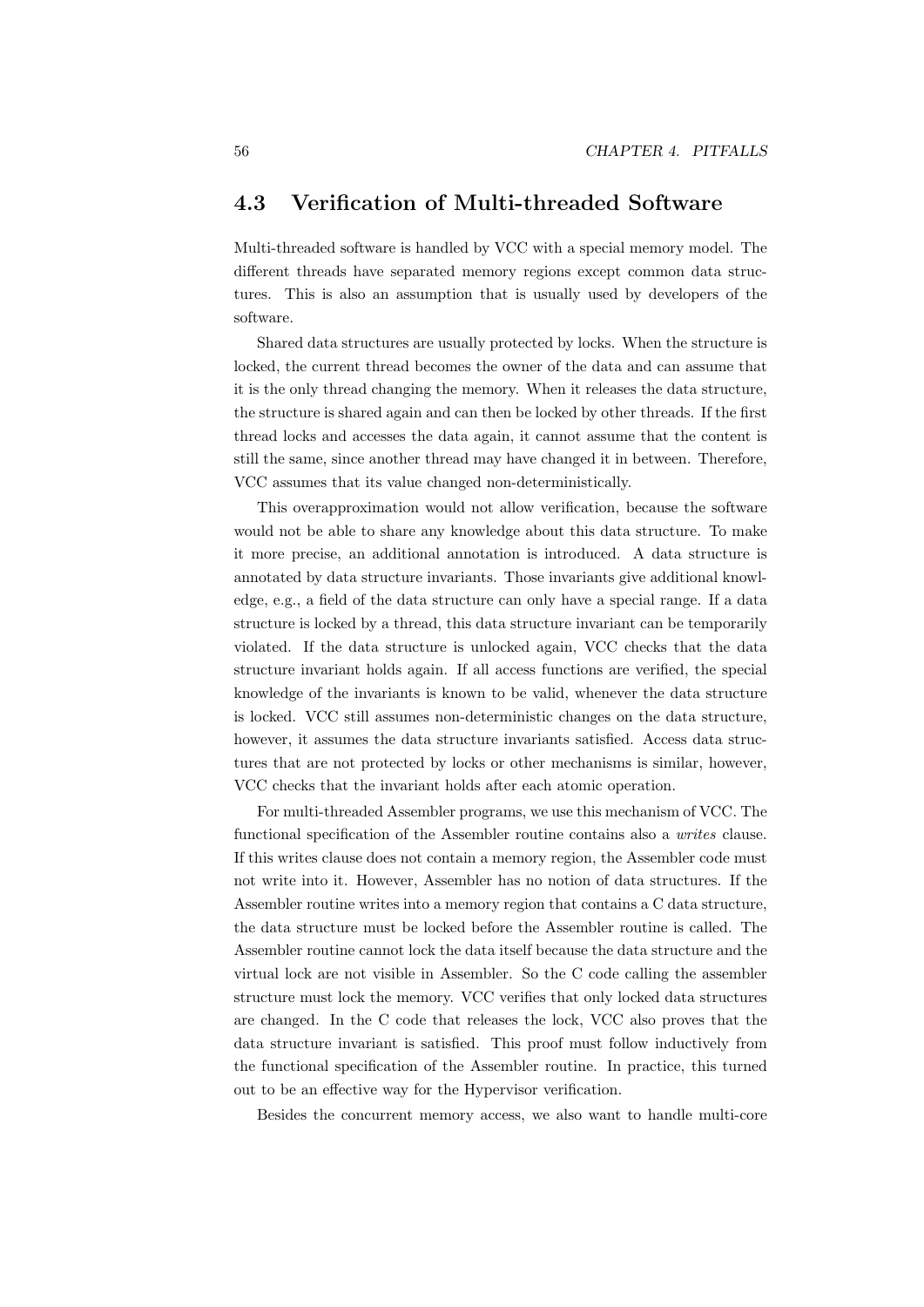## 4.3 Verification of Multi-threaded Software

Multi-threaded software is handled by VCC with a special memory model. The different threads have separated memory regions except common data structures. This is also an assumption that is usually used by developers of the software.

Shared data structures are usually protected by locks. When the structure is locked, the current thread becomes the owner of the data and can assume that it is the only thread changing the memory. When it releases the data structure, the structure is shared again and can then be locked by other threads. If the first thread locks and accesses the data again, it cannot assume that the content is still the same, since another thread may have changed it in between. Therefore, VCC assumes that its value changed non-deterministically.

This overapproximation would not allow verification, because the software would not be able to share any knowledge about this data structure. To make it more precise, an additional annotation is introduced. A data structure is annotated by data structure invariants. Those invariants give additional knowledge, e.g., a field of the data structure can only have a special range. If a data structure is locked by a thread, this data structure invariant can be temporarily violated. If the data structure is unlocked again, VCC checks that the data structure invariant holds again. If all access functions are verified, the special knowledge of the invariants is known to be valid, whenever the data structure is locked. VCC still assumes non-deterministic changes on the data structure, however, it assumes the data structure invariants satisfied. Access data structures that are not protected by locks or other mechanisms is similar, however, VCC checks that the invariant holds after each atomic operation.

For multi-threaded Assembler programs, we use this mechanism of VCC. The functional specification of the Assembler routine contains also a *writes* clause. If this writes clause does not contain a memory region, the Assembler code must not write into it. However, Assembler has no notion of data structures. If the Assembler routine writes into a memory region that contains a C data structure, the data structure must be locked before the Assembler routine is called. The Assembler routine cannot lock the data itself because the data structure and the virtual lock are not visible in Assembler. So the C code calling the assembler structure must lock the memory. VCC verifies that only locked data structures are changed. In the C code that releases the lock, VCC also proves that the data structure invariant is satisfied. This proof must follow inductively from the functional specification of the Assembler routine. In practice, this turned out to be an effective way for the Hypervisor verification.

Besides the concurrent memory access, we also want to handle multi-core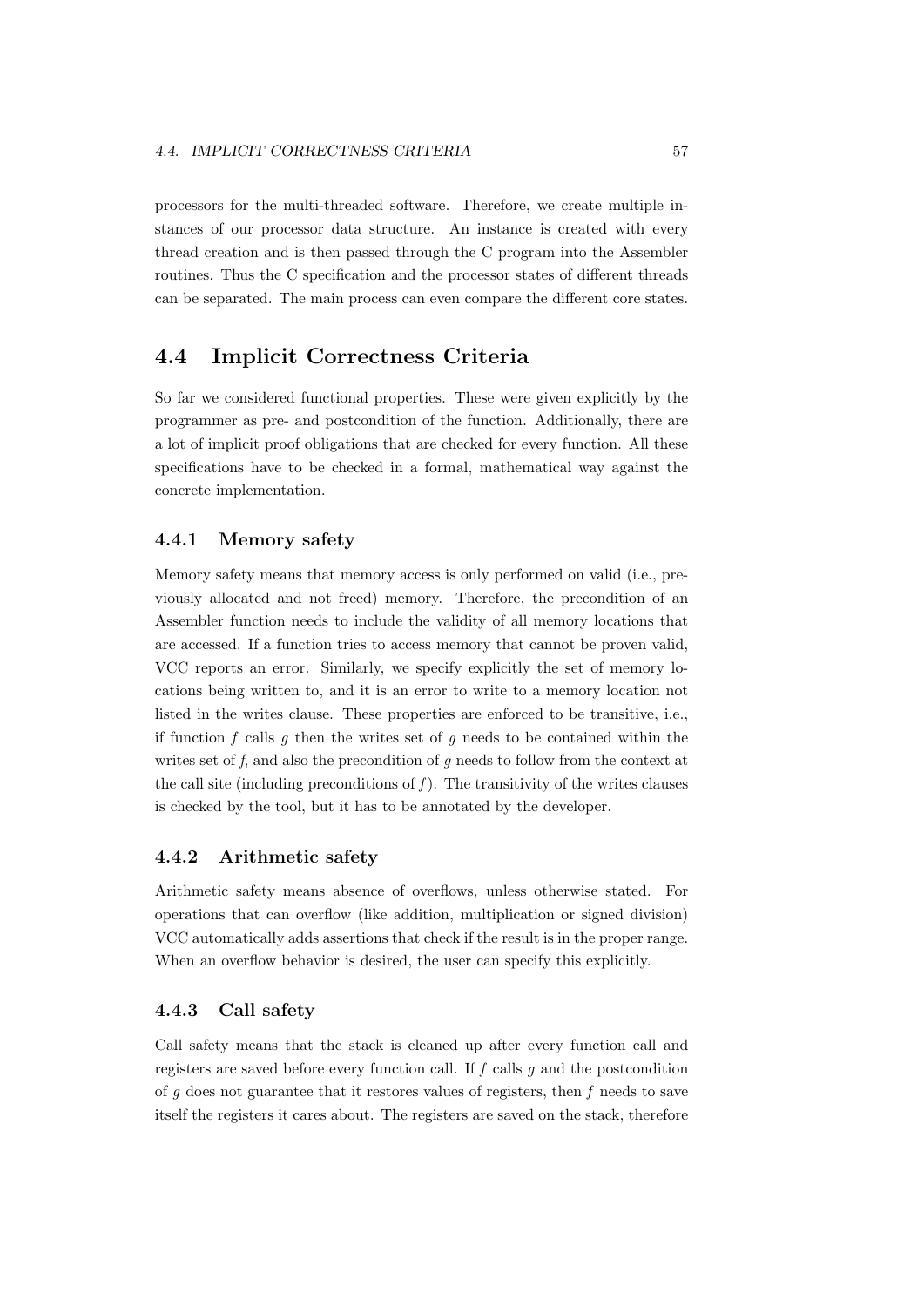processors for the multi-threaded software. Therefore, we create multiple instances of our processor data structure. An instance is created with every thread creation and is then passed through the C program into the Assembler routines. Thus the C specification and the processor states of different threads can be separated. The main process can even compare the different core states.

## 4.4 Implicit Correctness Criteria

So far we considered functional properties. These were given explicitly by the programmer as pre- and postcondition of the function. Additionally, there are a lot of implicit proof obligations that are checked for every function. All these specifications have to be checked in a formal, mathematical way against the concrete implementation.

### 4.4.1 Memory safety

Memory safety means that memory access is only performed on valid (i.e., previously allocated and not freed) memory. Therefore, the precondition of an Assembler function needs to include the validity of all memory locations that are accessed. If a function tries to access memory that cannot be proven valid, VCC reports an error. Similarly, we specify explicitly the set of memory locations being written to, and it is an error to write to a memory location not listed in the writes clause. These properties are enforced to be transitive, i.e., if function $f$ calls $g$ then the writes set of $g$ needs to be contained within the writes set of $f$, and also the precondition of $g$ needs to follow from the context at the call site (including preconditions of $f$). The transitivity of the writes clauses is checked by the tool, but it has to be annotated by the developer.

### 4.4.2 Arithmetic safety

Arithmetic safety means absence of overflows, unless otherwise stated. For operations that can overflow (like addition, multiplication or signed division) VCC automatically adds assertions that check if the result is in the proper range. When an overflow behavior is desired, the user can specify this explicitly.

### 4.4.3 Call safety

Call safety means that the stack is cleaned up after every function call and registers are saved before every function call. If $f$ calls $g$ and the postcondition of $g$ does not guarantee that it restores values of registers, then $f$ needs to save itself the registers it cares about. The registers are saved on the stack, therefore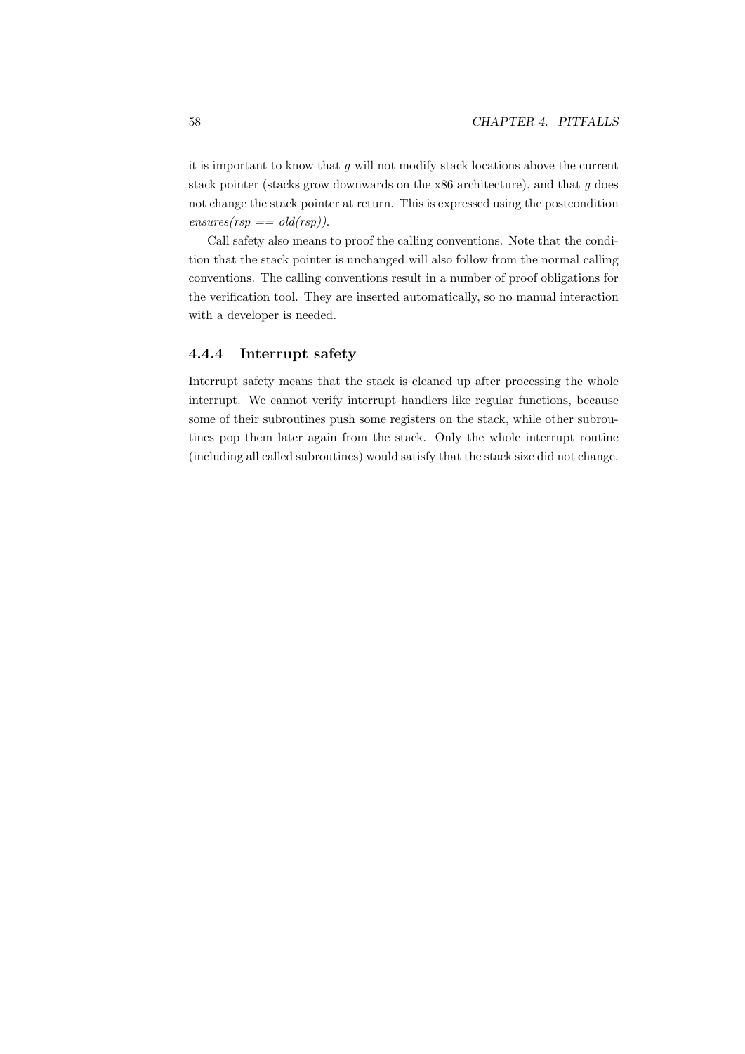it is important to know that $g$ will not modify stack locations above the current stack pointer (stacks grow downwards on the x86 architecture), and that $g$ does not change the stack pointer at return. This is expressed using the postcondition *ensures(rsp == old(rsp))*.

Call safety also means to proof the calling conventions. Note that the condition that the stack pointer is unchanged will also follow from the normal calling conventions. The calling conventions result in a number of proof obligations for the verification tool. They are inserted automatically, so no manual interaction with a developer is needed.

### 4.4.4 Interrupt safety

Interrupt safety means that the stack is cleaned up after processing the whole interrupt. We cannot verify interrupt handlers like regular functions, because some of their subroutines push some registers on the stack, while other subroutines pop them later again from the stack. Only the whole interrupt routine (including all called subroutines) would satisfy that the stack size did not change.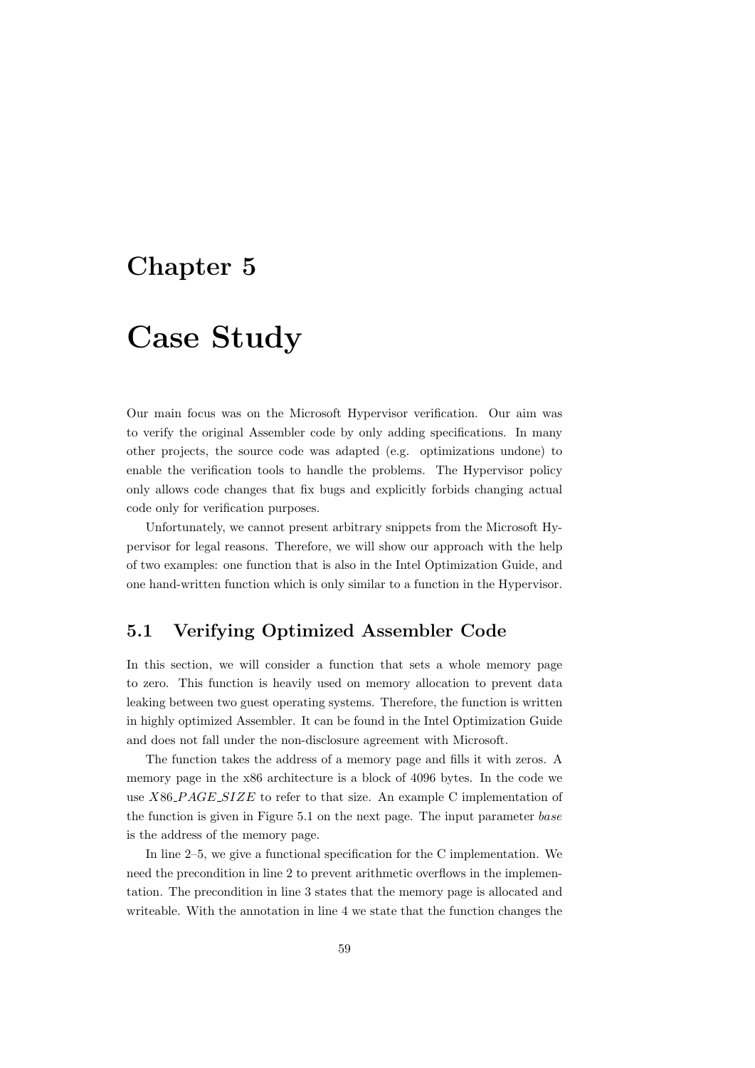# Chapter 5

# Case Study

Our main focus was on the Microsoft Hypervisor verification. Our aim was to verify the original Assembler code by only adding specifications. In many other projects, the source code was adapted (e.g. optimizations undone) to enable the verification tools to handle the problems. The Hypervisor policy only allows code changes that fix bugs and explicitly forbids changing actual code only for verification purposes.

Unfortunately, we cannot present arbitrary snippets from the Microsoft Hypervisor for legal reasons. Therefore, we will show our approach with the help of two examples: one function that is also in the Intel Optimization Guide, and one hand-written function which is only similar to a function in the Hypervisor.

## 5.1 Verifying Optimized Assembler Code

In this section, we will consider a function that sets a whole memory page to zero. This function is heavily used on memory allocation to prevent data leaking between two guest operating systems. Therefore, the function is written in highly optimized Assembler. It can be found in the Intel Optimization Guide and does not fall under the non-disclosure agreement with Microsoft.

The function takes the address of a memory page and fills it with zeros. A memory page in the x86 architecture is a block of 4096 bytes. In the code we use $X86\_PAGE\_SIZE$ to refer to that size. An example C implementation of the function is given in Figure 5.1 on the next page. The input parameter *base* is the address of the memory page.

In line 2–5, we give a functional specification for the C implementation. We need the precondition in line 2 to prevent arithmetic overflows in the implementation. The precondition in line 3 states that the memory page is allocated and writeable. With the annotation in line 4 we state that the function changes the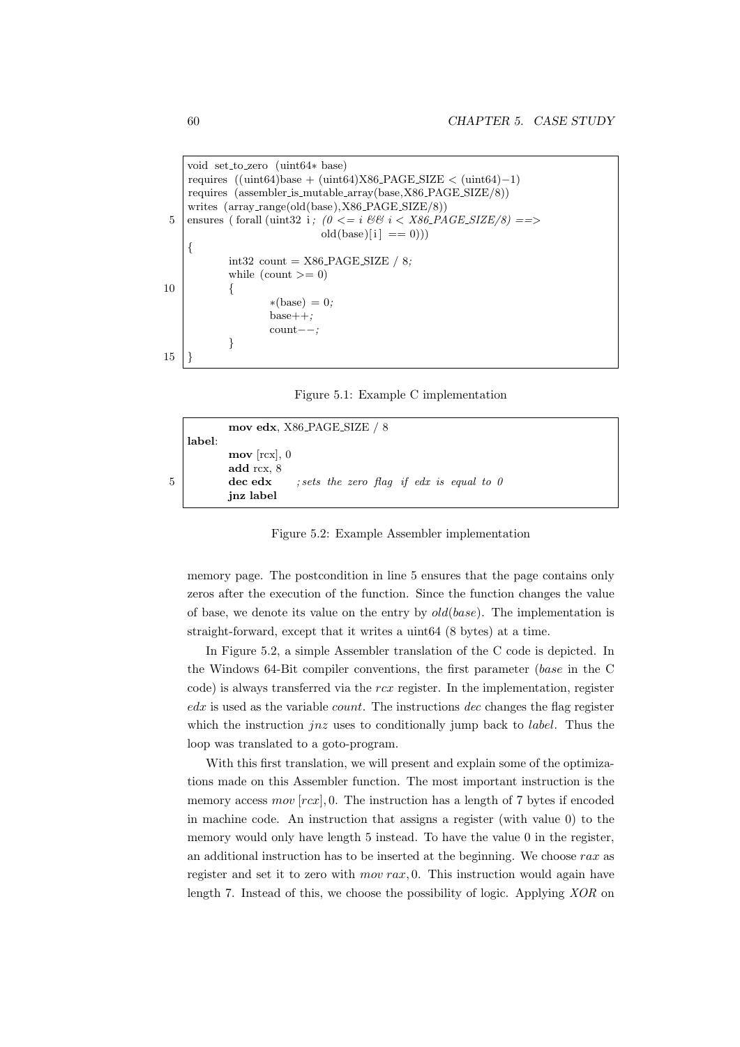```
void set_to_zero (uint64* base)
requires ((uint64)base + (uint64)X86_PAGE_SIZE < (uint64)−1)
requires (assembler_is_mutable_array(base,X86_PAGE_SIZE/8))
writes (array_range(old(base),X86_PAGE_SIZE/8))
ensures ( forall (uint32 i; (0 <= i && i < X86_PAGE_SIZE/8) ==>
                        old(base)[i] == 0)))
{
        int32 count = X86_PAGE_SIZE / 8;
        while (count >= 0)
        {
                *(base) = 0;
                base++;
                count−−;
        }
}
```

Figure 5.1: Example C implementation

```
        mov edx, X86_PAGE_SIZE / 8
label:
        mov [rcx], 0
        add rcx, 8
        dec edx      ; sets the zero flag if edx is equal to 0
        jnz label
```

Figure 5.2: Example Assembler implementation

memory page. The postcondition in line 5 ensures that the page contains only zeros after the execution of the function. Since the function changes the value of base, we denote its value on the entry by *old*(*base*). The implementation is straight-forward, except that it writes a uint64 (8 bytes) at a time.

In Figure 5.2, a simple Assembler translation of the C code is depicted. In the Windows 64-Bit compiler conventions, the first parameter (*base* in the C code) is always transferred via the *rcx* register. In the implementation, register *edx* is used as the variable *count*. The instructions *dec* changes the flag register which the instruction *jnz* uses to conditionally jump back to *label*. Thus the loop was translated to a goto-program.

With this first translation, we will present and explain some of the optimizations made on this Assembler function. The most important instruction is the memory access *mov* $[rcx], 0$. The instruction has a length of 7 bytes if encoded in machine code. An instruction that assigns a register (with value 0) to the memory would only have length 5 instead. To have the value 0 in the register, an additional instruction has to be inserted at the beginning. We choose *rax* as register and set it to zero with *mov* $rax, 0$. This instruction would again have length 7. Instead of this, we choose the possibility of logic. Applying *XOR* on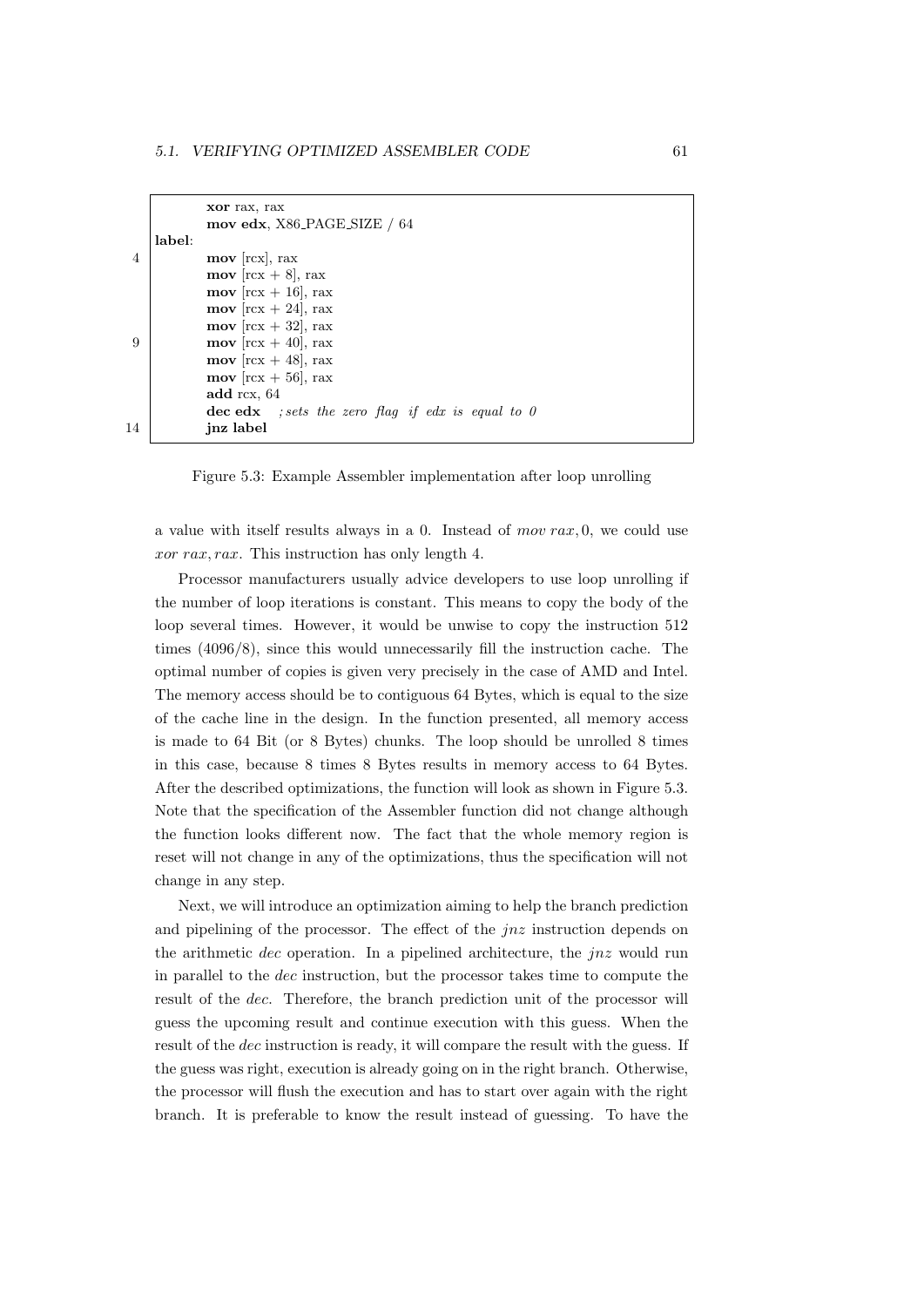```
        xor rax, rax
        mov edx, X86_PAGE_SIZE / 64
label:
4       mov [rcx], rax
        mov [rcx + 8], rax
        mov [rcx + 16], rax
        mov [rcx + 24], rax
        mov [rcx + 32], rax
9       mov [rcx + 40], rax
        mov [rcx + 48], rax
        mov [rcx + 56], rax
        add rcx, 64
        dec edx   ; sets the zero flag if edx is equal to 0
14      jnz label
```

Figure 5.3: Example Assembler implementation after loop unrolling

a value with itself results always in a 0. Instead of *mov rax*, 0, we could use *xor rax*, *rax*. This instruction has only length 4.

Processor manufacturers usually advice developers to use loop unrolling if the number of loop iterations is constant. This means to copy the body of the loop several times. However, it would be unwise to copy the instruction 512 times (4096/8), since this would unnecessarily fill the instruction cache. The optimal number of copies is given very precisely in the case of AMD and Intel. The memory access should be to contiguous 64 Bytes, which is equal to the size of the cache line in the design. In the function presented, all memory access is made to 64 Bit (or 8 Bytes) chunks. The loop should be unrolled 8 times in this case, because 8 times 8 Bytes results in memory access to 64 Bytes. After the described optimizations, the function will look as shown in Figure 5.3. Note that the specification of the Assembler function did not change although the function looks different now. The fact that the whole memory region is reset will not change in any of the optimizations, thus the specification will not change in any step.

Next, we will introduce an optimization aiming to help the branch prediction and pipelining of the processor. The effect of the *jnz* instruction depends on the arithmetic *dec* operation. In a pipelined architecture, the *jnz* would run in parallel to the *dec* instruction, but the processor takes time to compute the result of the *dec*. Therefore, the branch prediction unit of the processor will guess the upcoming result and continue execution with this guess. When the result of the *dec* instruction is ready, it will compare the result with the guess. If the guess was right, execution is already going on in the right branch. Otherwise, the processor will flush the execution and has to start over again with the right branch. It is preferable to know the result instead of guessing. To have the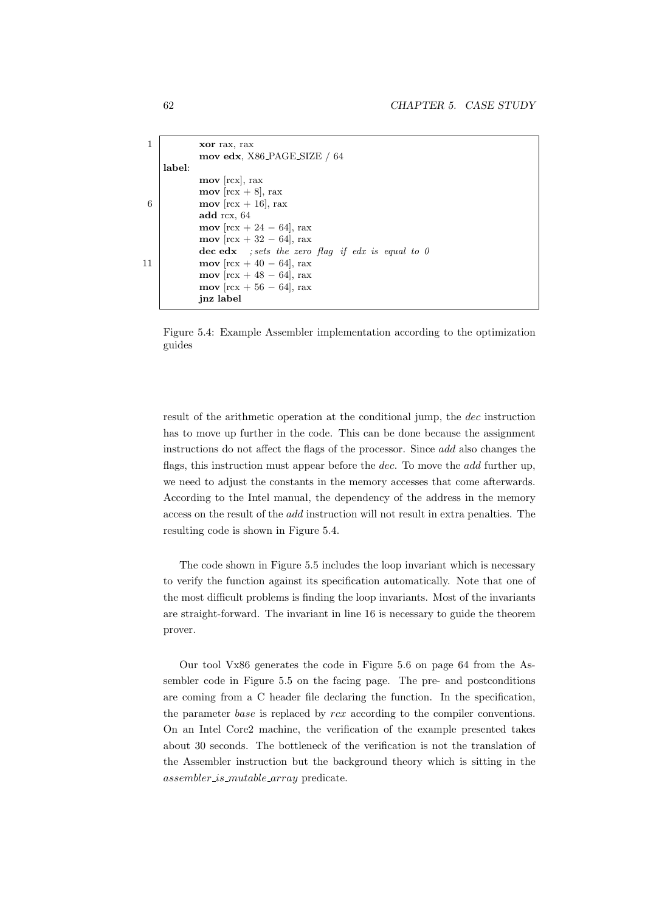```
        xor rax, rax
        mov edx, X86_PAGE_SIZE / 64
label:
        mov [rcx], rax
        mov [rcx + 8], rax
        mov [rcx + 16], rax
        add rcx, 64
        mov [rcx + 24 − 64], rax
        mov [rcx + 32 − 64], rax
        dec edx    ; sets the zero flag if edx is equal to 0
        mov [rcx + 40 − 64], rax
        mov [rcx + 48 − 64], rax
        mov [rcx + 56 − 64], rax
        jnz label
```

Figure 5.4: Example Assembler implementation according to the optimization guides

result of the arithmetic operation at the conditional jump, the *dec* instruction has to move up further in the code. This can be done because the assignment instructions do not affect the flags of the processor. Since *add* also changes the flags, this instruction must appear before the *dec*. To move the *add* further up, we need to adjust the constants in the memory accesses that come afterwards. According to the Intel manual, the dependency of the address in the memory access on the result of the *add* instruction will not result in extra penalties. The resulting code is shown in Figure 5.4.

The code shown in Figure 5.5 includes the loop invariant which is necessary to verify the function against its specification automatically. Note that one of the most difficult problems is finding the loop invariants. Most of the invariants are straight-forward. The invariant in line 16 is necessary to guide the theorem prover.

Our tool Vx86 generates the code in Figure 5.6 on page 64 from the Assembler code in Figure 5.5 on the facing page. The pre- and postconditions are coming from a C header file declaring the function. In the specification, the parameter *base* is replaced by *rcx* according to the compiler conventions. On an Intel Core2 machine, the verification of the example presented takes about 30 seconds. The bottleneck of the verification is not the translation of the Assembler instruction but the background theory which is sitting in the *assembler_is_mutable_array* predicate.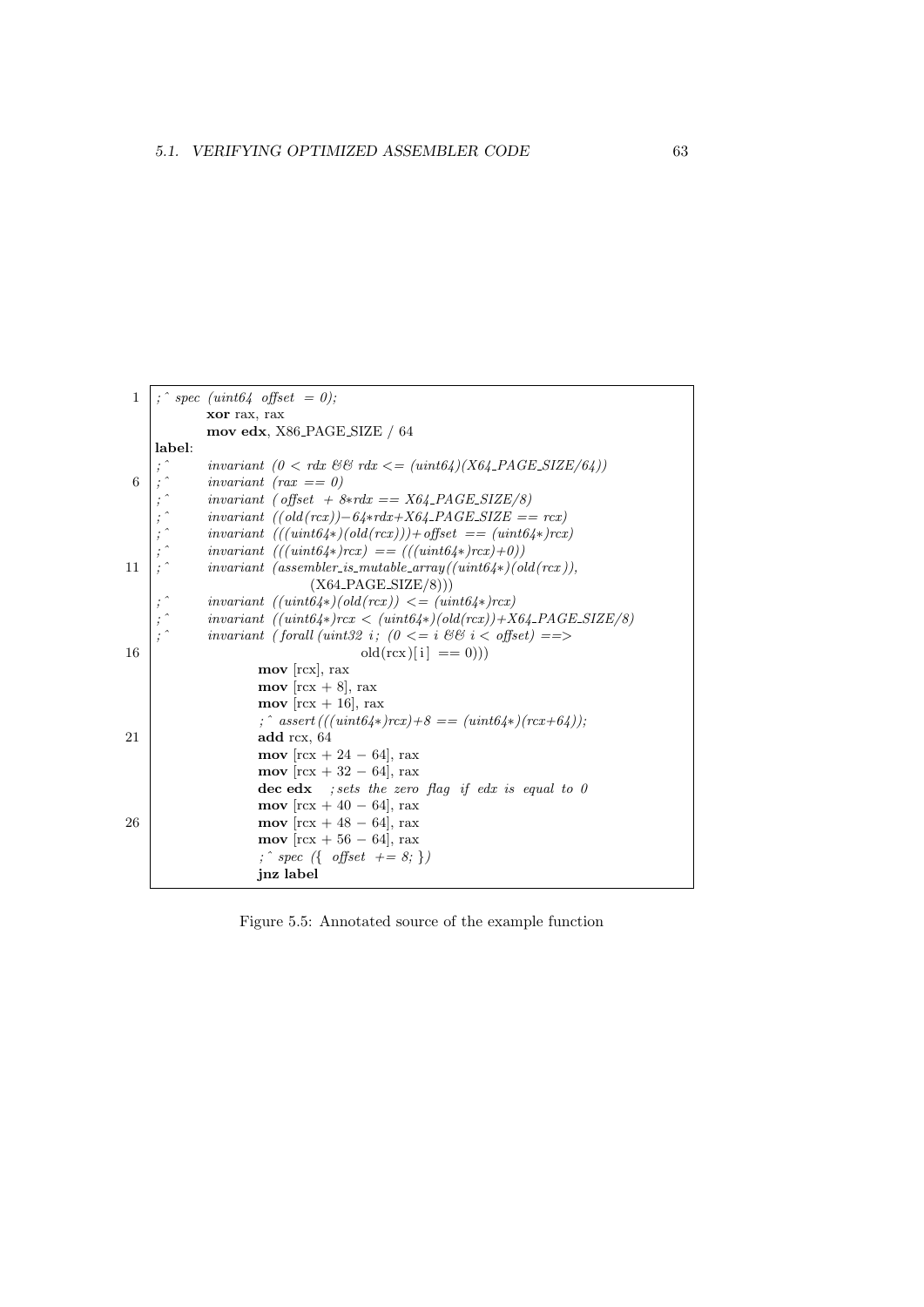```
1   ;^ spec (uint64 offset = 0);
            xor rax, rax
            mov edx, X86_PAGE_SIZE / 64
    label:
    ;^      invariant (0 < rdx && rdx <= (uint64)(X64_PAGE_SIZE/64))
6   ;^      invariant (rax == 0)
    ;^      invariant ( offset + 8*rdx == X64_PAGE_SIZE/8)
    ;^      invariant ((old(rcx))-64*rdx+X64_PAGE_SIZE == rcx)
    ;^      invariant (((uint64*)(old(rcx)))+offset == (uint64*)rcx)
    ;^      invariant (((uint64*)rcx) == (((uint64*)rcx)+0))
11  ;^      invariant (assembler_is_mutable_array((uint64*)(old(rcx)),
                        (X64_PAGE_SIZE/8)))
    ;^      invariant ((uint64*)(old(rcx)) <= (uint64*)rcx)
    ;^      invariant ((uint64*)rcx < (uint64*)(old(rcx))+X64_PAGE_SIZE/8)
    ;^      invariant ( forall (uint32 i; (0 <= i && i < offset) ==>
16                                  old(rcx)[i] == 0)))
                    mov [rcx], rax
                    mov [rcx + 8], rax
                    mov [rcx + 16], rax
                    ;^ assert(((uint64*)rcx)+8 == (uint64*)(rcx+64));
21                  add rcx, 64
                    mov [rcx + 24 - 64], rax
                    mov [rcx + 32 - 64], rax
                    dec edx    ;sets the zero flag if edx is equal to 0
                    mov [rcx + 40 - 64], rax
26                  mov [rcx + 48 - 64], rax
                    mov [rcx + 56 - 64], rax
                    ;^ spec ({ offset += 8; })
                    jnz label
```

Figure 5.5: Annotated source of the example function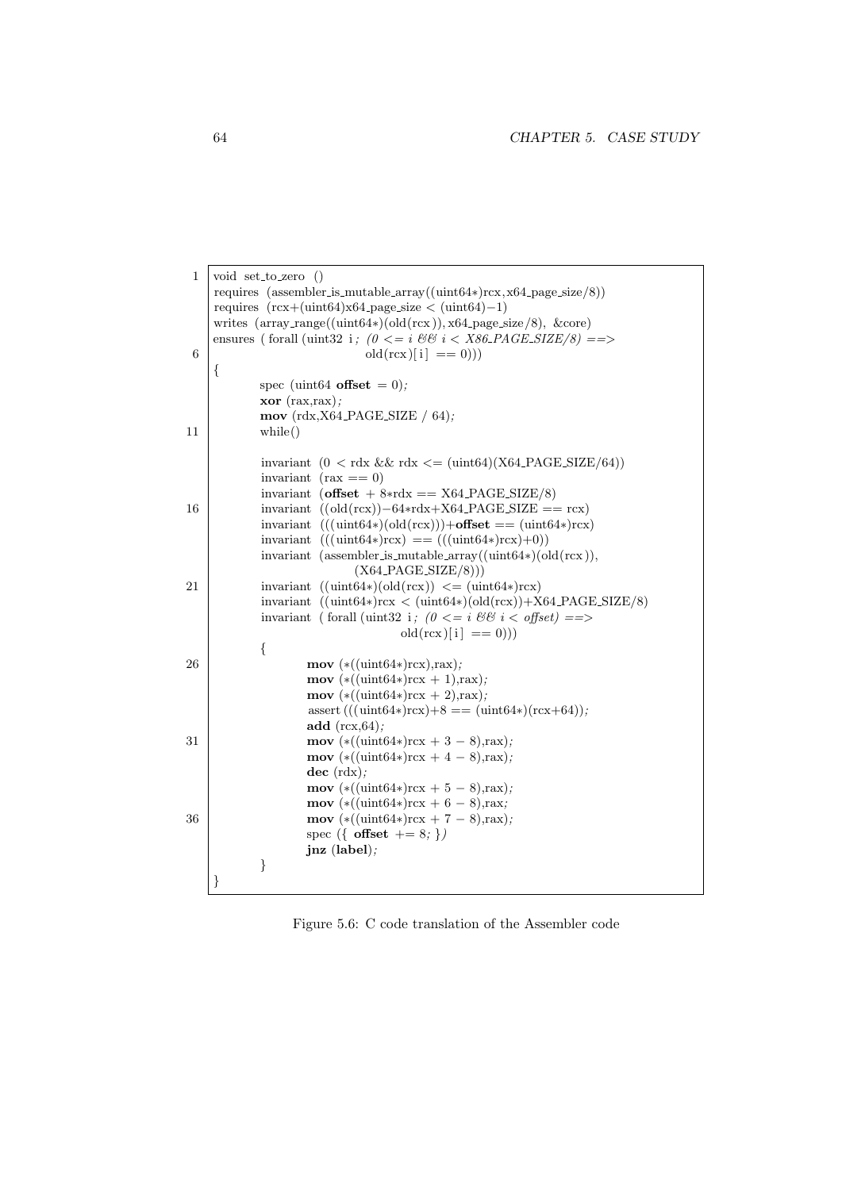```
void set_to_zero ()
requires (assembler_is_mutable_array((uint64*)rcx,x64_page_size/8))
requires (rcx+(uint64)x64_page_size < (uint64)−1)
writes (array_range((uint64*)(old(rcx)),x64_page_size/8), &core)
ensures ( forall (uint32 i; (0 <= i && i < X86_PAGE_SIZE/8) ==>
                              old(rcx)[i] == 0)))
{
        spec (uint64 offset = 0);
        xor (rax,rax);
        mov (rdx,X64_PAGE_SIZE / 64);
        while()

        invariant (0 < rdx && rdx <= (uint64)(X64_PAGE_SIZE/64))
        invariant (rax == 0)
        invariant (offset + 8*rdx == X64_PAGE_SIZE/8)
        invariant ((old(rcx))−64*rdx+X64_PAGE_SIZE == rcx)
        invariant (((uint64*)(old(rcx)))+offset == (uint64*)rcx)
        invariant (((uint64*)rcx) == (((uint64*)rcx)+0))
        invariant (assembler_is_mutable_array((uint64*)(old(rcx)),
                          (X64_PAGE_SIZE/8)))
        invariant ((uint64*)(old(rcx)) <= (uint64*)rcx)
        invariant ((uint64*)rcx < (uint64*)(old(rcx))+X64_PAGE_SIZE/8)
        invariant ( forall (uint32 i; (0 <= i && i < offset) ==>
                                  old(rcx)[i] == 0)))
        {
                mov (*((uint64*)rcx),rax);
                mov (*((uint64*)rcx + 1),rax);
                mov (*((uint64*)rcx + 2),rax);
                assert (((uint64*)rcx)+8 == (uint64*)(rcx+64));
                add (rcx,64);
                mov (*((uint64*)rcx + 3 − 8),rax);
                mov (*((uint64*)rcx + 4 − 8),rax);
                dec (rdx);
                mov (*((uint64*)rcx + 5 − 8),rax);
                mov (*((uint64*)rcx + 6 − 8),rax;
                mov (*((uint64*)rcx + 7 − 8),rax);
                spec ({ offset += 8; })
                jnz (label);
        }
}
```

Figure 5.6: C code translation of the Assembler code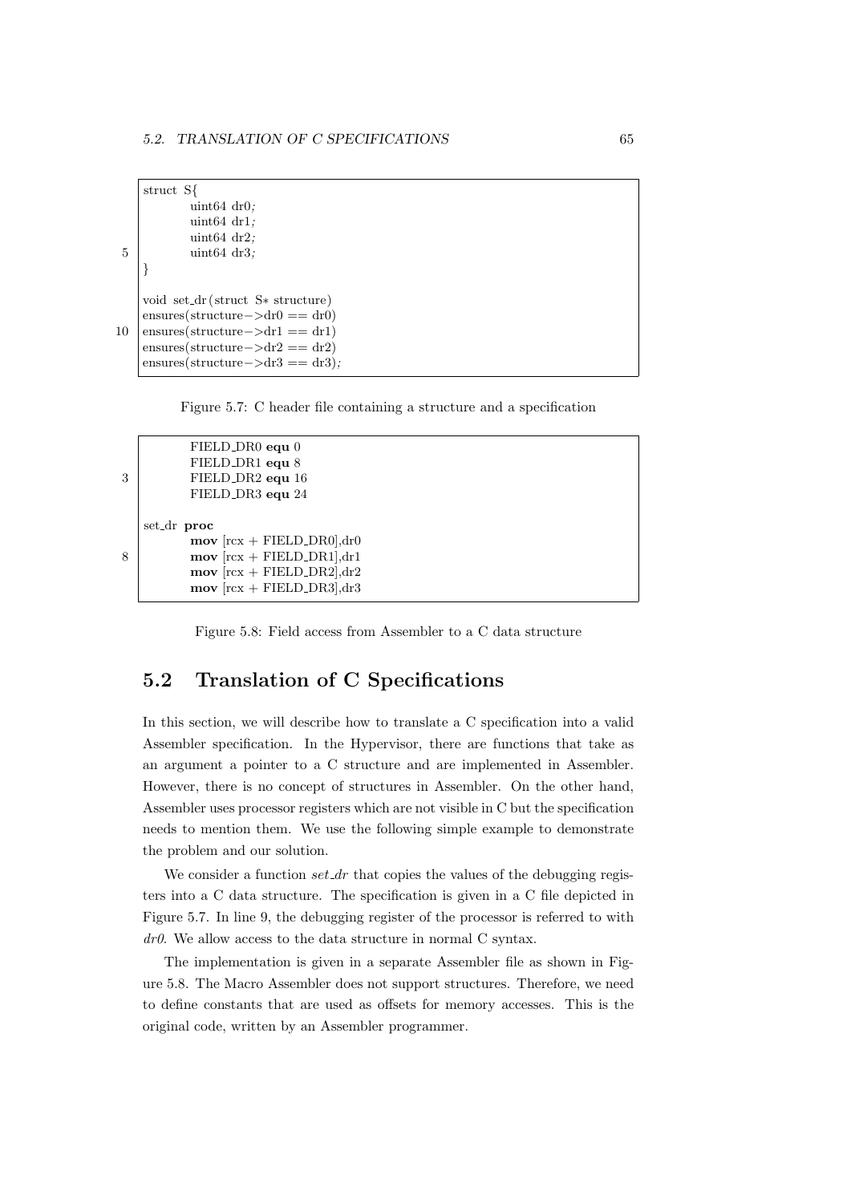```
struct S{
        uint64 dr0;
        uint64 dr1;
        uint64 dr2;
        uint64 dr3;
}

void set_dr(struct S* structure)
ensures(structure->dr0 == dr0)
ensures(structure->dr1 == dr1)
ensures(structure->dr2 == dr2)
ensures(structure->dr3 == dr3);
```

Figure 5.7: C header file containing a structure and a specification

```
        FIELD_DR0 equ 0
        FIELD_DR1 equ 8
        FIELD_DR2 equ 16
        FIELD_DR3 equ 24

set_dr proc
        mov [rcx + FIELD_DR0],dr0
        mov [rcx + FIELD_DR1],dr1
        mov [rcx + FIELD_DR2],dr2
        mov [rcx + FIELD_DR3],dr3
```

Figure 5.8: Field access from Assembler to a C data structure

## 5.2 Translation of C Specifications

In this section, we will describe how to translate a C specification into a valid Assembler specification. In the Hypervisor, there are functions that take as an argument a pointer to a C structure and are implemented in Assembler. However, there is no concept of structures in Assembler. On the other hand, Assembler uses processor registers which are not visible in C but the specification needs to mention them. We use the following simple example to demonstrate the problem and our solution.

We consider a function *set_dr* that copies the values of the debugging registers into a C data structure. The specification is given in a C file depicted in Figure 5.7. In line 9, the debugging register of the processor is referred to with *dr0*. We allow access to the data structure in normal C syntax.

The implementation is given in a separate Assembler file as shown in Figure 5.8. The Macro Assembler does not support structures. Therefore, we need to define constants that are used as offsets for memory accesses. This is the original code, written by an Assembler programmer.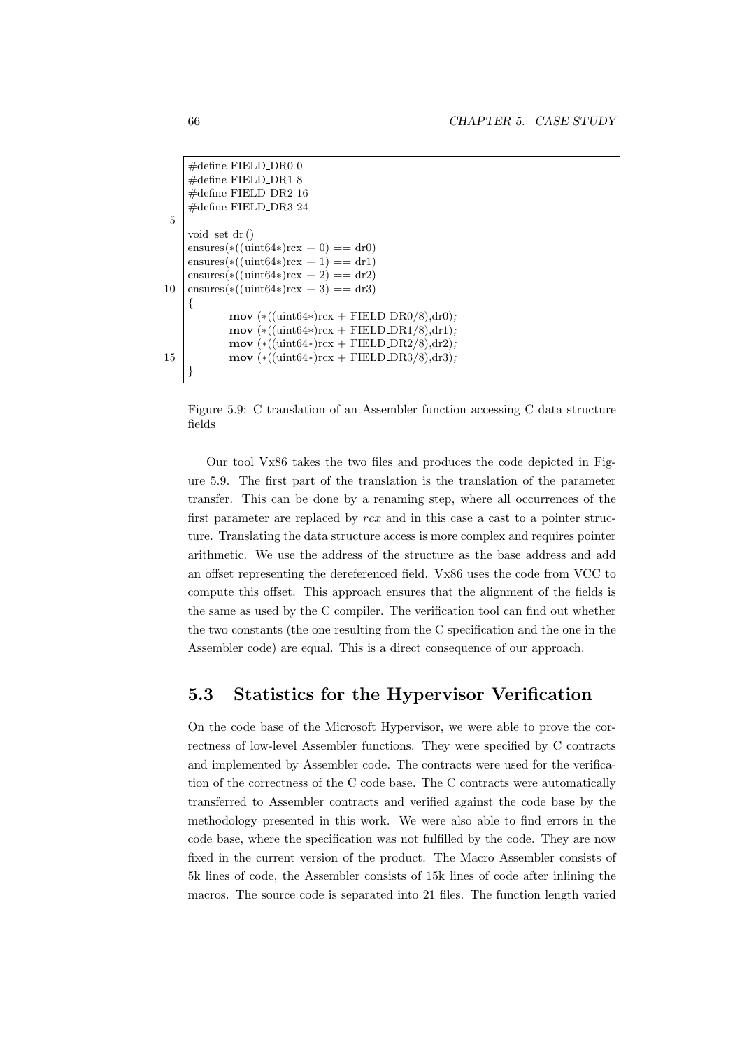```
#define FIELD_DR0 0
#define FIELD_DR1 8
#define FIELD_DR2 16
#define FIELD_DR3 24

void set_dr()
ensures(*((uint64*)rcx + 0) == dr0)
ensures(*((uint64*)rcx + 1) == dr1)
ensures(*((uint64*)rcx + 2) == dr2)
ensures(*((uint64*)rcx + 3) == dr3)
{
        mov (*((uint64*)rcx + FIELD_DR0/8),dr0);
        mov (*((uint64*)rcx + FIELD_DR1/8),dr1);
        mov (*((uint64*)rcx + FIELD_DR2/8),dr2);
        mov (*((uint64*)rcx + FIELD_DR3/8),dr3);
}
```

Figure 5.9: C translation of an Assembler function accessing C data structure fields

Our tool Vx86 takes the two files and produces the code depicted in Figure 5.9. The first part of the translation is the translation of the parameter transfer. This can be done by a renaming step, where all occurrences of the first parameter are replaced by *rcx* and in this case a cast to a pointer structure. Translating the data structure access is more complex and requires pointer arithmetic. We use the address of the structure as the base address and add an offset representing the dereferenced field. Vx86 uses the code from VCC to compute this offset. This approach ensures that the alignment of the fields is the same as used by the C compiler. The verification tool can find out whether the two constants (the one resulting from the C specification and the one in the Assembler code) are equal. This is a direct consequence of our approach.

## 5.3 Statistics for the Hypervisor Verification

On the code base of the Microsoft Hypervisor, we were able to prove the correctness of low-level Assembler functions. They were specified by C contracts and implemented by Assembler code. The contracts were used for the verification of the correctness of the C code base. The C contracts were automatically transferred to Assembler contracts and verified against the code base by the methodology presented in this work. We were also able to find errors in the code base, where the specification was not fulfilled by the code. They are now fixed in the current version of the product. The Macro Assembler consists of 5k lines of code, the Assembler consists of 15k lines of code after inlining the macros. The source code is separated into 21 files. The function length varied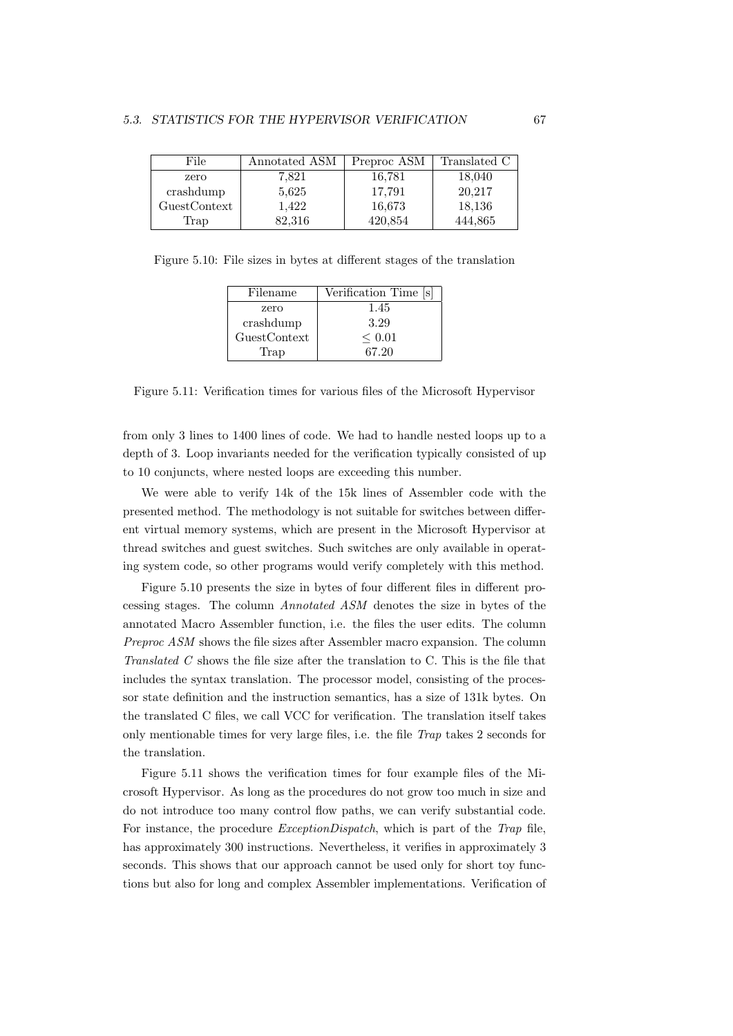| File | Annotated ASM | Preproc ASM | Translated C |
|---|---|---|---|
| zero | 7,821 | 16,781 | 18,040 |
| crashdump | 5,625 | 17,791 | 20,217 |
| GuestContext | 1,422 | 16,673 | 18,136 |
| Trap | 82,316 | 420,854 | 444,865 |

Figure 5.10: File sizes in bytes at different stages of the translation

| Filename | Verification Time [s] |
|---|---|
| zero | 1.45 |
| crashdump | 3.29 |
| GuestContext | $\leq 0.01$ |
| Trap | 67.20 |

Figure 5.11: Verification times for various files of the Microsoft Hypervisor

from only 3 lines to 1400 lines of code. We had to handle nested loops up to a depth of 3. Loop invariants needed for the verification typically consisted of up to 10 conjuncts, where nested loops are exceeding this number.

We were able to verify 14k of the 15k lines of Assembler code with the presented method. The methodology is not suitable for switches between different virtual memory systems, which are present in the Microsoft Hypervisor at thread switches and guest switches. Such switches are only available in operating system code, so other programs would verify completely with this method.

Figure 5.10 presents the size in bytes of four different files in different processing stages. The column *Annotated ASM* denotes the size in bytes of the annotated Macro Assembler function, i.e. the files the user edits. The column *Preproc ASM* shows the file sizes after Assembler macro expansion. The column *Translated C* shows the file size after the translation to C. This is the file that includes the syntax translation. The processor model, consisting of the processor state definition and the instruction semantics, has a size of 131k bytes. On the translated C files, we call VCC for verification. The translation itself takes only mentionable times for very large files, i.e. the file *Trap* takes 2 seconds for the translation.

Figure 5.11 shows the verification times for four example files of the Microsoft Hypervisor. As long as the procedures do not grow too much in size and do not introduce too many control flow paths, we can verify substantial code. For instance, the procedure *ExceptionDispatch*, which is part of the *Trap* file, has approximately 300 instructions. Nevertheless, it verifies in approximately 3 seconds. This shows that our approach cannot be used only for short toy functions but also for long and complex Assembler implementations. Verification of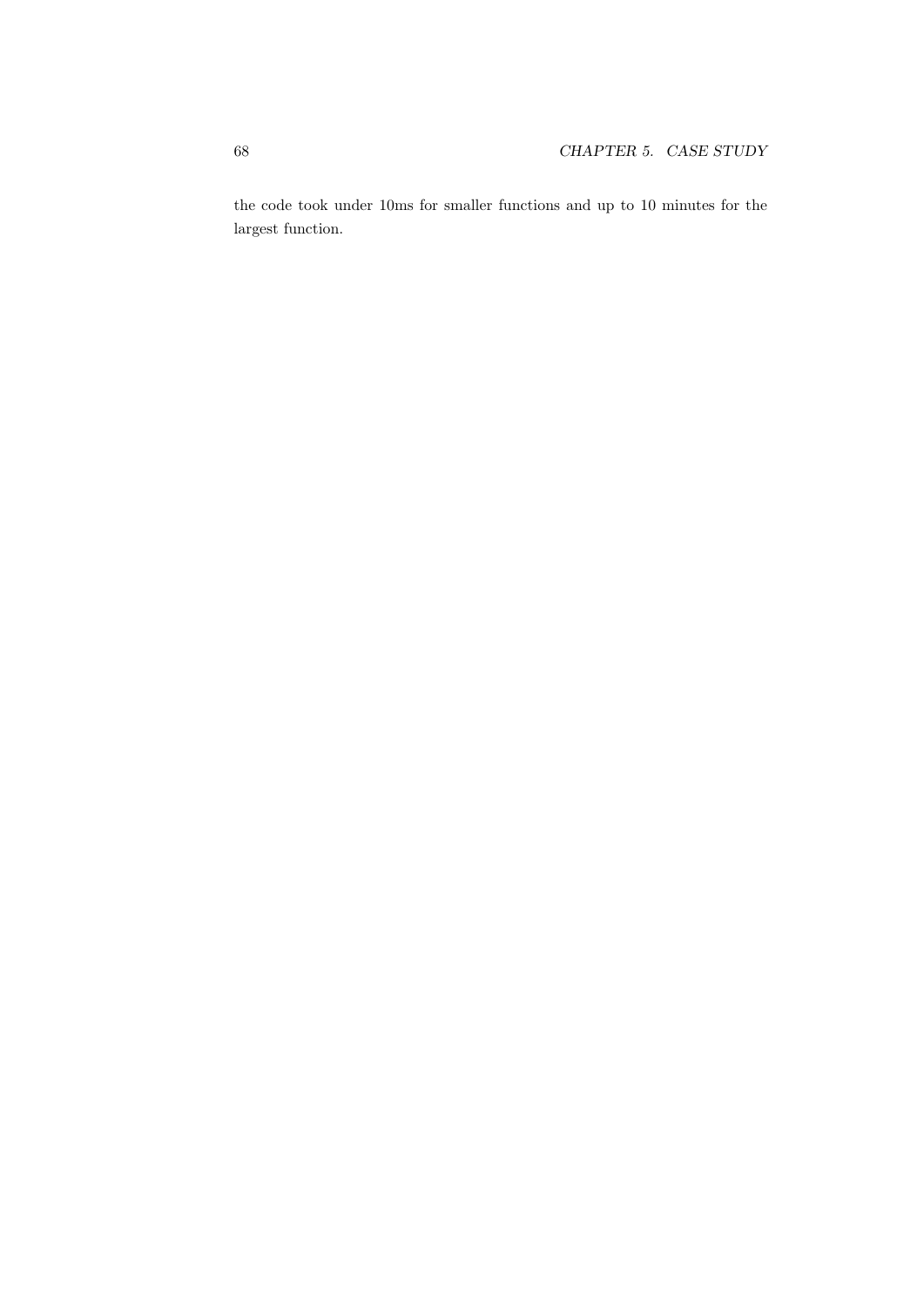the code took under 10ms for smaller functions and up to 10 minutes for the largest function.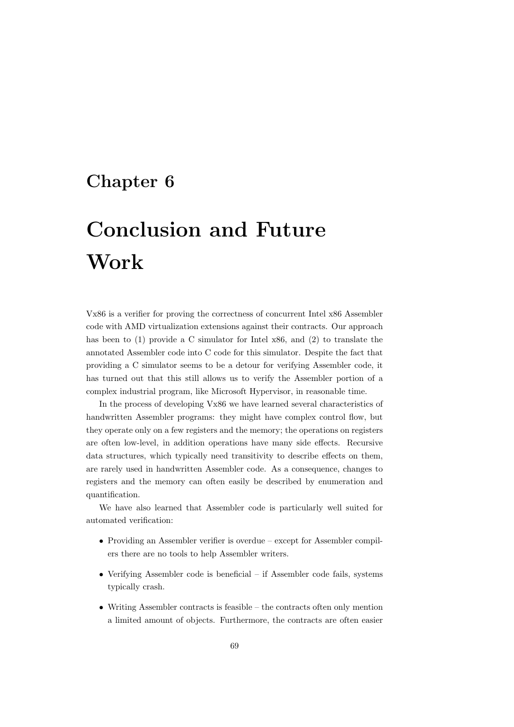# Chapter 6

# Conclusion and Future Work

Vx86 is a verifier for proving the correctness of concurrent Intel x86 Assembler code with AMD virtualization extensions against their contracts. Our approach has been to (1) provide a C simulator for Intel x86, and (2) to translate the annotated Assembler code into C code for this simulator. Despite the fact that providing a C simulator seems to be a detour for verifying Assembler code, it has turned out that this still allows us to verify the Assembler portion of a complex industrial program, like Microsoft Hypervisor, in reasonable time.

In the process of developing Vx86 we have learned several characteristics of handwritten Assembler programs: they might have complex control flow, but they operate only on a few registers and the memory; the operations on registers are often low-level, in addition operations have many side effects. Recursive data structures, which typically need transitivity to describe effects on them, are rarely used in handwritten Assembler code. As a consequence, changes to registers and the memory can often easily be described by enumeration and quantification.

We have also learned that Assembler code is particularly well suited for automated verification:

- Providing an Assembler verifier is overdue – except for Assembler compilers there are no tools to help Assembler writers.
- Verifying Assembler code is beneficial – if Assembler code fails, systems typically crash.
- Writing Assembler contracts is feasible – the contracts often only mention a limited amount of objects. Furthermore, the contracts are often easier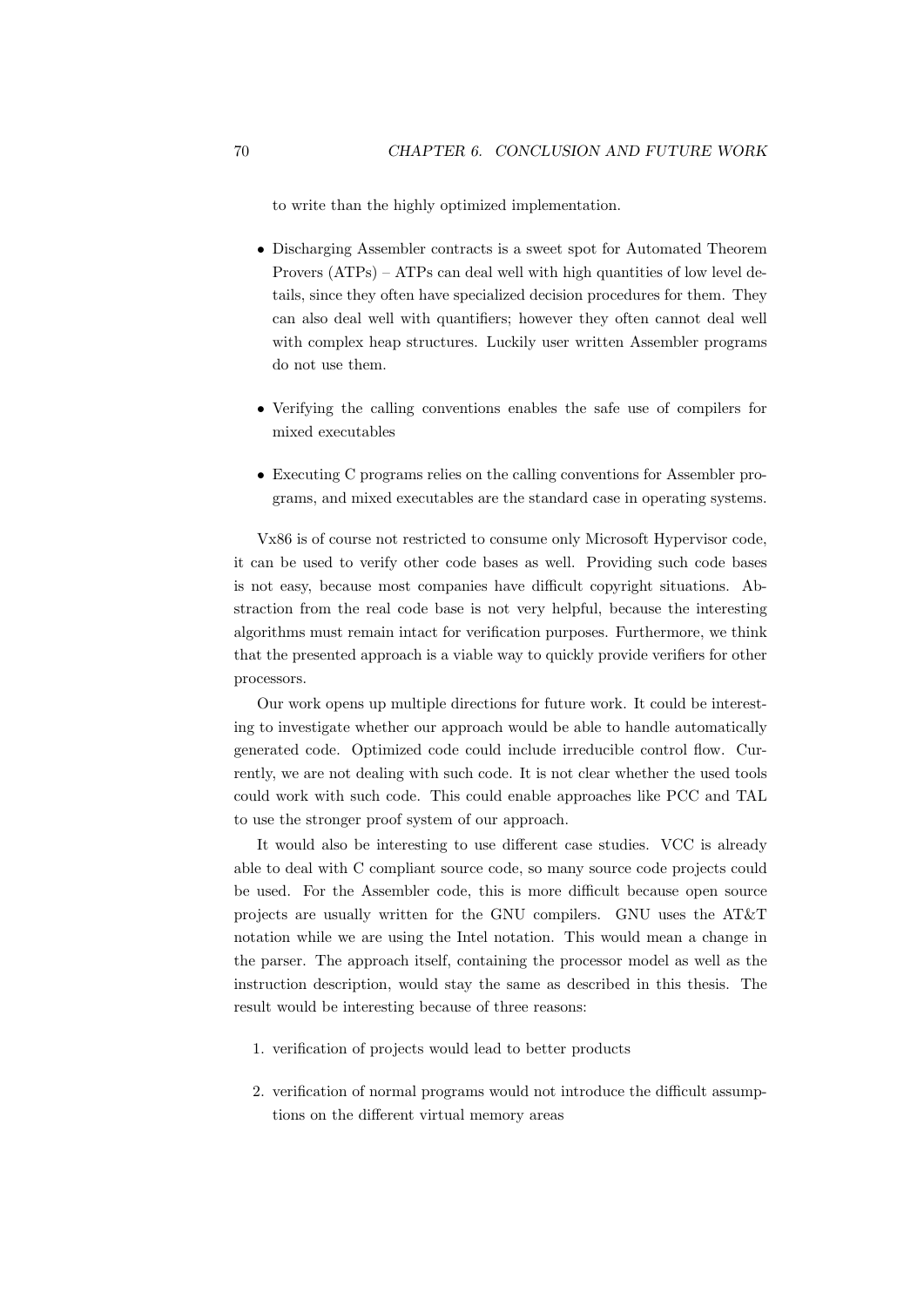to write than the highly optimized implementation.

- Discharging Assembler contracts is a sweet spot for Automated Theorem Provers (ATPs) – ATPs can deal well with high quantities of low level details, since they often have specialized decision procedures for them. They can also deal well with quantifiers; however they often cannot deal well with complex heap structures. Luckily user written Assembler programs do not use them.

- Verifying the calling conventions enables the safe use of compilers for mixed executables

- Executing C programs relies on the calling conventions for Assembler programs, and mixed executables are the standard case in operating systems.

Vx86 is of course not restricted to consume only Microsoft Hypervisor code, it can be used to verify other code bases as well. Providing such code bases is not easy, because most companies have difficult copyright situations. Abstraction from the real code base is not very helpful, because the interesting algorithms must remain intact for verification purposes. Furthermore, we think that the presented approach is a viable way to quickly provide verifiers for other processors.

Our work opens up multiple directions for future work. It could be interesting to investigate whether our approach would be able to handle automatically generated code. Optimized code could include irreducible control flow. Currently, we are not dealing with such code. It is not clear whether the used tools could work with such code. This could enable approaches like PCC and TAL to use the stronger proof system of our approach.

It would also be interesting to use different case studies. VCC is already able to deal with C compliant source code, so many source code projects could be used. For the Assembler code, this is more difficult because open source projects are usually written for the GNU compilers. GNU uses the AT&T notation while we are using the Intel notation. This would mean a change in the parser. The approach itself, containing the processor model as well as the instruction description, would stay the same as described in this thesis. The result would be interesting because of three reasons:

1. verification of projects would lead to better products

2. verification of normal programs would not introduce the difficult assumptions on the different virtual memory areas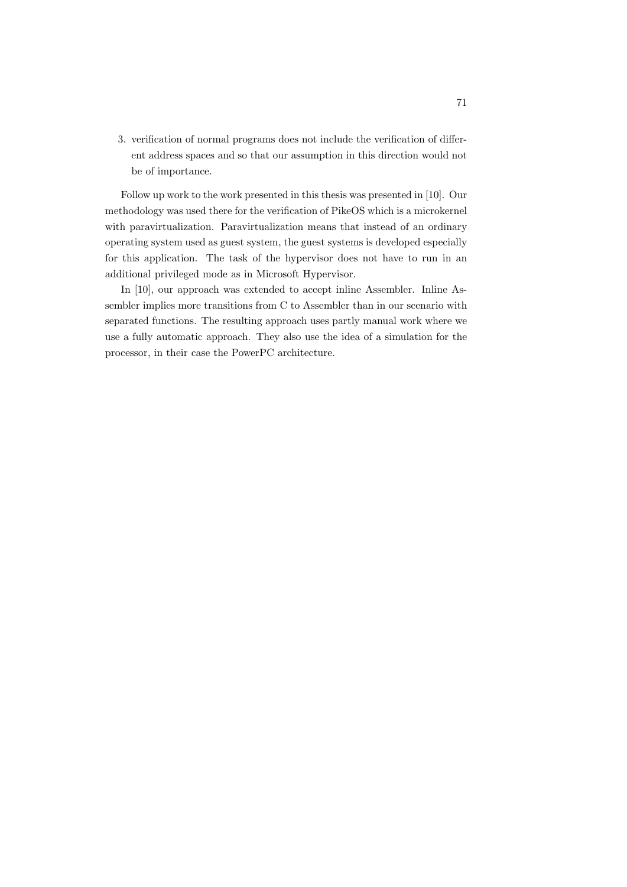3. verification of normal programs does not include the verification of different address spaces and so that our assumption in this direction would not be of importance.

Follow up work to the work presented in this thesis was presented in [10]. Our methodology was used there for the verification of PikeOS which is a microkernel with paravirtualization. Paravirtualization means that instead of an ordinary operating system used as guest system, the guest systems is developed especially for this application. The task of the hypervisor does not have to run in an additional privileged mode as in Microsoft Hypervisor.

In [10], our approach was extended to accept inline Assembler. Inline Assembler implies more transitions from C to Assembler than in our scenario with separated functions. The resulting approach uses partly manual work where we use a fully automatic approach. They also use the idea of a simulation for the processor, in their case the PowerPC architecture.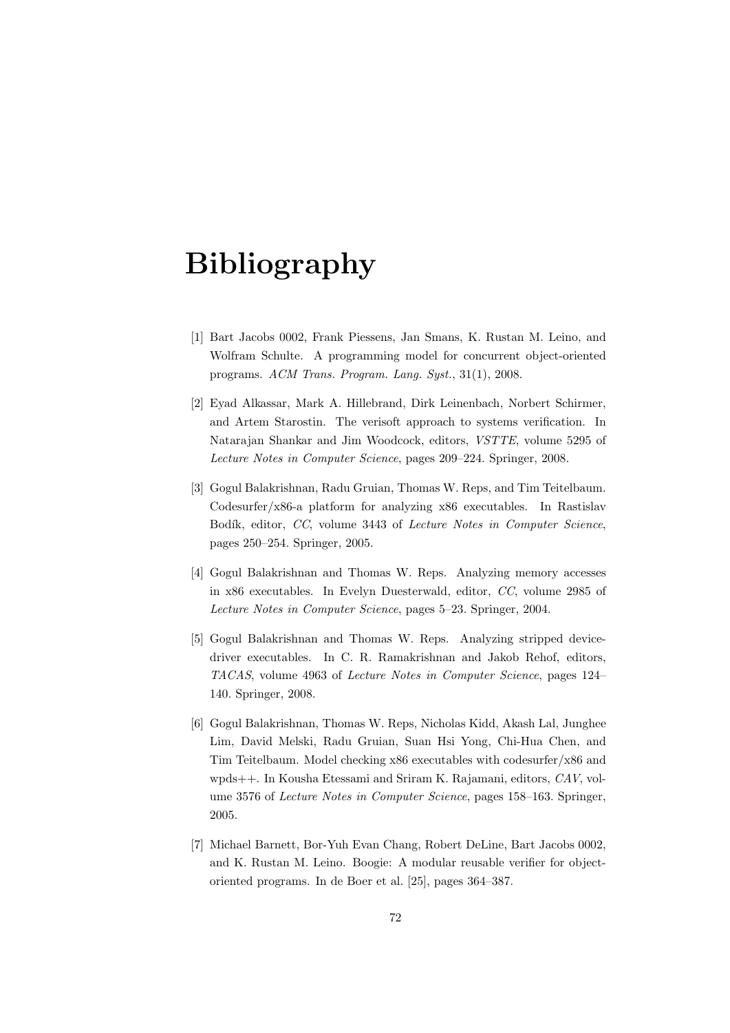# Bibliography

[1] Bart Jacobs 0002, Frank Piessens, Jan Smans, K. Rustan M. Leino, and Wolfram Schulte. A programming model for concurrent object-oriented programs. *ACM Trans. Program. Lang. Syst.*, 31(1), 2008.

[2] Eyad Alkassar, Mark A. Hillebrand, Dirk Leinenbach, Norbert Schirmer, and Artem Starostin. The verisoft approach to systems verification. In Natarajan Shankar and Jim Woodcock, editors, *VSTTE*, volume 5295 of *Lecture Notes in Computer Science*, pages 209–224. Springer, 2008.

[3] Gogul Balakrishnan, Radu Gruian, Thomas W. Reps, and Tim Teitelbaum. Codesurfer/x86-a platform for analyzing x86 executables. In Rastislav Bodík, editor, *CC*, volume 3443 of *Lecture Notes in Computer Science*, pages 250–254. Springer, 2005.

[4] Gogul Balakrishnan and Thomas W. Reps. Analyzing memory accesses in x86 executables. In Evelyn Duesterwald, editor, *CC*, volume 2985 of *Lecture Notes in Computer Science*, pages 5–23. Springer, 2004.

[5] Gogul Balakrishnan and Thomas W. Reps. Analyzing stripped device-driver executables. In C. R. Ramakrishnan and Jakob Rehof, editors, *TACAS*, volume 4963 of *Lecture Notes in Computer Science*, pages 124–140. Springer, 2008.

[6] Gogul Balakrishnan, Thomas W. Reps, Nicholas Kidd, Akash Lal, Junghee Lim, David Melski, Radu Gruian, Suan Hsi Yong, Chi-Hua Chen, and Tim Teitelbaum. Model checking x86 executables with codesurfer/x86 and wpds++. In Kousha Etessami and Sriram K. Rajamani, editors, *CAV*, volume 3576 of *Lecture Notes in Computer Science*, pages 158–163. Springer, 2005.

[7] Michael Barnett, Bor-Yuh Evan Chang, Robert DeLine, Bart Jacobs 0002, and K. Rustan M. Leino. Boogie: A modular reusable verifier for object-oriented programs. In de Boer et al. [25], pages 364–387.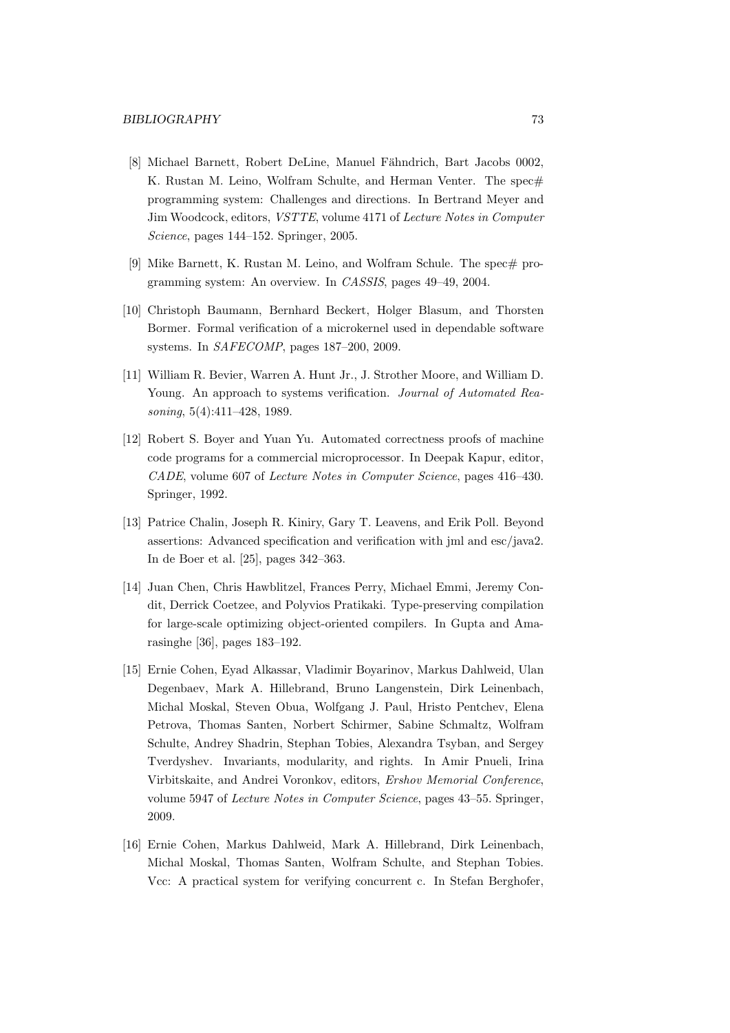[8] Michael Barnett, Robert DeLine, Manuel Fähndrich, Bart Jacobs 0002, K. Rustan M. Leino, Wolfram Schulte, and Herman Venter. The spec# programming system: Challenges and directions. In Bertrand Meyer and Jim Woodcock, editors, *VSTTE*, volume 4171 of *Lecture Notes in Computer Science*, pages 144–152. Springer, 2005.

[9] Mike Barnett, K. Rustan M. Leino, and Wolfram Schule. The spec# programming system: An overview. In *CASSIS*, pages 49–49, 2004.

[10] Christoph Baumann, Bernhard Beckert, Holger Blasum, and Thorsten Bormer. Formal verification of a microkernel used in dependable software systems. In *SAFECOMP*, pages 187–200, 2009.

[11] William R. Bevier, Warren A. Hunt Jr., J. Strother Moore, and William D. Young. An approach to systems verification. *Journal of Automated Reasoning*, 5(4):411–428, 1989.

[12] Robert S. Boyer and Yuan Yu. Automated correctness proofs of machine code programs for a commercial microprocessor. In Deepak Kapur, editor, *CADE*, volume 607 of *Lecture Notes in Computer Science*, pages 416–430. Springer, 1992.

[13] Patrice Chalin, Joseph R. Kiniry, Gary T. Leavens, and Erik Poll. Beyond assertions: Advanced specification and verification with jml and esc/java2. In de Boer et al. [25], pages 342–363.

[14] Juan Chen, Chris Hawblitzel, Frances Perry, Michael Emmi, Jeremy Condit, Derrick Coetzee, and Polyvios Pratikaki. Type-preserving compilation for large-scale optimizing object-oriented compilers. In Gupta and Amarasinghe [36], pages 183–192.

[15] Ernie Cohen, Eyad Alkassar, Vladimir Boyarinov, Markus Dahlweid, Ulan Degenbaev, Mark A. Hillebrand, Bruno Langenstein, Dirk Leinenbach, Michal Moskal, Steven Obua, Wolfgang J. Paul, Hristo Pentchev, Elena Petrova, Thomas Santen, Norbert Schirmer, Sabine Schmaltz, Wolfram Schulte, Andrey Shadrin, Stephan Tobies, Alexandra Tsyban, and Sergey Tverdyshev. Invariants, modularity, and rights. In Amir Pnueli, Irina Virbitskaite, and Andrei Voronkov, editors, *Ershov Memorial Conference*, volume 5947 of *Lecture Notes in Computer Science*, pages 43–55. Springer, 2009.

[16] Ernie Cohen, Markus Dahlweid, Mark A. Hillebrand, Dirk Leinenbach, Michal Moskal, Thomas Santen, Wolfram Schulte, and Stephan Tobies. Vcc: A practical system for verifying concurrent c. In Stefan Berghofer,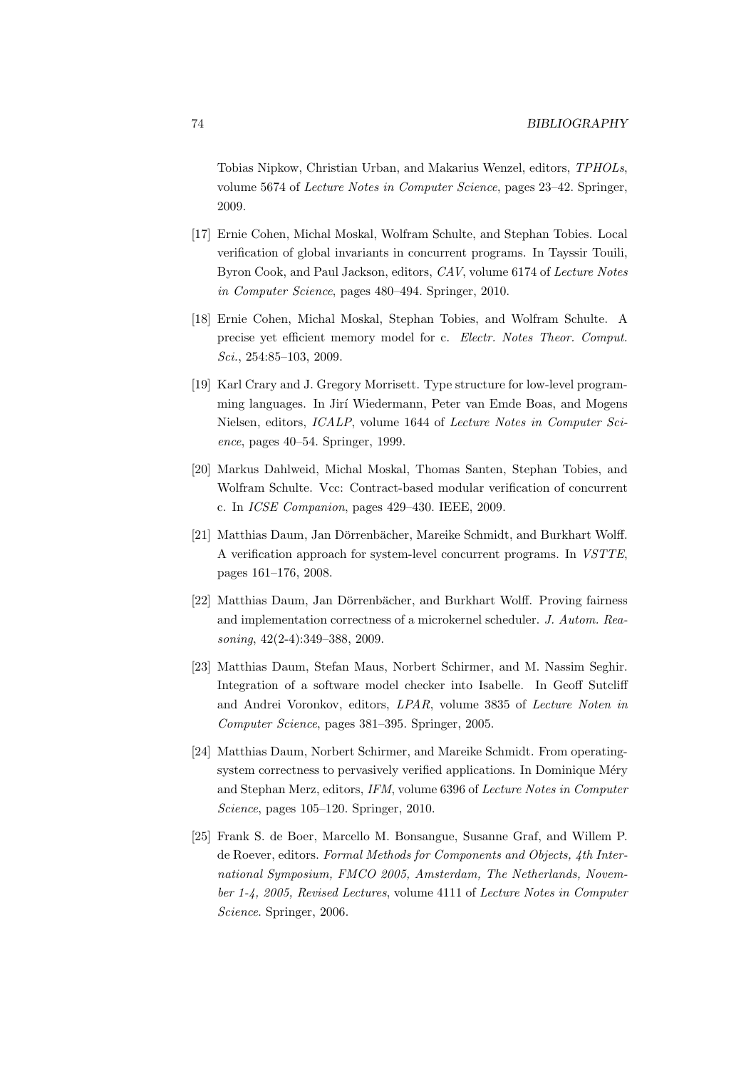Tobias Nipkow, Christian Urban, and Makarius Wenzel, editors, *TPHOLs*, volume 5674 of *Lecture Notes in Computer Science*, pages 23–42. Springer, 2009.

[17] Ernie Cohen, Michal Moskal, Wolfram Schulte, and Stephan Tobies. Local verification of global invariants in concurrent programs. In Tayssir Touili, Byron Cook, and Paul Jackson, editors, *CAV*, volume 6174 of *Lecture Notes in Computer Science*, pages 480–494. Springer, 2010.

[18] Ernie Cohen, Michal Moskal, Stephan Tobies, and Wolfram Schulte. A precise yet efficient memory model for c. *Electr. Notes Theor. Comput. Sci.*, 254:85–103, 2009.

[19] Karl Crary and J. Gregory Morrisett. Type structure for low-level programming languages. In Jirí Wiedermann, Peter van Emde Boas, and Mogens Nielsen, editors, *ICALP*, volume 1644 of *Lecture Notes in Computer Science*, pages 40–54. Springer, 1999.

[20] Markus Dahlweid, Michal Moskal, Thomas Santen, Stephan Tobies, and Wolfram Schulte. Vcc: Contract-based modular verification of concurrent c. In *ICSE Companion*, pages 429–430. IEEE, 2009.

[21] Matthias Daum, Jan Dörrenbächer, Mareike Schmidt, and Burkhart Wolff. A verification approach for system-level concurrent programs. In *VSTTE*, pages 161–176, 2008.

[22] Matthias Daum, Jan Dörrenbächer, and Burkhart Wolff. Proving fairness and implementation correctness of a microkernel scheduler. *J. Autom. Reasoning*, 42(2-4):349–388, 2009.

[23] Matthias Daum, Stefan Maus, Norbert Schirmer, and M. Nassim Seghir. Integration of a software model checker into Isabelle. In Geoff Sutcliff and Andrei Voronkov, editors, *LPAR*, volume 3835 of *Lecture Noten in Computer Science*, pages 381–395. Springer, 2005.

[24] Matthias Daum, Norbert Schirmer, and Mareike Schmidt. From operating-system correctness to pervasively verified applications. In Dominique Méry and Stephan Merz, editors, *IFM*, volume 6396 of *Lecture Notes in Computer Science*, pages 105–120. Springer, 2010.

[25] Frank S. de Boer, Marcello M. Bonsangue, Susanne Graf, and Willem P. de Roever, editors. *Formal Methods for Components and Objects, 4th International Symposium, FMCO 2005, Amsterdam, The Netherlands, November 1-4, 2005, Revised Lectures*, volume 4111 of *Lecture Notes in Computer Science*. Springer, 2006.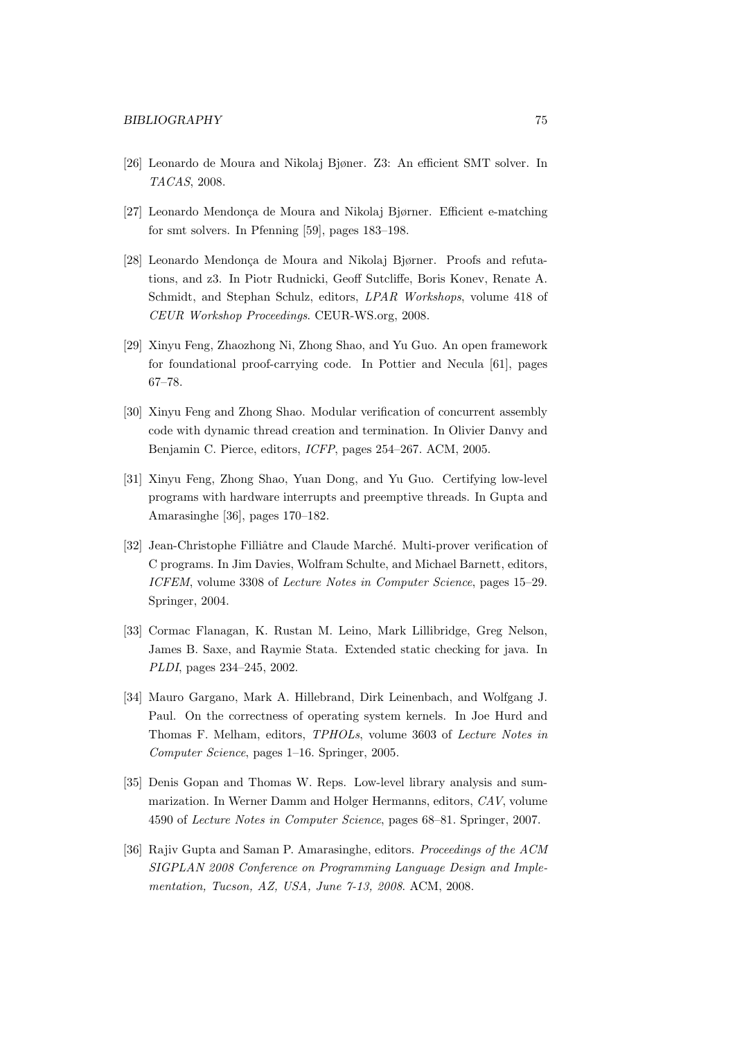[26] Leonardo de Moura and Nikolaj Bjøner. Z3: An efficient SMT solver. In *TACAS*, 2008.

[27] Leonardo Mendonça de Moura and Nikolaj Bjørner. Efficient e-matching for smt solvers. In Pfenning [59], pages 183–198.

[28] Leonardo Mendonça de Moura and Nikolaj Bjørner. Proofs and refutations, and z3. In Piotr Rudnicki, Geoff Sutcliffe, Boris Konev, Renate A. Schmidt, and Stephan Schulz, editors, *LPAR Workshops*, volume 418 of *CEUR Workshop Proceedings*. CEUR-WS.org, 2008.

[29] Xinyu Feng, Zhaozhong Ni, Zhong Shao, and Yu Guo. An open framework for foundational proof-carrying code. In Pottier and Necula [61], pages 67–78.

[30] Xinyu Feng and Zhong Shao. Modular verification of concurrent assembly code with dynamic thread creation and termination. In Olivier Danvy and Benjamin C. Pierce, editors, *ICFP*, pages 254–267. ACM, 2005.

[31] Xinyu Feng, Zhong Shao, Yuan Dong, and Yu Guo. Certifying low-level programs with hardware interrupts and preemptive threads. In Gupta and Amarasinghe [36], pages 170–182.

[32] Jean-Christophe Filliâtre and Claude Marché. Multi-prover verification of C programs. In Jim Davies, Wolfram Schulte, and Michael Barnett, editors, *ICFEM*, volume 3308 of *Lecture Notes in Computer Science*, pages 15–29. Springer, 2004.

[33] Cormac Flanagan, K. Rustan M. Leino, Mark Lillibridge, Greg Nelson, James B. Saxe, and Raymie Stata. Extended static checking for java. In *PLDI*, pages 234–245, 2002.

[34] Mauro Gargano, Mark A. Hillebrand, Dirk Leinenbach, and Wolfgang J. Paul. On the correctness of operating system kernels. In Joe Hurd and Thomas F. Melham, editors, *TPHOLs*, volume 3603 of *Lecture Notes in Computer Science*, pages 1–16. Springer, 2005.

[35] Denis Gopan and Thomas W. Reps. Low-level library analysis and summarization. In Werner Damm and Holger Hermanns, editors, *CAV*, volume 4590 of *Lecture Notes in Computer Science*, pages 68–81. Springer, 2007.

[36] Rajiv Gupta and Saman P. Amarasinghe, editors. *Proceedings of the ACM SIGPLAN 2008 Conference on Programming Language Design and Implementation, Tucson, AZ, USA, June 7-13, 2008*. ACM, 2008.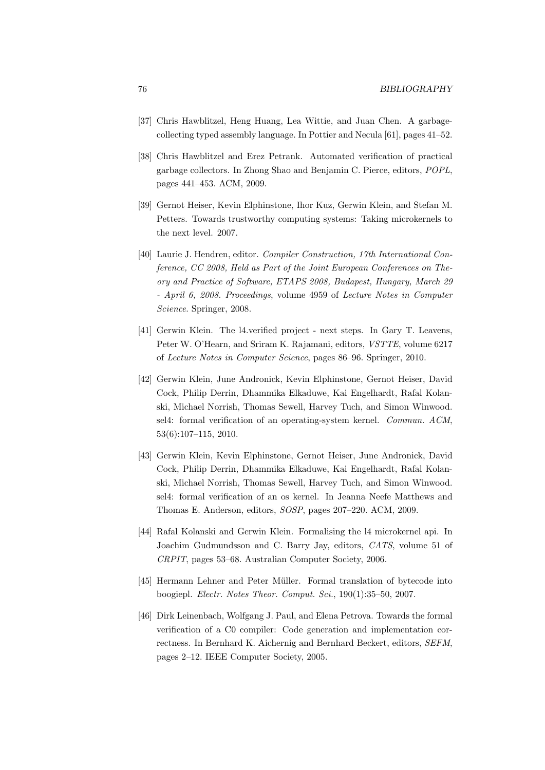[37] Chris Hawblitzel, Heng Huang, Lea Wittie, and Juan Chen. A garbage-collecting typed assembly language. In Pottier and Necula [61], pages 41–52.

[38] Chris Hawblitzel and Erez Petrank. Automated verification of practical garbage collectors. In Zhong Shao and Benjamin C. Pierce, editors, *POPL*, pages 441–453. ACM, 2009.

[39] Gernot Heiser, Kevin Elphinstone, Ihor Kuz, Gerwin Klein, and Stefan M. Petters. Towards trustworthy computing systems: Taking microkernels to the next level. 2007.

[40] Laurie J. Hendren, editor. *Compiler Construction, 17th International Conference, CC 2008, Held as Part of the Joint European Conferences on Theory and Practice of Software, ETAPS 2008, Budapest, Hungary, March 29 - April 6, 2008. Proceedings*, volume 4959 of *Lecture Notes in Computer Science*. Springer, 2008.

[41] Gerwin Klein. The l4.verified project - next steps. In Gary T. Leavens, Peter W. O'Hearn, and Sriram K. Rajamani, editors, *VSTTE*, volume 6217 of *Lecture Notes in Computer Science*, pages 86–96. Springer, 2010.

[42] Gerwin Klein, June Andronick, Kevin Elphinstone, Gernot Heiser, David Cock, Philip Derrin, Dhammika Elkaduwe, Kai Engelhardt, Rafal Kolanski, Michael Norrish, Thomas Sewell, Harvey Tuch, and Simon Winwood. sel4: formal verification of an operating-system kernel. *Commun. ACM*, 53(6):107–115, 2010.

[43] Gerwin Klein, Kevin Elphinstone, Gernot Heiser, June Andronick, David Cock, Philip Derrin, Dhammika Elkaduwe, Kai Engelhardt, Rafal Kolanski, Michael Norrish, Thomas Sewell, Harvey Tuch, and Simon Winwood. sel4: formal verification of an os kernel. In Jeanna Neefe Matthews and Thomas E. Anderson, editors, *SOSP*, pages 207–220. ACM, 2009.

[44] Rafal Kolanski and Gerwin Klein. Formalising the l4 microkernel api. In Joachim Gudmundsson and C. Barry Jay, editors, *CATS*, volume 51 of *CRPIT*, pages 53–68. Australian Computer Society, 2006.

[45] Hermann Lehner and Peter Müller. Formal translation of bytecode into boogiepl. *Electr. Notes Theor. Comput. Sci.*, 190(1):35–50, 2007.

[46] Dirk Leinenbach, Wolfgang J. Paul, and Elena Petrova. Towards the formal verification of a C0 compiler: Code generation and implementation correctness. In Bernhard K. Aichernig and Bernhard Beckert, editors, *SEFM*, pages 2–12. IEEE Computer Society, 2005.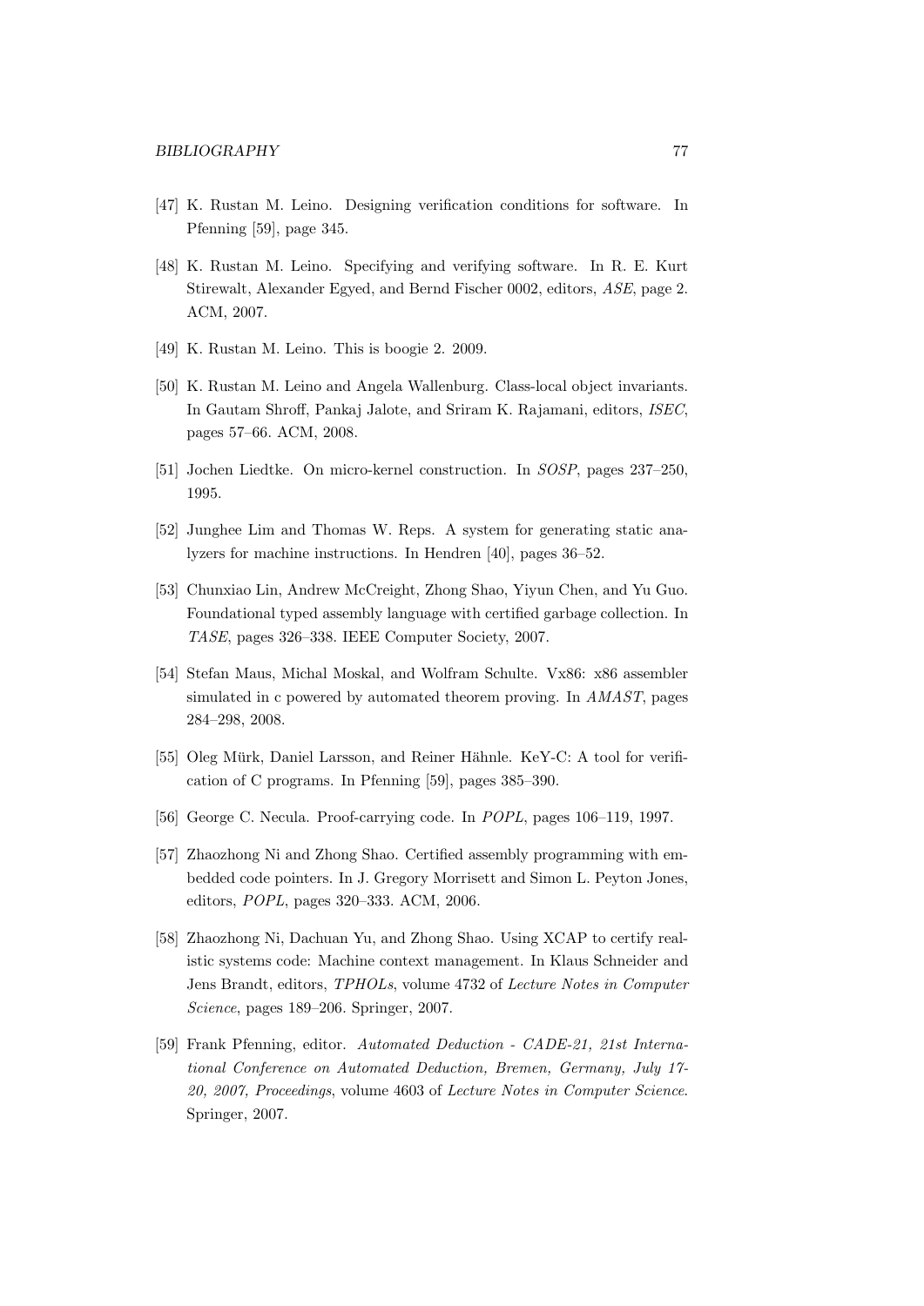[47] K. Rustan M. Leino. Designing verification conditions for software. In Pfenning [59], page 345.

[48] K. Rustan M. Leino. Specifying and verifying software. In R. E. Kurt Stirewalt, Alexander Egyed, and Bernd Fischer 0002, editors, *ASE*, page 2. ACM, 2007.

[49] K. Rustan M. Leino. This is boogie 2. 2009.

[50] K. Rustan M. Leino and Angela Wallenburg. Class-local object invariants. In Gautam Shroff, Pankaj Jalote, and Sriram K. Rajamani, editors, *ISEC*, pages 57–66. ACM, 2008.

[51] Jochen Liedtke. On micro-kernel construction. In *SOSP*, pages 237–250, 1995.

[52] Junghee Lim and Thomas W. Reps. A system for generating static analyzers for machine instructions. In Hendren [40], pages 36–52.

[53] Chunxiao Lin, Andrew McCreight, Zhong Shao, Yiyun Chen, and Yu Guo. Foundational typed assembly language with certified garbage collection. In *TASE*, pages 326–338. IEEE Computer Society, 2007.

[54] Stefan Maus, Michal Moskal, and Wolfram Schulte. Vx86: x86 assembler simulated in c powered by automated theorem proving. In *AMAST*, pages 284–298, 2008.

[55] Oleg Mürk, Daniel Larsson, and Reiner Hähnle. KeY-C: A tool for verification of C programs. In Pfenning [59], pages 385–390.

[56] George C. Necula. Proof-carrying code. In *POPL*, pages 106–119, 1997.

[57] Zhaozhong Ni and Zhong Shao. Certified assembly programming with embedded code pointers. In J. Gregory Morrisett and Simon L. Peyton Jones, editors, *POPL*, pages 320–333. ACM, 2006.

[58] Zhaozhong Ni, Dachuan Yu, and Zhong Shao. Using XCAP to certify realistic systems code: Machine context management. In Klaus Schneider and Jens Brandt, editors, *TPHOLs*, volume 4732 of *Lecture Notes in Computer Science*, pages 189–206. Springer, 2007.

[59] Frank Pfenning, editor. *Automated Deduction - CADE-21, 21st International Conference on Automated Deduction, Bremen, Germany, July 17-20, 2007, Proceedings*, volume 4603 of *Lecture Notes in Computer Science*. Springer, 2007.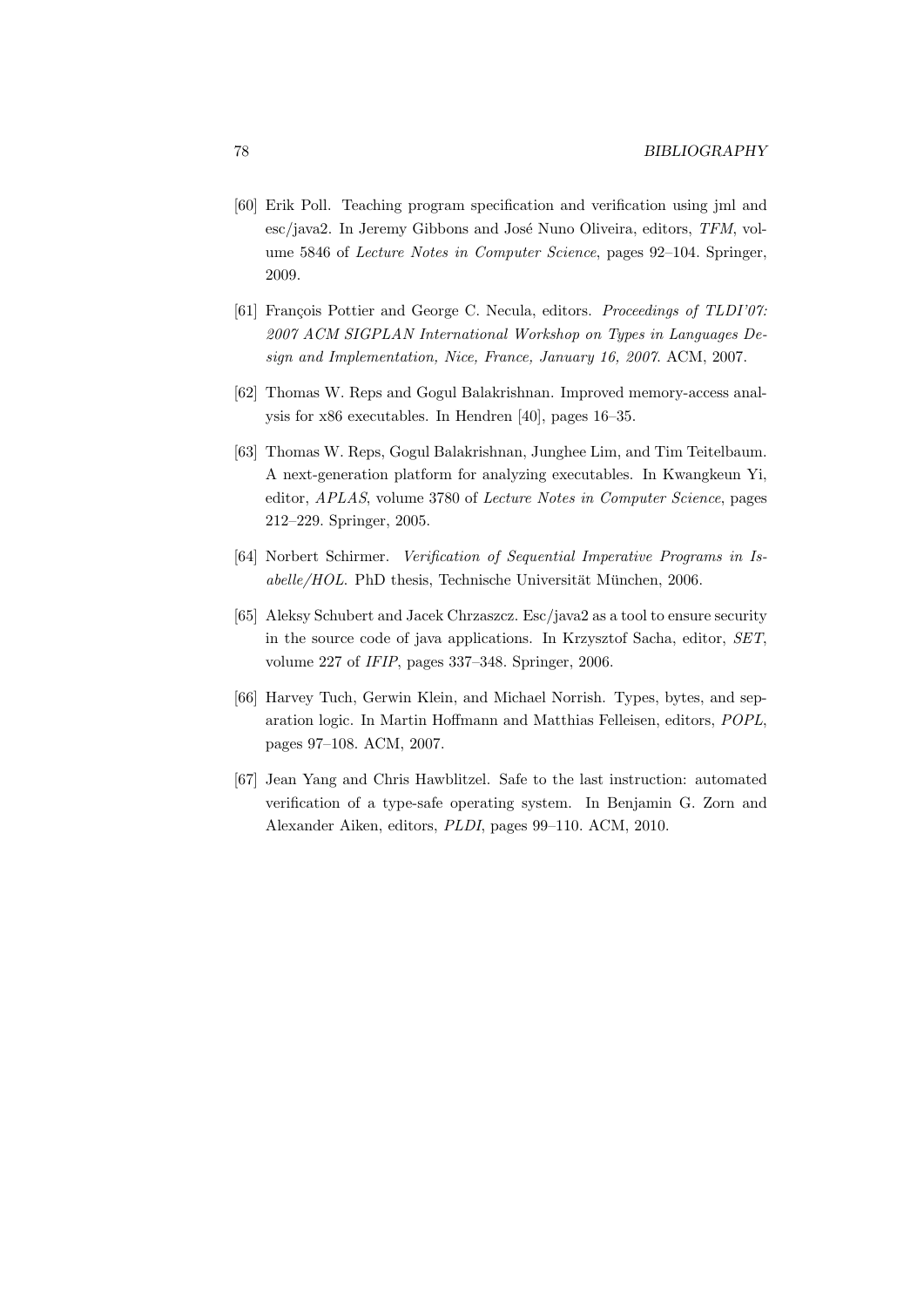[60] Erik Poll. Teaching program specification and verification using jml and esc/java2. In Jeremy Gibbons and José Nuno Oliveira, editors, *TFM*, volume 5846 of *Lecture Notes in Computer Science*, pages 92–104. Springer, 2009.

[61] François Pottier and George C. Necula, editors. *Proceedings of TLDI'07: 2007 ACM SIGPLAN International Workshop on Types in Languages Design and Implementation, Nice, France, January 16, 2007*. ACM, 2007.

[62] Thomas W. Reps and Gogul Balakrishnan. Improved memory-access analysis for x86 executables. In Hendren [40], pages 16–35.

[63] Thomas W. Reps, Gogul Balakrishnan, Junghee Lim, and Tim Teitelbaum. A next-generation platform for analyzing executables. In Kwangkeun Yi, editor, *APLAS*, volume 3780 of *Lecture Notes in Computer Science*, pages 212–229. Springer, 2005.

[64] Norbert Schirmer. *Verification of Sequential Imperative Programs in Isabelle/HOL*. PhD thesis, Technische Universität München, 2006.

[65] Aleksy Schubert and Jacek Chrzaszcz. Esc/java2 as a tool to ensure security in the source code of java applications. In Krzysztof Sacha, editor, *SET*, volume 227 of *IFIP*, pages 337–348. Springer, 2006.

[66] Harvey Tuch, Gerwin Klein, and Michael Norrish. Types, bytes, and separation logic. In Martin Hoffmann and Matthias Felleisen, editors, *POPL*, pages 97–108. ACM, 2007.

[67] Jean Yang and Chris Hawblitzel. Safe to the last instruction: automated verification of a type-safe operating system. In Benjamin G. Zorn and Alexander Aiken, editors, *PLDI*, pages 99–110. ACM, 2010.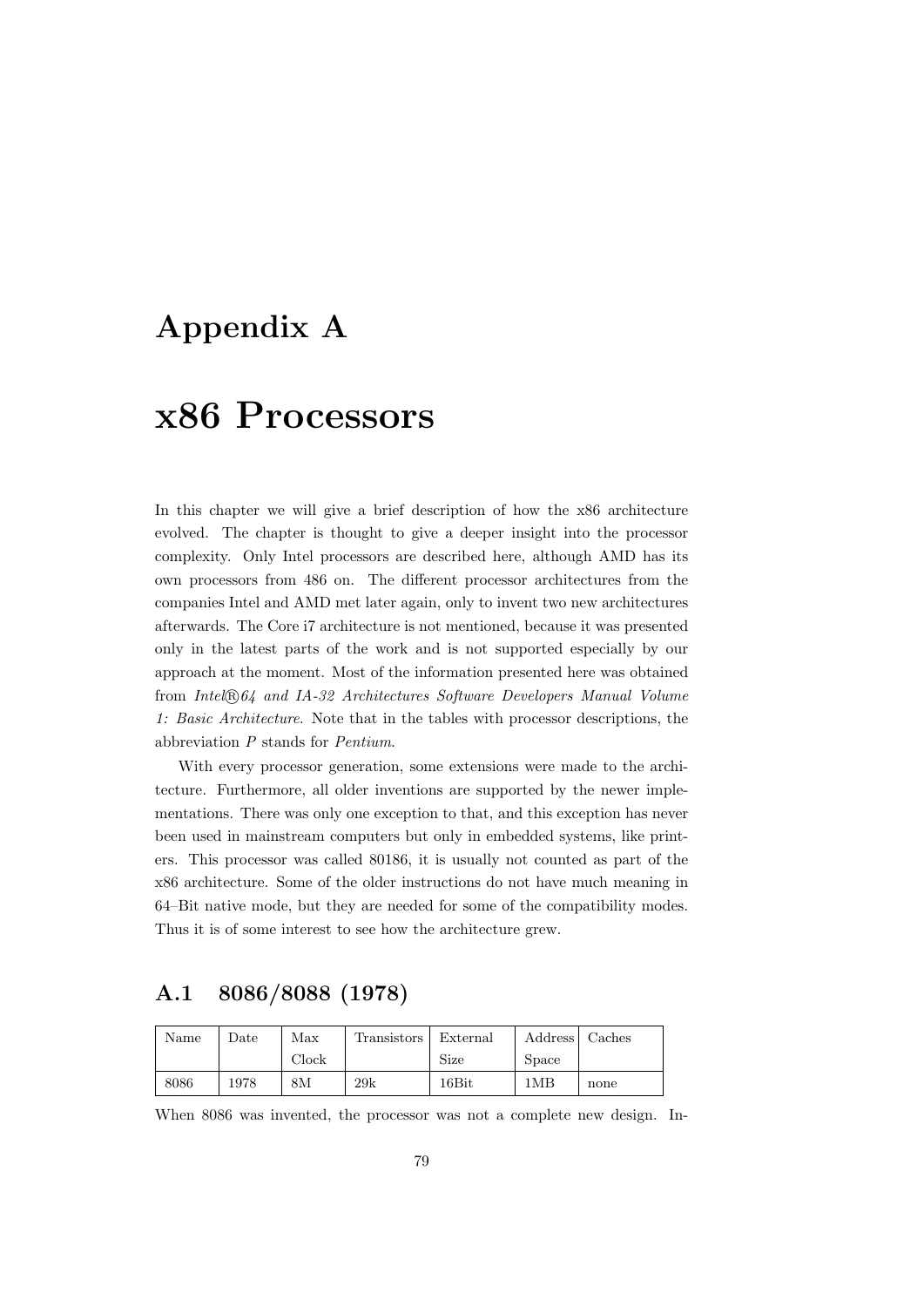# Appendix A

# x86 Processors

In this chapter we will give a brief description of how the x86 architecture evolved. The chapter is thought to give a deeper insight into the processor complexity. Only Intel processors are described here, although AMD has its own processors from 486 on. The different processor architectures from the companies Intel and AMD met later again, only to invent two new architectures afterwards. The Core i7 architecture is not mentioned, because it was presented only in the latest parts of the work and is not supported especially by our approach at the moment. Most of the information presented here was obtained from *Intel®64 and IA-32 Architectures Software Developers Manual Volume 1: Basic Architecture*. Note that in the tables with processor descriptions, the abbreviation *P* stands for *Pentium*.

With every processor generation, some extensions were made to the architecture. Furthermore, all older inventions are supported by the newer implementations. There was only one exception to that, and this exception has never been used in mainstream computers but only in embedded systems, like printers. This processor was called 80186, it is usually not counted as part of the x86 architecture. Some of the older instructions do not have much meaning in 64–Bit native mode, but they are needed for some of the compatibility modes. Thus it is of some interest to see how the architecture grew.

## A.1 8086/8088 (1978)

| Name | Date | Max Clock | Transistors | External Size | Address Space | Caches |
|---|---|---|---|---|---|---|
| 8086 | 1978 | 8M | 29k | 16Bit | 1MB | none |

When 8086 was invented, the processor was not a complete new design. In-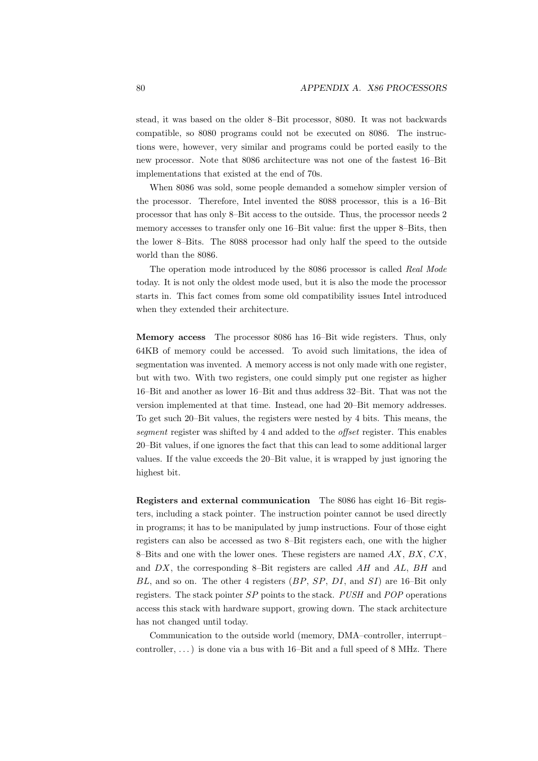stead, it was based on the older 8–Bit processor, 8080. It was not backwards compatible, so 8080 programs could not be executed on 8086. The instructions were, however, very similar and programs could be ported easily to the new processor. Note that 8086 architecture was not one of the fastest 16–Bit implementations that existed at the end of 70s.

When 8086 was sold, some people demanded a somehow simpler version of the processor. Therefore, Intel invented the 8088 processor, this is a 16–Bit processor that has only 8–Bit access to the outside. Thus, the processor needs 2 memory accesses to transfer only one 16–Bit value: first the upper 8–Bits, then the lower 8–Bits. The 8088 processor had only half the speed to the outside world than the 8086.

The operation mode introduced by the 8086 processor is called *Real Mode* today. It is not only the oldest mode used, but it is also the mode the processor starts in. This fact comes from some old compatibility issues Intel introduced when they extended their architecture.

**Memory access** The processor 8086 has 16–Bit wide registers. Thus, only 64KB of memory could be accessed. To avoid such limitations, the idea of segmentation was invented. A memory access is not only made with one register, but with two. With two registers, one could simply put one register as higher 16–Bit and another as lower 16–Bit and thus address 32–Bit. That was not the version implemented at that time. Instead, one had 20–Bit memory addresses. To get such 20–Bit values, the registers were nested by 4 bits. This means, the *segment* register was shifted by 4 and added to the *offset* register. This enables 20–Bit values, if one ignores the fact that this can lead to some additional larger values. If the value exceeds the 20–Bit value, it is wrapped by just ignoring the highest bit.

**Registers and external communication** The 8086 has eight 16–Bit registers, including a stack pointer. The instruction pointer cannot be used directly in programs; it has to be manipulated by jump instructions. Four of those eight registers can also be accessed as two 8–Bit registers each, one with the higher 8–Bits and one with the lower ones. These registers are named $AX$, $BX$, $CX$, and $DX$, the corresponding 8–Bit registers are called $AH$ and $AL$, $BH$ and $BL$, and so on. The other 4 registers ($BP$, $SP$, $DI$, and $SI$) are 16–Bit only registers. The stack pointer $SP$ points to the stack. *PUSH* and *POP* operations access this stack with hardware support, growing down. The stack architecture has not changed until today.

Communication to the outside world (memory, DMA–controller, interrupt–controller, . . . ) is done via a bus with 16–Bit and a full speed of 8 MHz. There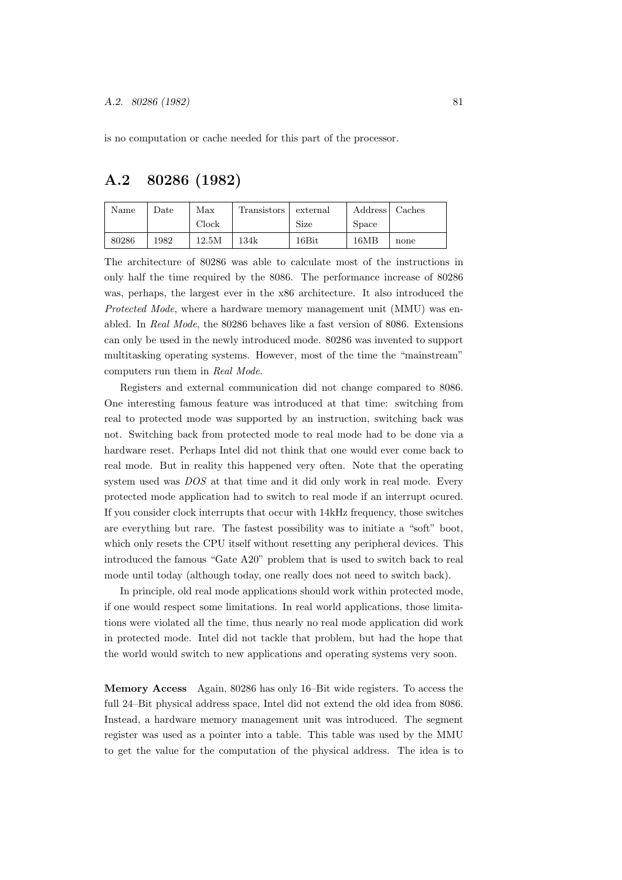is no computation or cache needed for this part of the processor.

## A.2 80286 (1982)

| Name | Date | Max Clock | Transistors | external Size | Address Space | Caches |
|---|---|---|---|---|---|---|
| 80286 | 1982 | 12.5M | 134k | 16Bit | 16MB | none |

The architecture of 80286 was able to calculate most of the instructions in only half the time required by the 8086. The performance increase of 80286 was, perhaps, the largest ever in the x86 architecture. It also introduced the *Protected Mode*, where a hardware memory management unit (MMU) was enabled. In *Real Mode*, the 80286 behaves like a fast version of 8086. Extensions can only be used in the newly introduced mode. 80286 was invented to support multitasking operating systems. However, most of the time the "mainstream" computers run them in *Real Mode*.

Registers and external communication did not change compared to 8086. One interesting famous feature was introduced at that time: switching from real to protected mode was supported by an instruction, switching back was not. Switching back from protected mode to real mode had to be done via a hardware reset. Perhaps Intel did not think that one would ever come back to real mode. But in reality this happened very often. Note that the operating system used was *DOS* at that time and it did only work in real mode. Every protected mode application had to switch to real mode if an interrupt ocured. If you consider clock interrupts that occur with 14kHz frequency, those switches are everything but rare. The fastest possibility was to initiate a "soft" boot, which only resets the CPU itself without resetting any peripheral devices. This introduced the famous "Gate A20" problem that is used to switch back to real mode until today (although today, one really does not need to switch back).

In principle, old real mode applications should work within protected mode, if one would respect some limitations. In real world applications, those limitations were violated all the time, thus nearly no real mode application did work in protected mode. Intel did not tackle that problem, but had the hope that the world would switch to new applications and operating systems very soon.

**Memory Access** Again, 80286 has only 16–Bit wide registers. To access the full 24–Bit physical address space, Intel did not extend the old idea from 8086. Instead, a hardware memory management unit was introduced. The segment register was used as a pointer into a table. This table was used by the MMU to get the value for the computation of the physical address. The idea is to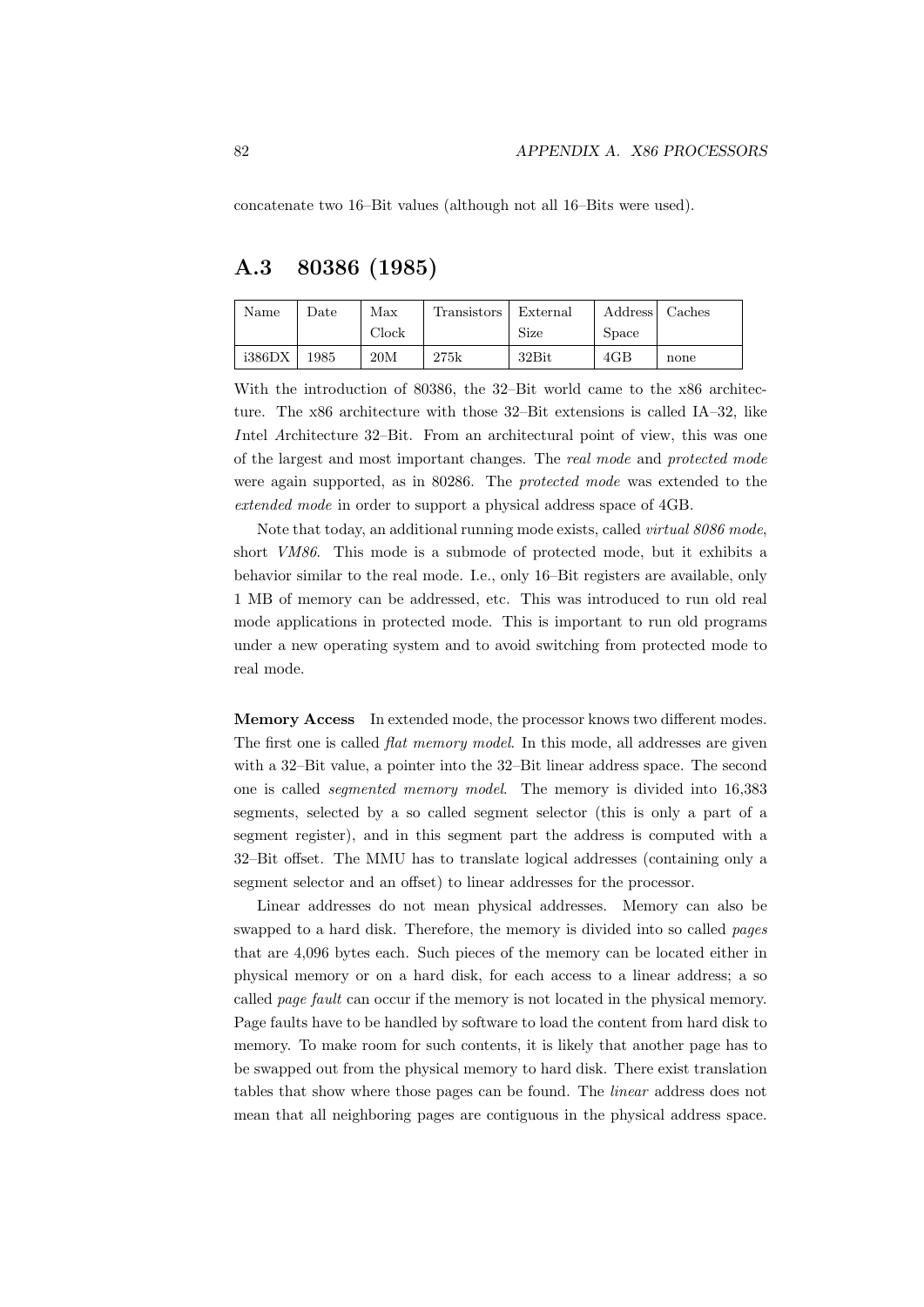concatenate two 16–Bit values (although not all 16–Bits were used).

## A.3 80386 (1985)

| Name | Date | Max Clock | Transistors | External Size | Address Space | Caches |
|---|---|---|---|---|---|---|
| i386DX | 1985 | 20M | 275k | 32Bit | 4GB | none |

With the introduction of 80386, the 32–Bit world came to the x86 architecture. The x86 architecture with those 32–Bit extensions is called IA–32, like *I*ntel *A*rchitecture 32–Bit. From an architectural point of view, this was one of the largest and most important changes. The *real mode* and *protected mode* were again supported, as in 80286. The *protected mode* was extended to the *extended mode* in order to support a physical address space of 4GB.

Note that today, an additional running mode exists, called *virtual 8086 mode*, short *VM86*. This mode is a submode of protected mode, but it exhibits a behavior similar to the real mode. I.e., only 16–Bit registers are available, only 1 MB of memory can be addressed, etc. This was introduced to run old real mode applications in protected mode. This is important to run old programs under a new operating system and to avoid switching from protected mode to real mode.

**Memory Access** In extended mode, the processor knows two different modes. The first one is called *flat memory model*. In this mode, all addresses are given with a 32–Bit value, a pointer into the 32–Bit linear address space. The second one is called *segmented memory model*. The memory is divided into 16,383 segments, selected by a so called segment selector (this is only a part of a segment register), and in this segment part the address is computed with a 32–Bit offset. The MMU has to translate logical addresses (containing only a segment selector and an offset) to linear addresses for the processor.

Linear addresses do not mean physical addresses. Memory can also be swapped to a hard disk. Therefore, the memory is divided into so called *pages* that are 4,096 bytes each. Such pieces of the memory can be located either in physical memory or on a hard disk, for each access to a linear address; a so called *page fault* can occur if the memory is not located in the physical memory. Page faults have to be handled by software to load the content from hard disk to memory. To make room for such contents, it is likely that another page has to be swapped out from the physical memory to hard disk. There exist translation tables that show where those pages can be found. The *linear* address does not mean that all neighboring pages are contiguous in the physical address space.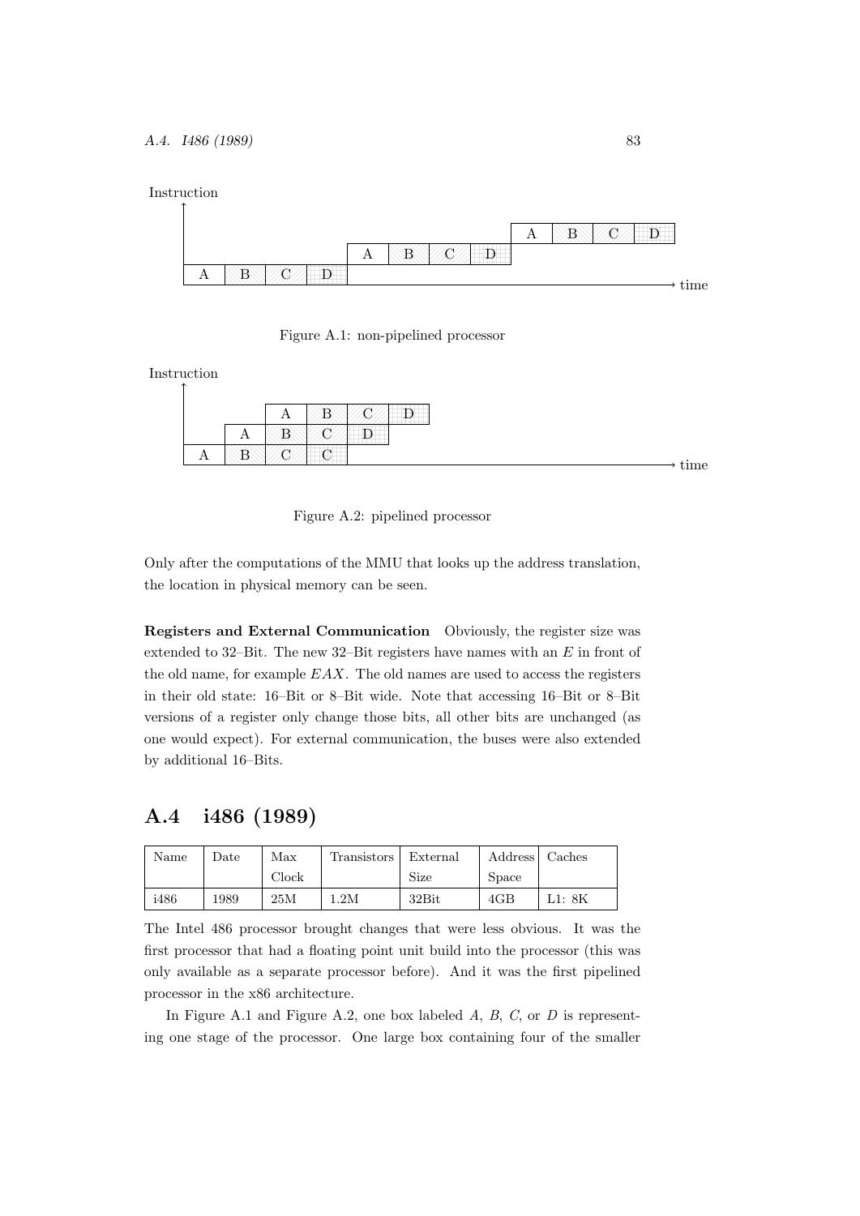Figure A.1: non-pipelined processor

Figure A.2: pipelined processor

Only after the computations of the MMU that looks up the address translation, the location in physical memory can be seen.

**Registers and External Communication** Obviously, the register size was extended to 32–Bit. The new 32–Bit registers have names with an $E$ in front of the old name, for example $EAX$. The old names are used to access the registers in their old state: 16–Bit or 8–Bit wide. Note that accessing 16–Bit or 8–Bit versions of a register only change those bits, all other bits are unchanged (as one would expect). For external communication, the buses were also extended by additional 16–Bits.

## A.4 i486 (1989)

| Name | Date | Max Clock | Transistors | External Size | Address Space | Caches |
|---|---|---|---|---|---|---|
| i486 | 1989 | 25M | 1.2M | 32Bit | 4GB | L1: 8K |

The Intel 486 processor brought changes that were less obvious. It was the first processor that had a floating point unit build into the processor (this was only available as a separate processor before). And it was the first pipelined processor in the x86 architecture.

In Figure A.1 and Figure A.2, one box labeled $A$, $B$, $C$, or $D$ is representing one stage of the processor. One large box containing four of the smaller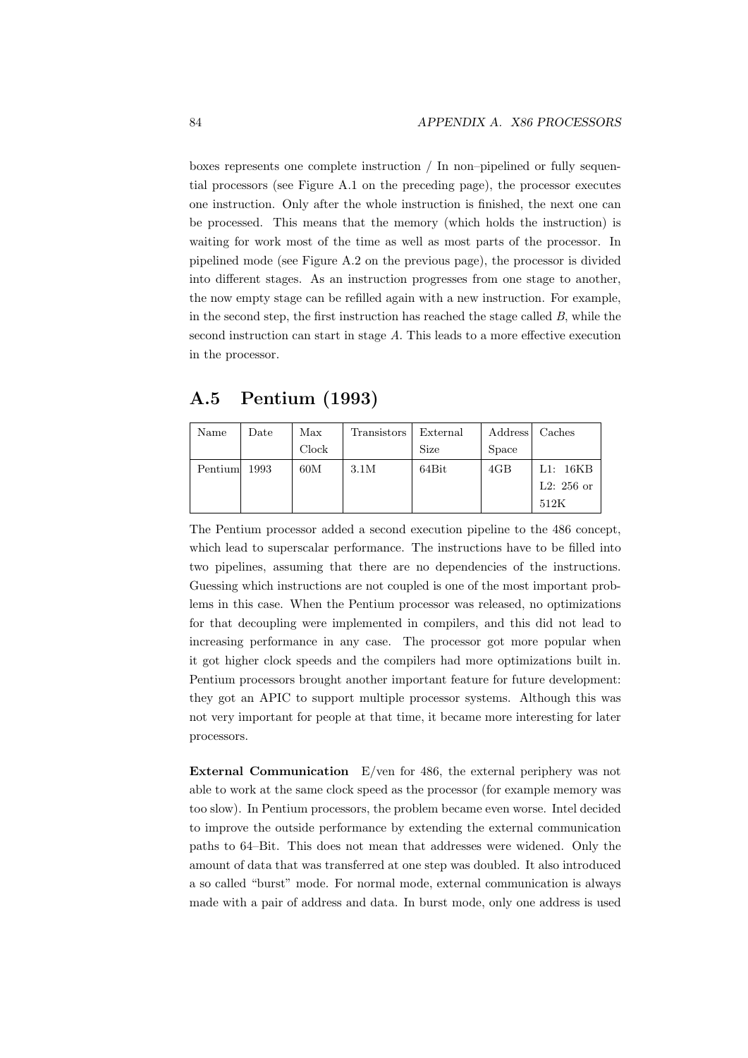boxes represents one complete instruction / In non–pipelined or fully sequential processors (see Figure A.1 on the preceding page), the processor executes one instruction. Only after the whole instruction is finished, the next one can be processed. This means that the memory (which holds the instruction) is waiting for work most of the time as well as most parts of the processor. In pipelined mode (see Figure A.2 on the previous page), the processor is divided into different stages. As an instruction progresses from one stage to another, the now empty stage can be refilled again with a new instruction. For example, in the second step, the first instruction has reached the stage called *B*, while the second instruction can start in stage *A*. This leads to a more effective execution in the processor.

## A.5 Pentium (1993)

| Name | Date | Max Clock | Transistors | External Size | Address Space | Caches |
|---|---|---|---|---|---|---|
| Pentium | 1993 | 60M | 3.1M | 64Bit | 4GB | L1: 16KB L2: 256 or 512K |

The Pentium processor added a second execution pipeline to the 486 concept, which lead to superscalar performance. The instructions have to be filled into two pipelines, assuming that there are no dependencies of the instructions. Guessing which instructions are not coupled is one of the most important problems in this case. When the Pentium processor was released, no optimizations for that decoupling were implemented in compilers, and this did not lead to increasing performance in any case. The processor got more popular when it got higher clock speeds and the compilers had more optimizations built in. Pentium processors brought another important feature for future development: they got an APIC to support multiple processor systems. Although this was not very important for people at that time, it became more interesting for later processors.

**External Communication** E/ven for 486, the external periphery was not able to work at the same clock speed as the processor (for example memory was too slow). In Pentium processors, the problem became even worse. Intel decided to improve the outside performance by extending the external communication paths to 64–Bit. This does not mean that addresses were widened. Only the amount of data that was transferred at one step was doubled. It also introduced a so called "burst" mode. For normal mode, external communication is always made with a pair of address and data. In burst mode, only one address is used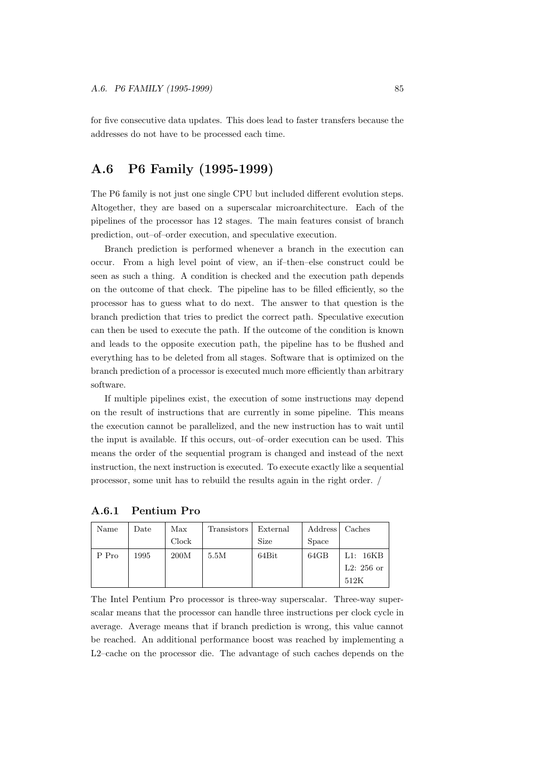for five consecutive data updates. This does lead to faster transfers because the addresses do not have to be processed each time.

## A.6 P6 Family (1995-1999)

The P6 family is not just one single CPU but included different evolution steps. Altogether, they are based on a superscalar microarchitecture. Each of the pipelines of the processor has 12 stages. The main features consist of branch prediction, out–of–order execution, and speculative execution.

Branch prediction is performed whenever a branch in the execution can occur. From a high level point of view, an if–then–else construct could be seen as such a thing. A condition is checked and the execution path depends on the outcome of that check. The pipeline has to be filled efficiently, so the processor has to guess what to do next. The answer to that question is the branch prediction that tries to predict the correct path. Speculative execution can then be used to execute the path. If the outcome of the condition is known and leads to the opposite execution path, the pipeline has to be flushed and everything has to be deleted from all stages. Software that is optimized on the branch prediction of a processor is executed much more efficiently than arbitrary software.

If multiple pipelines exist, the execution of some instructions may depend on the result of instructions that are currently in some pipeline. This means the execution cannot be parallelized, and the new instruction has to wait until the input is available. If this occurs, out–of–order execution can be used. This means the order of the sequential program is changed and instead of the next instruction, the next instruction is executed. To execute exactly like a sequential processor, some unit has to rebuild the results again in the right order. /

### A.6.1 Pentium Pro

| Name | Date | Max Clock | Transistors | External Size | Address Space | Caches |
|---|---|---|---|---|---|---|
| P Pro | 1995 | 200M | 5.5M | 64Bit | 64GB | L1: 16KB L2: 256 or 512K |

The Intel Pentium Pro processor is three-way superscalar. Three-way superscalar means that the processor can handle three instructions per clock cycle in average. Average means that if branch prediction is wrong, this value cannot be reached. An additional performance boost was reached by implementing a L2–cache on the processor die. The advantage of such caches depends on the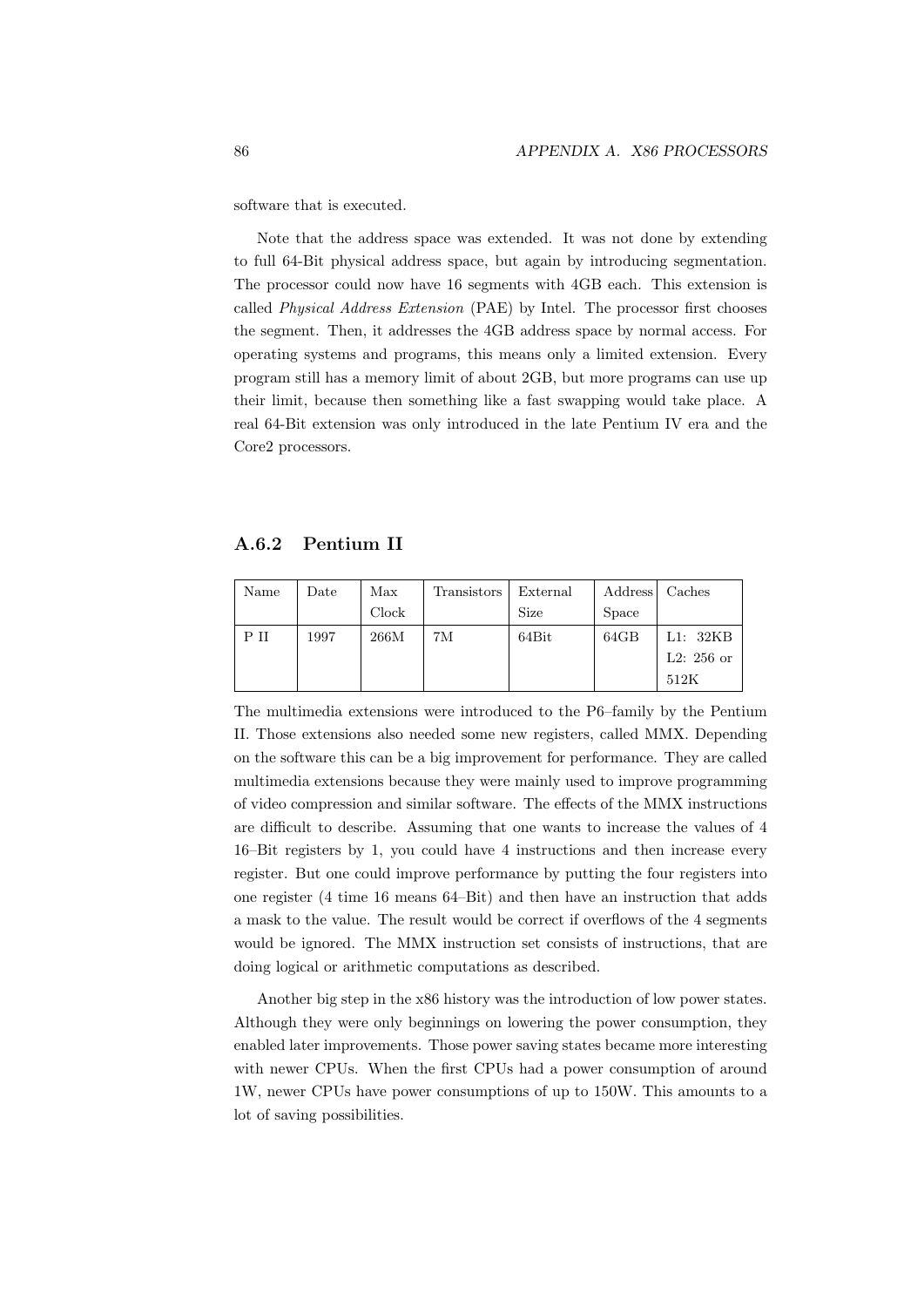software that is executed.

Note that the address space was extended. It was not done by extending to full 64-Bit physical address space, but again by introducing segmentation. The processor could now have 16 segments with 4GB each. This extension is called *Physical Address Extension* (PAE) by Intel. The processor first chooses the segment. Then, it addresses the 4GB address space by normal access. For operating systems and programs, this means only a limited extension. Every program still has a memory limit of about 2GB, but more programs can use up their limit, because then something like a fast swapping would take place. A real 64-Bit extension was only introduced in the late Pentium IV era and the Core2 processors.

### A.6.2 Pentium II

| Name | Date | Max Clock | Transistors | External Size | Address Space | Caches |
|---|---|---|---|---|---|---|
| P II | 1997 | 266M | 7M | 64Bit | 64GB | L1: 32KB L2: 256 or 512K |

The multimedia extensions were introduced to the P6–family by the Pentium II. Those extensions also needed some new registers, called MMX. Depending on the software this can be a big improvement for performance. They are called multimedia extensions because they were mainly used to improve programming of video compression and similar software. The effects of the MMX instructions are difficult to describe. Assuming that one wants to increase the values of 4 16–Bit registers by 1, you could have 4 instructions and then increase every register. But one could improve performance by putting the four registers into one register (4 time 16 means 64–Bit) and then have an instruction that adds a mask to the value. The result would be correct if overflows of the 4 segments would be ignored. The MMX instruction set consists of instructions, that are doing logical or arithmetic computations as described.

Another big step in the x86 history was the introduction of low power states. Although they were only beginnings on lowering the power consumption, they enabled later improvements. Those power saving states became more interesting with newer CPUs. When the first CPUs had a power consumption of around 1W, newer CPUs have power consumptions of up to 150W. This amounts to a lot of saving possibilities.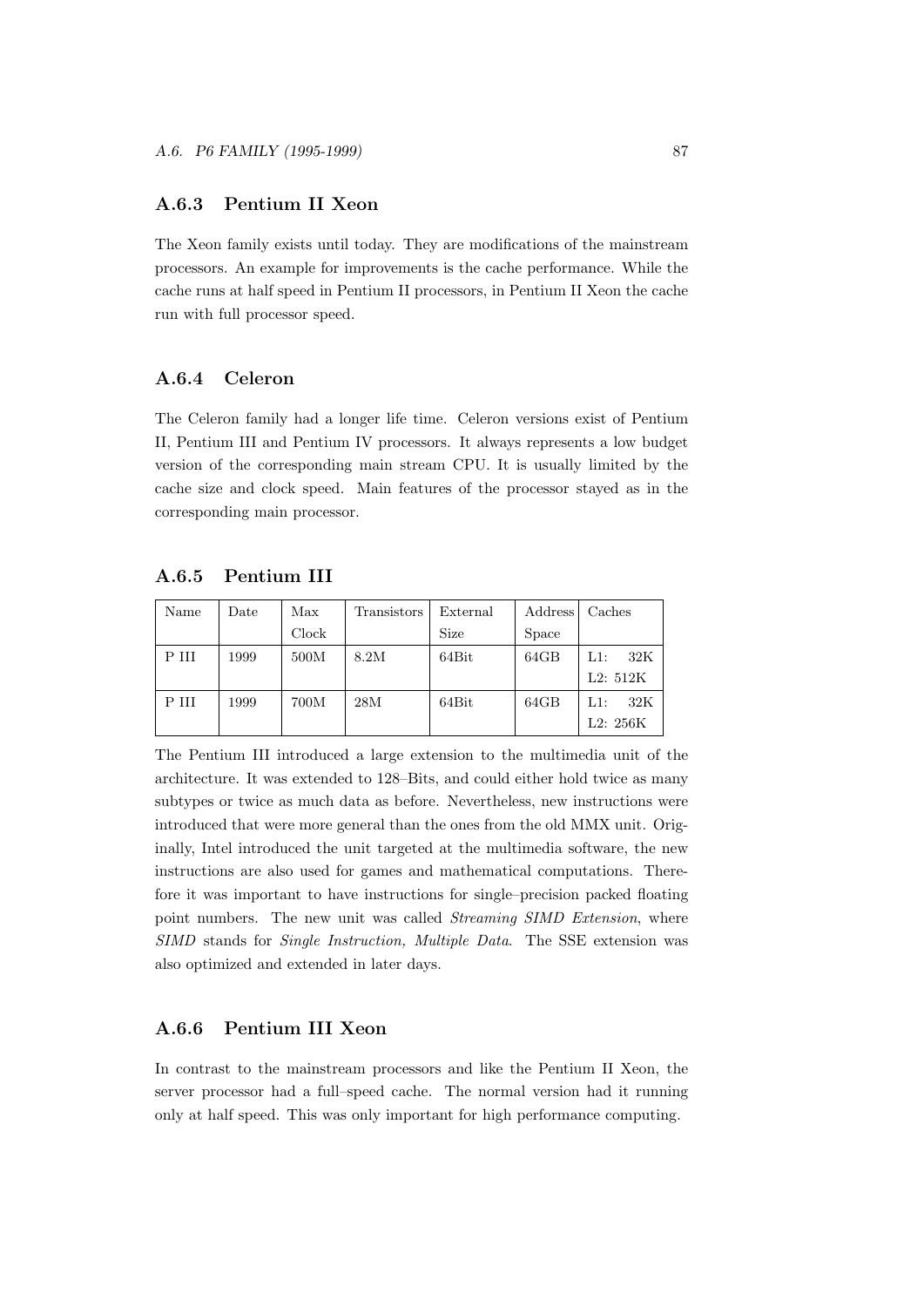### A.6.3 Pentium II Xeon

The Xeon family exists until today. They are modifications of the mainstream processors. An example for improvements is the cache performance. While the cache runs at half speed in Pentium II processors, in Pentium II Xeon the cache run with full processor speed.

### A.6.4 Celeron

The Celeron family had a longer life time. Celeron versions exist of Pentium II, Pentium III and Pentium IV processors. It always represents a low budget version of the corresponding main stream CPU. It is usually limited by the cache size and clock speed. Main features of the processor stayed as in the corresponding main processor.

### A.6.5 Pentium III

| Name | Date | Max Clock | Transistors | External Size | Address Space | Caches |
|---|---|---|---|---|---|---|
| P III | 1999 | 500M | 8.2M | 64Bit | 64GB | L1: 32K L2: 512K |
| P III | 1999 | 700M | 28M | 64Bit | 64GB | L1: 32K L2: 256K |

The Pentium III introduced a large extension to the multimedia unit of the architecture. It was extended to 128–Bits, and could either hold twice as many subtypes or twice as much data as before. Nevertheless, new instructions were introduced that were more general than the ones from the old MMX unit. Originally, Intel introduced the unit targeted at the multimedia software, the new instructions are also used for games and mathematical computations. Therefore it was important to have instructions for single–precision packed floating point numbers. The new unit was called *Streaming SIMD Extension*, where *SIMD* stands for *Single Instruction, Multiple Data*. The SSE extension was also optimized and extended in later days.

### A.6.6 Pentium III Xeon

In contrast to the mainstream processors and like the Pentium II Xeon, the server processor had a full–speed cache. The normal version had it running only at half speed. This was only important for high performance computing.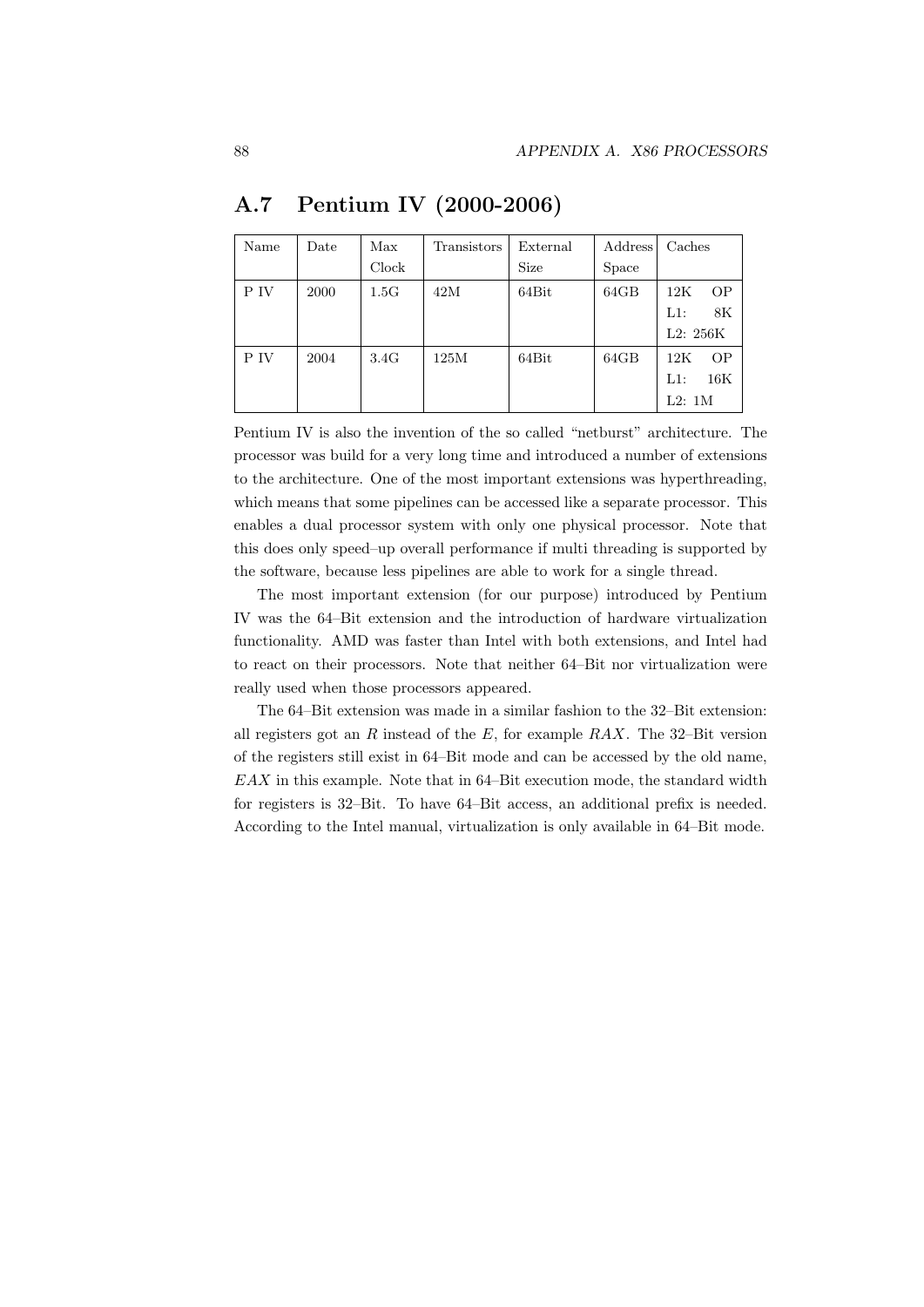## A.7 Pentium IV (2000-2006)

| Name | Date | Max Clock | Transistors | External Size | Address Space | Caches |
|---|---|---|---|---|---|---|
| P IV | 2000 | 1.5G | 42M | 64Bit | 64GB | 12K OP L1: 8K L2: 256K |
| P IV | 2004 | 3.4G | 125M | 64Bit | 64GB | 12K OP L1: 16K L2: 1M |

Pentium IV is also the invention of the so called "netburst" architecture. The processor was build for a very long time and introduced a number of extensions to the architecture. One of the most important extensions was hyperthreading, which means that some pipelines can be accessed like a separate processor. This enables a dual processor system with only one physical processor. Note that this does only speed–up overall performance if multi threading is supported by the software, because less pipelines are able to work for a single thread.

The most important extension (for our purpose) introduced by Pentium IV was the 64–Bit extension and the introduction of hardware virtualization functionality. AMD was faster than Intel with both extensions, and Intel had to react on their processors. Note that neither 64–Bit nor virtualization were really used when those processors appeared.

The 64–Bit extension was made in a similar fashion to the 32–Bit extension: all registers got an $R$ instead of the $E$, for example $RAX$. The 32–Bit version of the registers still exist in 64–Bit mode and can be accessed by the old name, $EAX$ in this example. Note that in 64–Bit execution mode, the standard width for registers is 32–Bit. To have 64–Bit access, an additional prefix is needed. According to the Intel manual, virtualization is only available in 64–Bit mode.